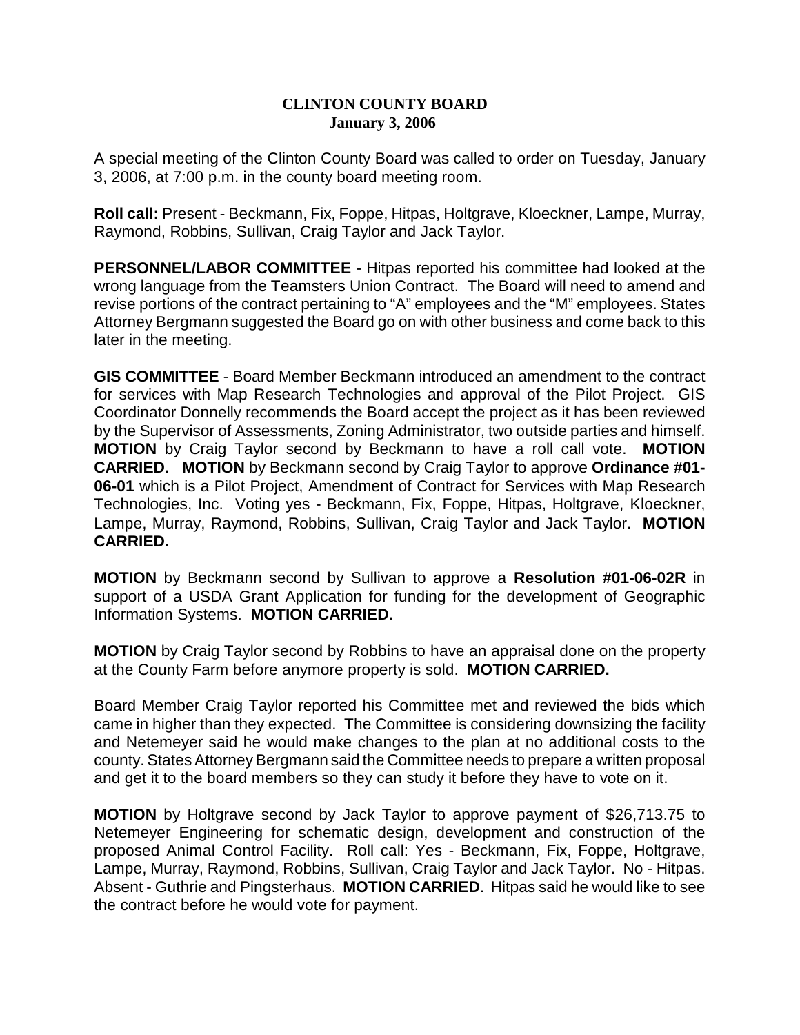**CLINTON COUNTY BOARD**
**January 3, 2006**

A special meeting of the Clinton County Board was called to order on Tuesday, January 3, 2006, at 7:00 p.m. in the county board meeting room.

**Roll call:** Present - Beckmann, Fix, Foppe, Hitpas, Holtgrave, Kloeckner, Lampe, Murray, Raymond, Robbins, Sullivan, Craig Taylor and Jack Taylor.

**PERSONNEL/LABOR COMMITTEE** - Hitpas reported his committee had looked at the wrong language from the Teamsters Union Contract. The Board will need to amend and revise portions of the contract pertaining to "A" employees and the "M" employees. States Attorney Bergmann suggested the Board go on with other business and come back to this later in the meeting.

**GIS COMMITTEE** - Board Member Beckmann introduced an amendment to the contract for services with Map Research Technologies and approval of the Pilot Project. GIS Coordinator Donnelly recommends the Board accept the project as it has been reviewed by the Supervisor of Assessments, Zoning Administrator, two outside parties and himself. **MOTION** by Craig Taylor second by Beckmann to have a roll call vote. **MOTION CARRIED. MOTION** by Beckmann second by Craig Taylor to approve **Ordinance #01-06-01** which is a Pilot Project, Amendment of Contract for Services with Map Research Technologies, Inc. Voting yes - Beckmann, Fix, Foppe, Hitpas, Holtgrave, Kloeckner, Lampe, Murray, Raymond, Robbins, Sullivan, Craig Taylor and Jack Taylor. **MOTION CARRIED.**

**MOTION** by Beckmann second by Sullivan to approve a **Resolution #01-06-02R** in support of a USDA Grant Application for funding for the development of Geographic Information Systems. **MOTION CARRIED.**

**MOTION** by Craig Taylor second by Robbins to have an appraisal done on the property at the County Farm before anymore property is sold. **MOTION CARRIED.**

Board Member Craig Taylor reported his Committee met and reviewed the bids which came in higher than they expected. The Committee is considering downsizing the facility and Netemeyer said he would make changes to the plan at no additional costs to the county. States Attorney Bergmann said the Committee needs to prepare a written proposal and get it to the board members so they can study it before they have to vote on it.

**MOTION** by Holtgrave second by Jack Taylor to approve payment of $26,713.75 to Netemeyer Engineering for schematic design, development and construction of the proposed Animal Control Facility. Roll call: Yes - Beckmann, Fix, Foppe, Holtgrave, Lampe, Murray, Raymond, Robbins, Sullivan, Craig Taylor and Jack Taylor. No - Hitpas. Absent - Guthrie and Pingsterhaus. **MOTION CARRIED**. Hitpas said he would like to see the contract before he would vote for payment.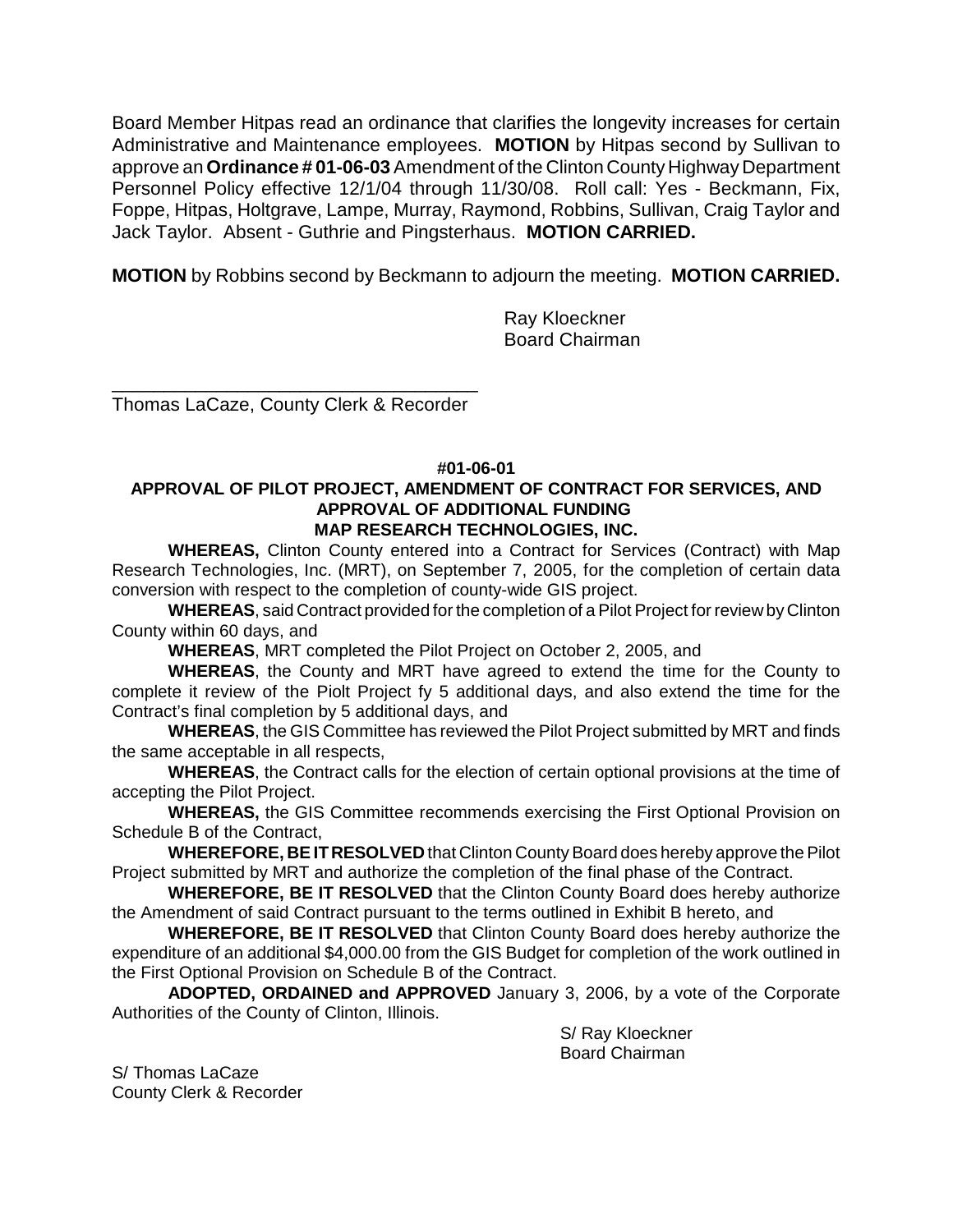Board Member Hitpas read an ordinance that clarifies the longevity increases for certain Administrative and Maintenance employees. **MOTION** by Hitpas second by Sullivan to approve an **Ordinance # 01-06-03** Amendment of the Clinton County Highway Department Personnel Policy effective 12/1/04 through 11/30/08. Roll call: Yes - Beckmann, Fix, Foppe, Hitpas, Holtgrave, Lampe, Murray, Raymond, Robbins, Sullivan, Craig Taylor and Jack Taylor. Absent - Guthrie and Pingsterhaus. **MOTION CARRIED.**

**MOTION** by Robbins second by Beckmann to adjourn the meeting. **MOTION CARRIED.**

Ray Kloeckner
Board Chairman

\_\_\_\_\_\_\_\_\_\_\_\_\_\_\_\_\_\_\_\_\_\_\_\_\_\_\_\_\_\_\_\_\_\_\_\_
Thomas LaCaze, County Clerk & Recorder

**#01-06-01**

**APPROVAL OF PILOT PROJECT, AMENDMENT OF CONTRACT FOR SERVICES, AND APPROVAL OF ADDITIONAL FUNDING**
**MAP RESEARCH TECHNOLOGIES, INC.**

**WHEREAS,** Clinton County entered into a Contract for Services (Contract) with Map Research Technologies, Inc. (MRT), on September 7, 2005, for the completion of certain data conversion with respect to the completion of county-wide GIS project.

**WHEREAS**, said Contract provided for the completion of a Pilot Project for review by Clinton County within 60 days, and

**WHEREAS**, MRT completed the Pilot Project on October 2, 2005, and

**WHEREAS**, the County and MRT have agreed to extend the time for the County to complete it review of the Piolt Project fy 5 additional days, and also extend the time for the Contract's final completion by 5 additional days, and

**WHEREAS**, the GIS Committee has reviewed the Pilot Project submitted by MRT and finds the same acceptable in all respects,

**WHEREAS**, the Contract calls for the election of certain optional provisions at the time of accepting the Pilot Project.

**WHEREAS,** the GIS Committee recommends exercising the First Optional Provision on Schedule B of the Contract,

**WHEREFORE, BE IT RESOLVED** that Clinton County Board does hereby approve the Pilot Project submitted by MRT and authorize the completion of the final phase of the Contract.

**WHEREFORE, BE IT RESOLVED** that the Clinton County Board does hereby authorize the Amendment of said Contract pursuant to the terms outlined in Exhibit B hereto, and

**WHEREFORE, BE IT RESOLVED** that Clinton County Board does hereby authorize the expenditure of an additional $4,000.00 from the GIS Budget for completion of the work outlined in the First Optional Provision on Schedule B of the Contract.

**ADOPTED, ORDAINED and APPROVED** January 3, 2006, by a vote of the Corporate Authorities of the County of Clinton, Illinois.

S/ Ray Kloeckner
Board Chairman

S/ Thomas LaCaze
County Clerk & Recorder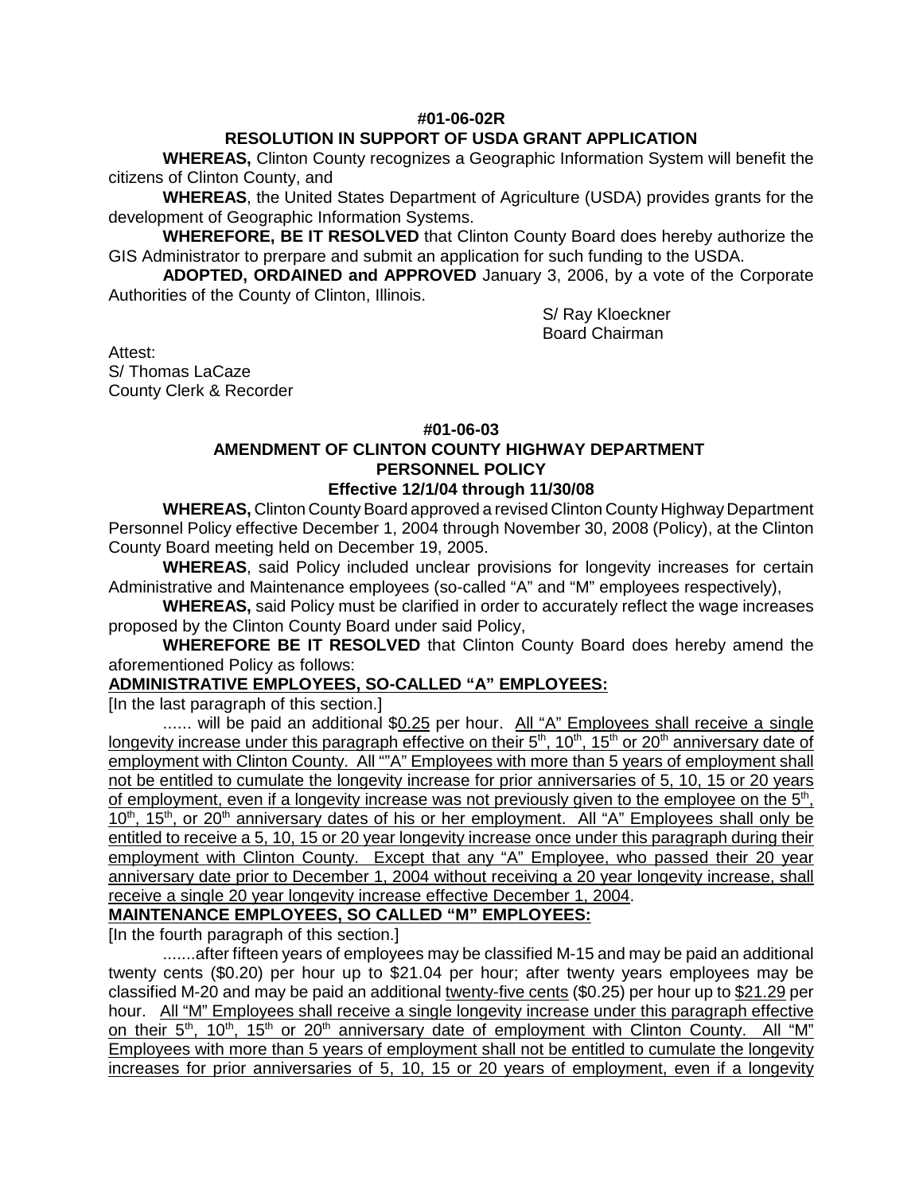**#01-06-02R**

**RESOLUTION IN SUPPORT OF USDA GRANT APPLICATION**

**WHEREAS,** Clinton County recognizes a Geographic Information System will benefit the citizens of Clinton County, and

**WHEREAS**, the United States Department of Agriculture (USDA) provides grants for the development of Geographic Information Systems.

**WHEREFORE, BE IT RESOLVED** that Clinton County Board does hereby authorize the GIS Administrator to prerpare and submit an application for such funding to the USDA.

**ADOPTED, ORDAINED and APPROVED** January 3, 2006, by a vote of the Corporate Authorities of the County of Clinton, Illinois.

S/ Ray Kloeckner
Board Chairman

Attest:
S/ Thomas LaCaze
County Clerk & Recorder

**#01-06-03**

**AMENDMENT OF CLINTON COUNTY HIGHWAY DEPARTMENT PERSONNEL POLICY**

**Effective 12/1/04 through 11/30/08**

**WHEREAS,** Clinton County Board approved a revised Clinton County Highway Department Personnel Policy effective December 1, 2004 through November 30, 2008 (Policy), at the Clinton County Board meeting held on December 19, 2005.

**WHEREAS**, said Policy included unclear provisions for longevity increases for certain Administrative and Maintenance employees (so-called "A" and "M" employees respectively),

**WHEREAS,** said Policy must be clarified in order to accurately reflect the wage increases proposed by the Clinton County Board under said Policy,

**WHEREFORE BE IT RESOLVED** that Clinton County Board does hereby amend the aforementioned Policy as follows:

**ADMINISTRATIVE EMPLOYEES, SO-CALLED "A" EMPLOYEES:**

[In the last paragraph of this section.]

...... will be paid an additional $0.25 per hour. All "A" Employees shall receive a single longevity increase under this paragraph effective on their 5th, 10th, 15th or 20th anniversary date of employment with Clinton County. All ""A" Employees with more than 5 years of employment shall not be entitled to cumulate the longevity increase for prior anniversaries of 5, 10, 15 or 20 years of employment, even if a longevity increase was not previously given to the employee on the 5th, 10th, 15th, or 20th anniversary dates of his or her employment. All "A" Employees shall only be entitled to receive a 5, 10, 15 or 20 year longevity increase once under this paragraph during their employment with Clinton County. Except that any "A" Employee, who passed their 20 year anniversary date prior to December 1, 2004 without receiving a 20 year longevity increase, shall receive a single 20 year longevity increase effective December 1, 2004.

**MAINTENANCE EMPLOYEES, SO CALLED "M" EMPLOYEES:**

[In the fourth paragraph of this section.]

.......after fifteen years of employees may be classified M-15 and may be paid an additional twenty cents ($0.20) per hour up to $21.04 per hour; after twenty years employees may be classified M-20 and may be paid an additional twenty-five cents ($0.25) per hour up to $21.29 per hour. All "M" Employees shall receive a single longevity increase under this paragraph effective on their 5th, 10th, 15th or 20th anniversary date of employment with Clinton County. All "M" Employees with more than 5 years of employment shall not be entitled to cumulate the longevity increases for prior anniversaries of 5, 10, 15 or 20 years of employment, even if a longevity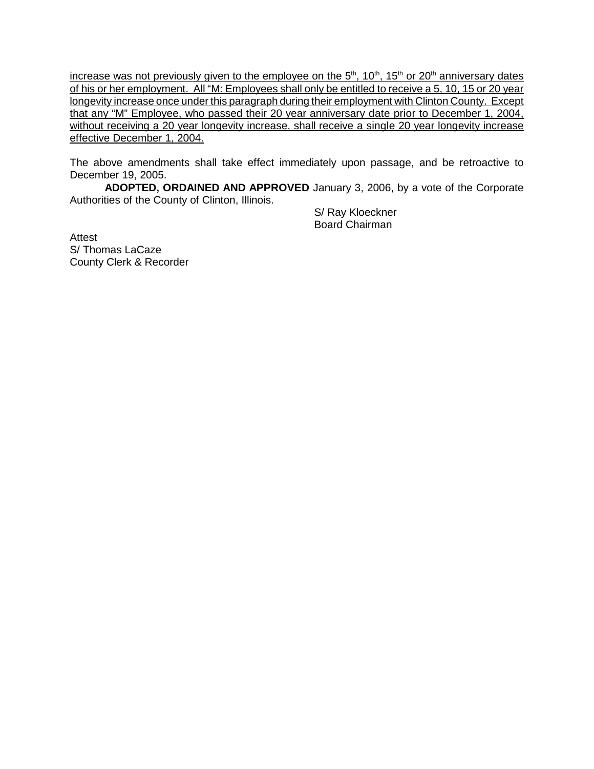<u>increase was not previously given to the employee on the 5th, 10th, 15th or 20th anniversary dates of his or her employment. All "M: Employees shall only be entitled to receive a 5, 10, 15 or 20 year longevity increase once under this paragraph during their employment with Clinton County. Except that any "M" Employee, who passed their 20 year anniversary date prior to December 1, 2004, without receiving a 20 year longevity increase, shall receive a single 20 year longevity increase effective December 1, 2004.</u>

The above amendments shall take effect immediately upon passage, and be retroactive to December 19, 2005.

**ADOPTED, ORDAINED AND APPROVED** January 3, 2006, by a vote of the Corporate Authorities of the County of Clinton, Illinois.

S/ Ray Kloeckner
Board Chairman

Attest
S/ Thomas LaCaze
County Clerk & Recorder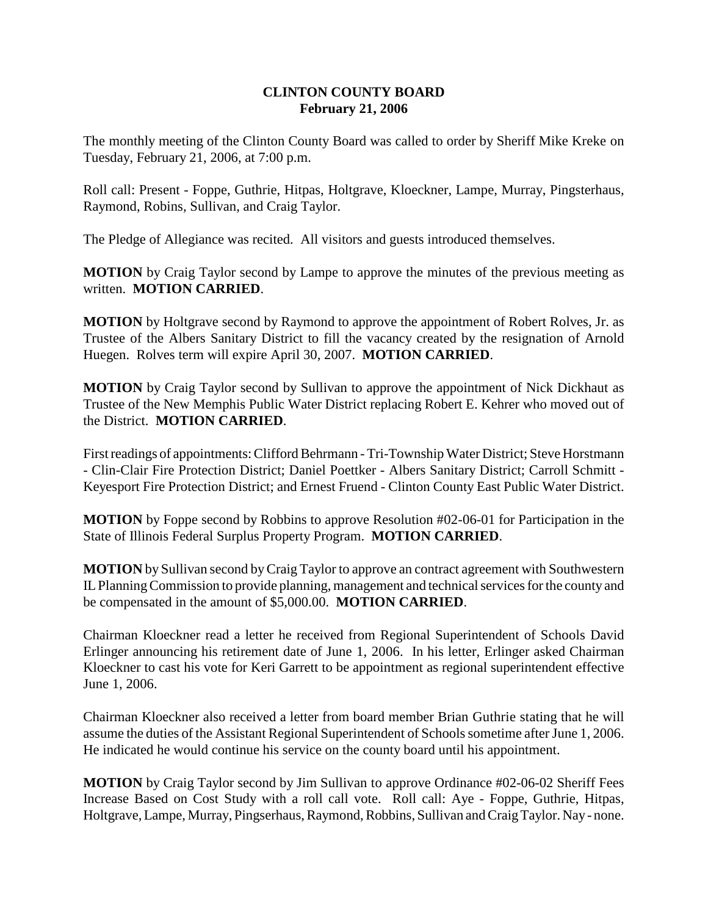**CLINTON COUNTY BOARD**
**February 21, 2006**

The monthly meeting of the Clinton County Board was called to order by Sheriff Mike Kreke on Tuesday, February 21, 2006, at 7:00 p.m.

Roll call: Present - Foppe, Guthrie, Hitpas, Holtgrave, Kloeckner, Lampe, Murray, Pingsterhaus, Raymond, Robins, Sullivan, and Craig Taylor.

The Pledge of Allegiance was recited. All visitors and guests introduced themselves.

**MOTION** by Craig Taylor second by Lampe to approve the minutes of the previous meeting as written. **MOTION CARRIED**.

**MOTION** by Holtgrave second by Raymond to approve the appointment of Robert Rolves, Jr. as Trustee of the Albers Sanitary District to fill the vacancy created by the resignation of Arnold Huegen. Rolves term will expire April 30, 2007. **MOTION CARRIED**.

**MOTION** by Craig Taylor second by Sullivan to approve the appointment of Nick Dickhaut as Trustee of the New Memphis Public Water District replacing Robert E. Kehrer who moved out of the District. **MOTION CARRIED**.

First readings of appointments: Clifford Behrmann - Tri-Township Water District; Steve Horstmann - Clin-Clair Fire Protection District; Daniel Poettker - Albers Sanitary District; Carroll Schmitt - Keyesport Fire Protection District; and Ernest Fruend - Clinton County East Public Water District.

**MOTION** by Foppe second by Robbins to approve Resolution #02-06-01 for Participation in the State of Illinois Federal Surplus Property Program. **MOTION CARRIED**.

**MOTION** by Sullivan second by Craig Taylor to approve an contract agreement with Southwestern IL Planning Commission to provide planning, management and technical services for the county and be compensated in the amount of $5,000.00. **MOTION CARRIED**.

Chairman Kloeckner read a letter he received from Regional Superintendent of Schools David Erlinger announcing his retirement date of June 1, 2006. In his letter, Erlinger asked Chairman Kloeckner to cast his vote for Keri Garrett to be appointment as regional superintendent effective June 1, 2006.

Chairman Kloeckner also received a letter from board member Brian Guthrie stating that he will assume the duties of the Assistant Regional Superintendent of Schools sometime after June 1, 2006. He indicated he would continue his service on the county board until his appointment.

**MOTION** by Craig Taylor second by Jim Sullivan to approve Ordinance #02-06-02 Sheriff Fees Increase Based on Cost Study with a roll call vote. Roll call: Aye - Foppe, Guthrie, Hitpas, Holtgrave, Lampe, Murray, Pingserhaus, Raymond, Robbins, Sullivan and Craig Taylor. Nay - none.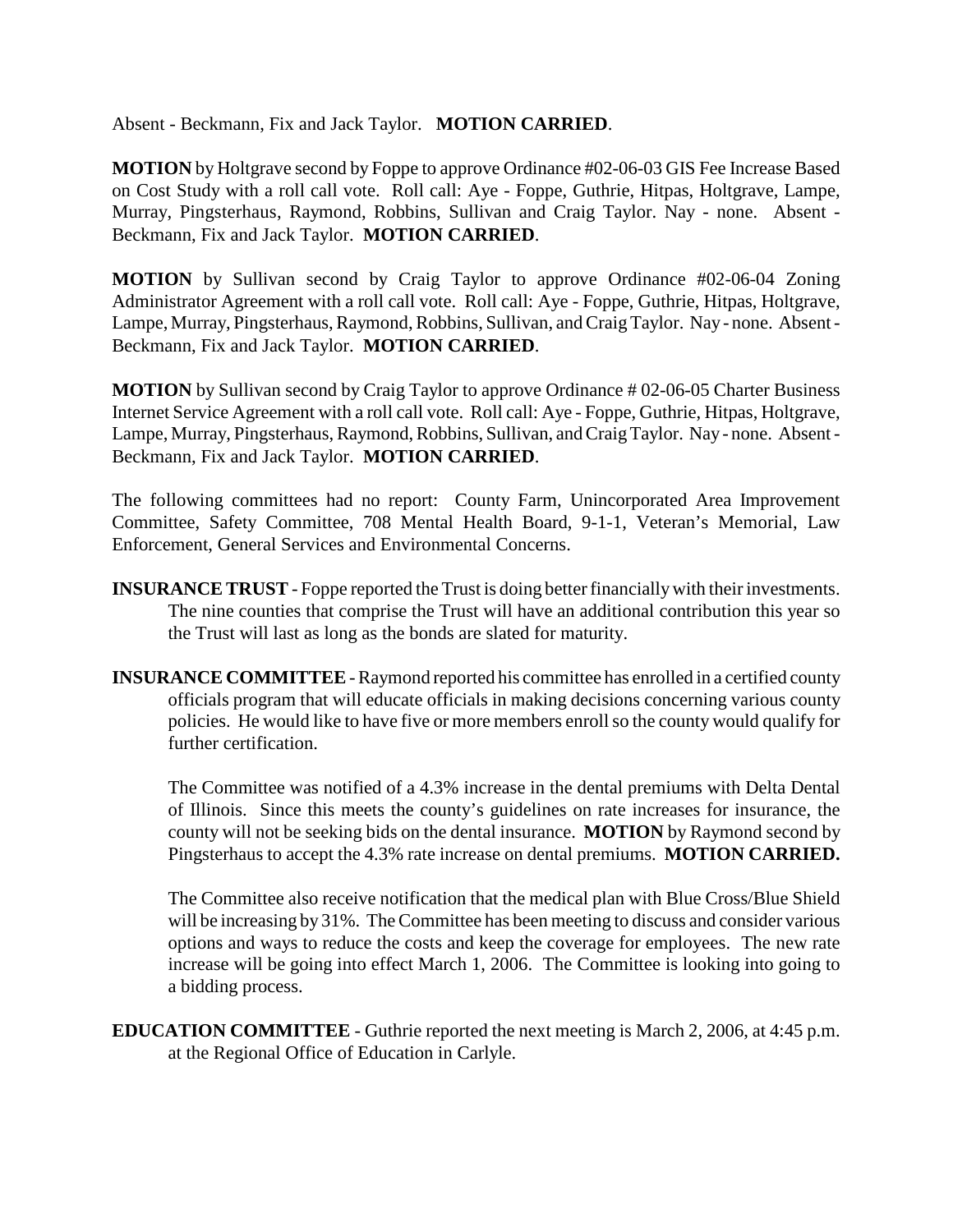Absent - Beckmann, Fix and Jack Taylor. **MOTION CARRIED**.

**MOTION** by Holtgrave second by Foppe to approve Ordinance #02-06-03 GIS Fee Increase Based on Cost Study with a roll call vote. Roll call: Aye - Foppe, Guthrie, Hitpas, Holtgrave, Lampe, Murray, Pingsterhaus, Raymond, Robbins, Sullivan and Craig Taylor. Nay - none. Absent - Beckmann, Fix and Jack Taylor. **MOTION CARRIED**.

**MOTION** by Sullivan second by Craig Taylor to approve Ordinance #02-06-04 Zoning Administrator Agreement with a roll call vote. Roll call: Aye - Foppe, Guthrie, Hitpas, Holtgrave, Lampe, Murray, Pingsterhaus, Raymond, Robbins, Sullivan, and Craig Taylor. Nay - none. Absent - Beckmann, Fix and Jack Taylor. **MOTION CARRIED**.

**MOTION** by Sullivan second by Craig Taylor to approve Ordinance # 02-06-05 Charter Business Internet Service Agreement with a roll call vote. Roll call: Aye - Foppe, Guthrie, Hitpas, Holtgrave, Lampe, Murray, Pingsterhaus, Raymond, Robbins, Sullivan, and Craig Taylor. Nay - none. Absent - Beckmann, Fix and Jack Taylor. **MOTION CARRIED**.

The following committees had no report: County Farm, Unincorporated Area Improvement Committee, Safety Committee, 708 Mental Health Board, 9-1-1, Veteran's Memorial, Law Enforcement, General Services and Environmental Concerns.

**INSURANCE TRUST** - Foppe reported the Trust is doing better financially with their investments. The nine counties that comprise the Trust will have an additional contribution this year so the Trust will last as long as the bonds are slated for maturity.

**INSURANCE COMMITTEE** - Raymond reported his committee has enrolled in a certified county officials program that will educate officials in making decisions concerning various county policies. He would like to have five or more members enroll so the county would qualify for further certification.

The Committee was notified of a 4.3% increase in the dental premiums with Delta Dental of Illinois. Since this meets the county's guidelines on rate increases for insurance, the county will not be seeking bids on the dental insurance. **MOTION** by Raymond second by Pingsterhaus to accept the 4.3% rate increase on dental premiums. **MOTION CARRIED.**

The Committee also receive notification that the medical plan with Blue Cross/Blue Shield will be increasing by 31%. The Committee has been meeting to discuss and consider various options and ways to reduce the costs and keep the coverage for employees. The new rate increase will be going into effect March 1, 2006. The Committee is looking into going to a bidding process.

**EDUCATION COMMITTEE** - Guthrie reported the next meeting is March 2, 2006, at 4:45 p.m. at the Regional Office of Education in Carlyle.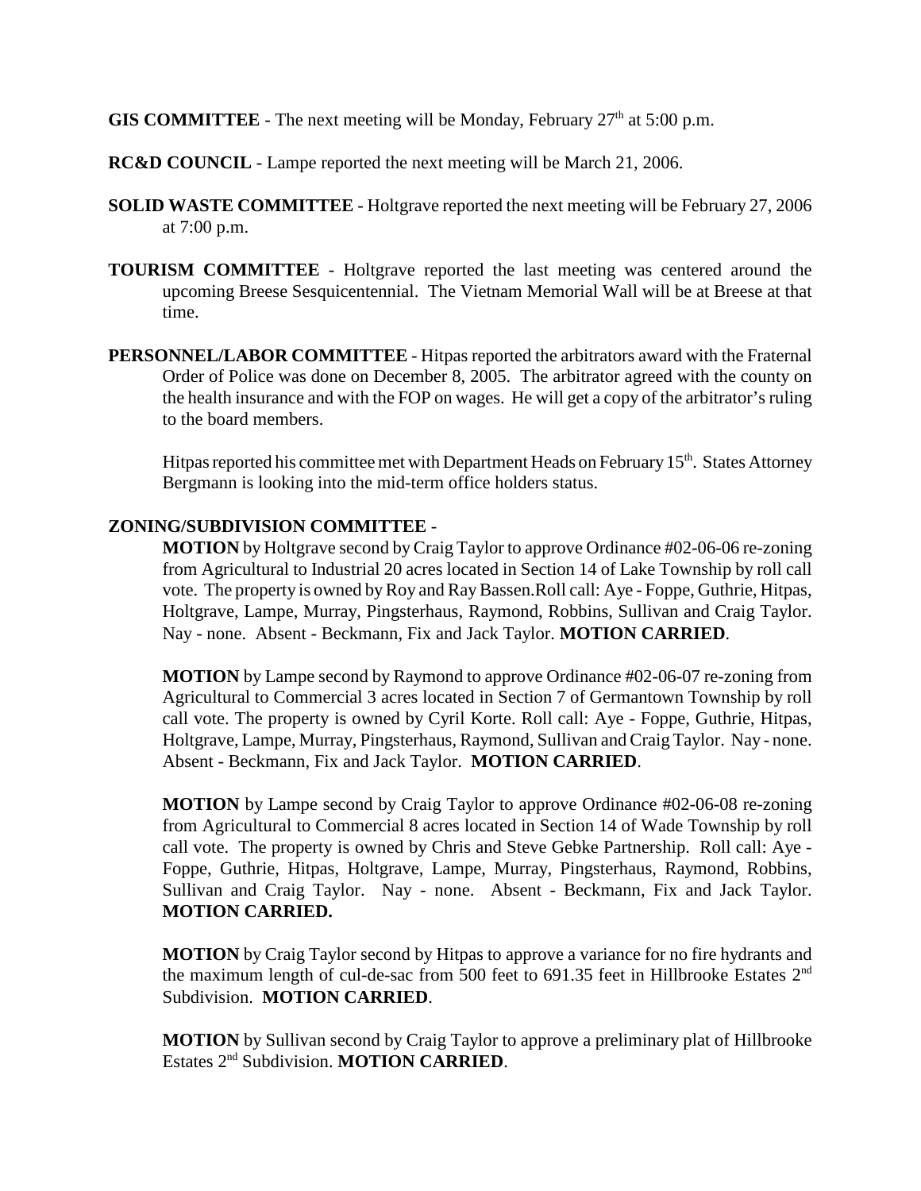**GIS COMMITTEE** - The next meeting will be Monday, February 27th at 5:00 p.m.

**RC&D COUNCIL** - Lampe reported the next meeting will be March 21, 2006.

**SOLID WASTE COMMITTEE** - Holtgrave reported the next meeting will be February 27, 2006 at 7:00 p.m.

**TOURISM COMMITTEE** - Holtgrave reported the last meeting was centered around the upcoming Breese Sesquicentennial. The Vietnam Memorial Wall will be at Breese at that time.

**PERSONNEL/LABOR COMMITTEE** - Hitpas reported the arbitrators award with the Fraternal Order of Police was done on December 8, 2005. The arbitrator agreed with the county on the health insurance and with the FOP on wages. He will get a copy of the arbitrator's ruling to the board members.

Hitpas reported his committee met with Department Heads on February 15th. States Attorney Bergmann is looking into the mid-term office holders status.

**ZONING/SUBDIVISION COMMITTEE** -

**MOTION** by Holtgrave second by Craig Taylor to approve Ordinance #02-06-06 re-zoning from Agricultural to Industrial 20 acres located in Section 14 of Lake Township by roll call vote. The property is owned by Roy and Ray Bassen.Roll call: Aye - Foppe, Guthrie, Hitpas, Holtgrave, Lampe, Murray, Pingsterhaus, Raymond, Robbins, Sullivan and Craig Taylor. Nay - none. Absent - Beckmann, Fix and Jack Taylor. **MOTION CARRIED**.

**MOTION** by Lampe second by Raymond to approve Ordinance #02-06-07 re-zoning from Agricultural to Commercial 3 acres located in Section 7 of Germantown Township by roll call vote. The property is owned by Cyril Korte. Roll call: Aye - Foppe, Guthrie, Hitpas, Holtgrave, Lampe, Murray, Pingsterhaus, Raymond, Sullivan and Craig Taylor. Nay - none. Absent - Beckmann, Fix and Jack Taylor. **MOTION CARRIED**.

**MOTION** by Lampe second by Craig Taylor to approve Ordinance #02-06-08 re-zoning from Agricultural to Commercial 8 acres located in Section 14 of Wade Township by roll call vote. The property is owned by Chris and Steve Gebke Partnership. Roll call: Aye - Foppe, Guthrie, Hitpas, Holtgrave, Lampe, Murray, Pingsterhaus, Raymond, Robbins, Sullivan and Craig Taylor. Nay - none. Absent - Beckmann, Fix and Jack Taylor. **MOTION CARRIED.**

**MOTION** by Craig Taylor second by Hitpas to approve a variance for no fire hydrants and the maximum length of cul-de-sac from 500 feet to 691.35 feet in Hillbrooke Estates 2nd Subdivision. **MOTION CARRIED**.

**MOTION** by Sullivan second by Craig Taylor to approve a preliminary plat of Hillbrooke Estates 2nd Subdivision. **MOTION CARRIED**.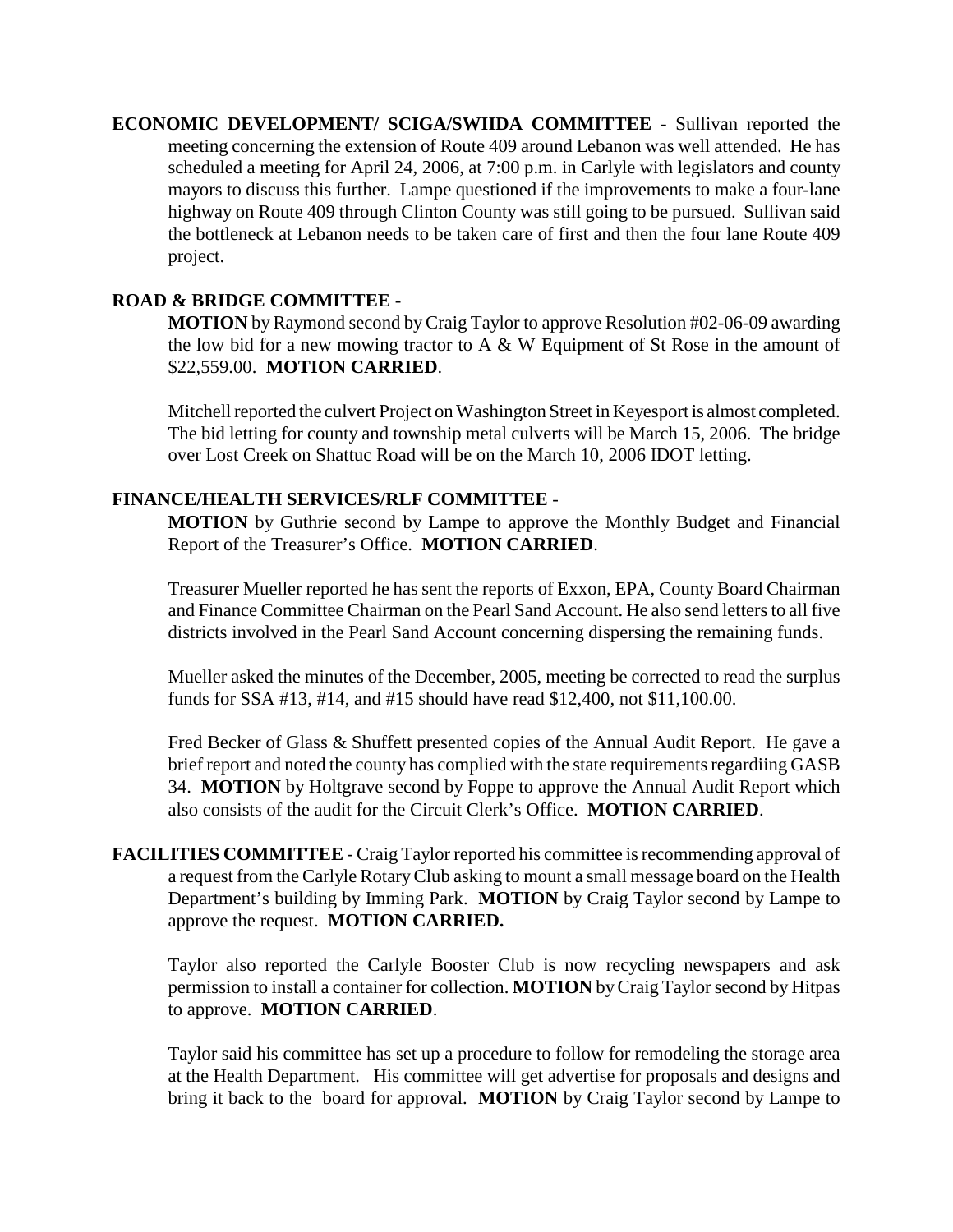**ECONOMIC DEVELOPMENT/ SCIGA/SWIIDA COMMITTEE** - Sullivan reported the meeting concerning the extension of Route 409 around Lebanon was well attended. He has scheduled a meeting for April 24, 2006, at 7:00 p.m. in Carlyle with legislators and county mayors to discuss this further. Lampe questioned if the improvements to make a four-lane highway on Route 409 through Clinton County was still going to be pursued. Sullivan said the bottleneck at Lebanon needs to be taken care of first and then the four lane Route 409 project.

**ROAD & BRIDGE COMMITTEE** -

**MOTION** by Raymond second by Craig Taylor to approve Resolution #02-06-09 awarding the low bid for a new mowing tractor to A & W Equipment of St Rose in the amount of $22,559.00. **MOTION CARRIED**.

Mitchell reported the culvert Project on Washington Street in Keyesport is almost completed. The bid letting for county and township metal culverts will be March 15, 2006. The bridge over Lost Creek on Shattuc Road will be on the March 10, 2006 IDOT letting.

**FINANCE/HEALTH SERVICES/RLF COMMITTEE** -

**MOTION** by Guthrie second by Lampe to approve the Monthly Budget and Financial Report of the Treasurer's Office. **MOTION CARRIED**.

Treasurer Mueller reported he has sent the reports of Exxon, EPA, County Board Chairman and Finance Committee Chairman on the Pearl Sand Account. He also send letters to all five districts involved in the Pearl Sand Account concerning dispersing the remaining funds.

Mueller asked the minutes of the December, 2005, meeting be corrected to read the surplus funds for SSA #13, #14, and #15 should have read $12,400, not $11,100.00.

Fred Becker of Glass & Shuffett presented copies of the Annual Audit Report. He gave a brief report and noted the county has complied with the state requirements regardiing GASB 34. **MOTION** by Holtgrave second by Foppe to approve the Annual Audit Report which also consists of the audit for the Circuit Clerk's Office. **MOTION CARRIED**.

**FACILITIES COMMITTEE** - Craig Taylor reported his committee is recommending approval of a request from the Carlyle Rotary Club asking to mount a small message board on the Health Department's building by Imming Park. **MOTION** by Craig Taylor second by Lampe to approve the request. **MOTION CARRIED.**

Taylor also reported the Carlyle Booster Club is now recycling newspapers and ask permission to install a container for collection. **MOTION** by Craig Taylor second by Hitpas to approve. **MOTION CARRIED**.

Taylor said his committee has set up a procedure to follow for remodeling the storage area at the Health Department. His committee will get advertise for proposals and designs and bring it back to the board for approval. **MOTION** by Craig Taylor second by Lampe to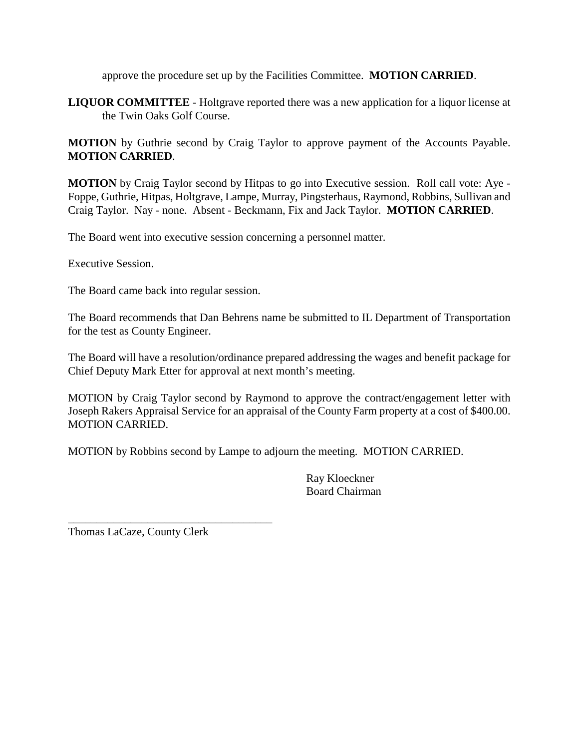approve the procedure set up by the Facilities Committee. **MOTION CARRIED**.

**LIQUOR COMMITTEE** - Holtgrave reported there was a new application for a liquor license at the Twin Oaks Golf Course.

**MOTION** by Guthrie second by Craig Taylor to approve payment of the Accounts Payable. **MOTION CARRIED**.

**MOTION** by Craig Taylor second by Hitpas to go into Executive session. Roll call vote: Aye - Foppe, Guthrie, Hitpas, Holtgrave, Lampe, Murray, Pingsterhaus, Raymond, Robbins, Sullivan and Craig Taylor. Nay - none. Absent - Beckmann, Fix and Jack Taylor. **MOTION CARRIED**.

The Board went into executive session concerning a personnel matter.

Executive Session.

The Board came back into regular session.

The Board recommends that Dan Behrens name be submitted to IL Department of Transportation for the test as County Engineer.

The Board will have a resolution/ordinance prepared addressing the wages and benefit package for Chief Deputy Mark Etter for approval at next month's meeting.

MOTION by Craig Taylor second by Raymond to approve the contract/engagement letter with Joseph Rakers Appraisal Service for an appraisal of the County Farm property at a cost of $400.00. MOTION CARRIED.

MOTION by Robbins second by Lampe to adjourn the meeting. MOTION CARRIED.

Ray Kloeckner
Board Chairman

____________________________________
Thomas LaCaze, County Clerk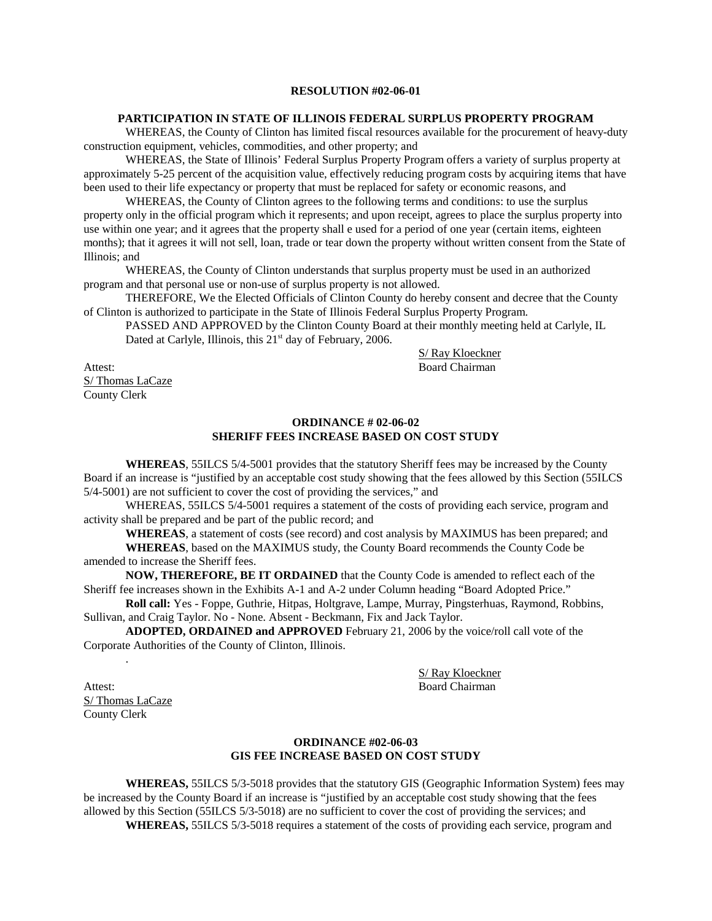**RESOLUTION #02-06-01**

**PARTICIPATION IN STATE OF ILLINOIS FEDERAL SURPLUS PROPERTY PROGRAM**

WHEREAS, the County of Clinton has limited fiscal resources available for the procurement of heavy-duty construction equipment, vehicles, commodities, and other property; and

WHEREAS, the State of Illinois' Federal Surplus Property Program offers a variety of surplus property at approximately 5-25 percent of the acquisition value, effectively reducing program costs by acquiring items that have been used to their life expectancy or property that must be replaced for safety or economic reasons, and

WHEREAS, the County of Clinton agrees to the following terms and conditions: to use the surplus property only in the official program which it represents; and upon receipt, agrees to place the surplus property into use within one year; and it agrees that the property shall e used for a period of one year (certain items, eighteen months); that it agrees it will not sell, loan, trade or tear down the property without written consent from the State of Illinois; and

WHEREAS, the County of Clinton understands that surplus property must be used in an authorized program and that personal use or non-use of surplus property is not allowed.

THEREFORE, We the Elected Officials of Clinton County do hereby consent and decree that the County of Clinton is authorized to participate in the State of Illinois Federal Surplus Property Program.

PASSED AND APPROVED by the Clinton County Board at their monthly meeting held at Carlyle, IL Dated at Carlyle, Illinois, this 21st day of February, 2006.

S/ Ray Kloeckner
Board Chairman

Attest:
S/ Thomas LaCaze
County Clerk

**ORDINANCE # 02-06-02**
**SHERIFF FEES INCREASE BASED ON COST STUDY**

**WHEREAS**, 55ILCS 5/4-5001 provides that the statutory Sheriff fees may be increased by the County Board if an increase is "justified by an acceptable cost study showing that the fees allowed by this Section (55ILCS 5/4-5001) are not sufficient to cover the cost of providing the services," and

WHEREAS, 55ILCS 5/4-5001 requires a statement of the costs of providing each service, program and activity shall be prepared and be part of the public record; and

**WHEREAS**, a statement of costs (see record) and cost analysis by MAXIMUS has been prepared; and

**WHEREAS**, based on the MAXIMUS study, the County Board recommends the County Code be amended to increase the Sheriff fees.

**NOW, THEREFORE, BE IT ORDAINED** that the County Code is amended to reflect each of the Sheriff fee increases shown in the Exhibits A-1 and A-2 under Column heading "Board Adopted Price."

**Roll call:** Yes - Foppe, Guthrie, Hitpas, Holtgrave, Lampe, Murray, Pingsterhuas, Raymond, Robbins, Sullivan, and Craig Taylor. No - None. Absent - Beckmann, Fix and Jack Taylor.

**ADOPTED, ORDAINED and APPROVED** February 21, 2006 by the voice/roll call vote of the Corporate Authorities of the County of Clinton, Illinois.

.

S/ Ray Kloeckner
Board Chairman

Attest:
S/ Thomas LaCaze
County Clerk

**ORDINANCE #02-06-03**
**GIS FEE INCREASE BASED ON COST STUDY**

**WHEREAS,** 55ILCS 5/3-5018 provides that the statutory GIS (Geographic Information System) fees may be increased by the County Board if an increase is "justified by an acceptable cost study showing that the fees allowed by this Section (55ILCS 5/3-5018) are no sufficient to cover the cost of providing the services; and

**WHEREAS,** 55ILCS 5/3-5018 requires a statement of the costs of providing each service, program and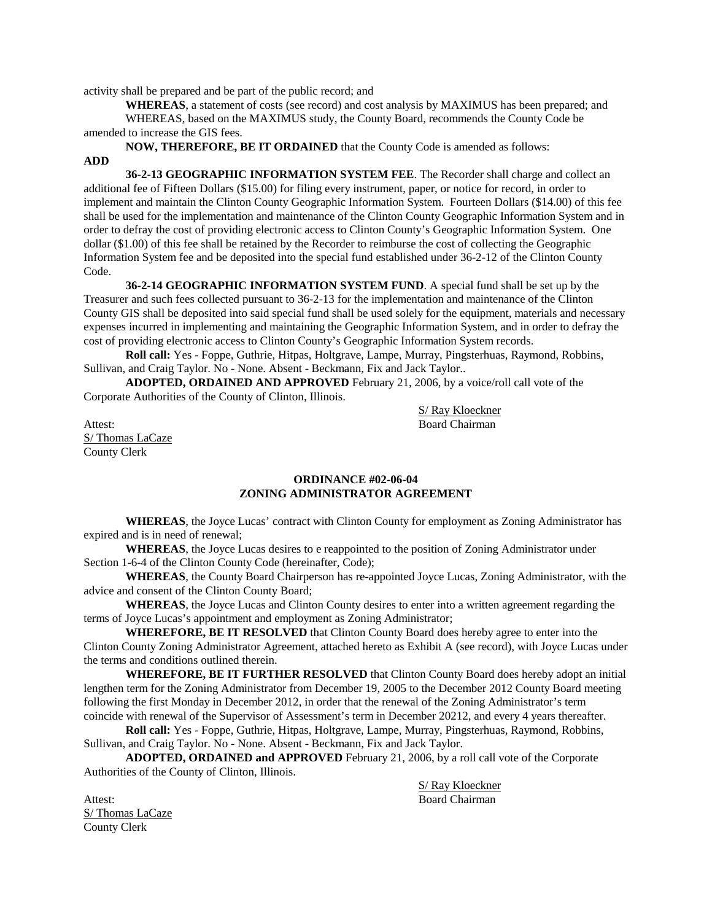activity shall be prepared and be part of the public record; and

**WHEREAS**, a statement of costs (see record) and cost analysis by MAXIMUS has been prepared; and

WHEREAS, based on the MAXIMUS study, the County Board, recommends the County Code be amended to increase the GIS fees.

**NOW, THEREFORE, BE IT ORDAINED** that the County Code is amended as follows:

**ADD**

**36-2-13 GEOGRAPHIC INFORMATION SYSTEM FEE**. The Recorder shall charge and collect an additional fee of Fifteen Dollars ($15.00) for filing every instrument, paper, or notice for record, in order to implement and maintain the Clinton County Geographic Information System. Fourteen Dollars ($14.00) of this fee shall be used for the implementation and maintenance of the Clinton County Geographic Information System and in order to defray the cost of providing electronic access to Clinton County's Geographic Information System. One dollar ($1.00) of this fee shall be retained by the Recorder to reimburse the cost of collecting the Geographic Information System fee and be deposited into the special fund established under 36-2-12 of the Clinton County Code.

**36-2-14 GEOGRAPHIC INFORMATION SYSTEM FUND**. A special fund shall be set up by the Treasurer and such fees collected pursuant to 36-2-13 for the implementation and maintenance of the Clinton County GIS shall be deposited into said special fund shall be used solely for the equipment, materials and necessary expenses incurred in implementing and maintaining the Geographic Information System, and in order to defray the cost of providing electronic access to Clinton County's Geographic Information System records.

**Roll call:** Yes - Foppe, Guthrie, Hitpas, Holtgrave, Lampe, Murray, Pingsterhuas, Raymond, Robbins, Sullivan, and Craig Taylor. No - None. Absent - Beckmann, Fix and Jack Taylor..

**ADOPTED, ORDAINED AND APPROVED** February 21, 2006, by a voice/roll call vote of the Corporate Authorities of the County of Clinton, Illinois.

S/ Ray Kloeckner
Board Chairman

Attest:
S/ Thomas LaCaze
County Clerk

## ORDINANCE #02-06-04
## ZONING ADMINISTRATOR AGREEMENT

**WHEREAS**, the Joyce Lucas' contract with Clinton County for employment as Zoning Administrator has expired and is in need of renewal;

**WHEREAS**, the Joyce Lucas desires to e reappointed to the position of Zoning Administrator under Section 1-6-4 of the Clinton County Code (hereinafter, Code);

**WHEREAS**, the County Board Chairperson has re-appointed Joyce Lucas, Zoning Administrator, with the advice and consent of the Clinton County Board;

**WHEREAS**, the Joyce Lucas and Clinton County desires to enter into a written agreement regarding the terms of Joyce Lucas's appointment and employment as Zoning Administrator;

**WHEREFORE, BE IT RESOLVED** that Clinton County Board does hereby agree to enter into the Clinton County Zoning Administrator Agreement, attached hereto as Exhibit A (see record), with Joyce Lucas under the terms and conditions outlined therein.

**WHEREFORE, BE IT FURTHER RESOLVED** that Clinton County Board does hereby adopt an initial lengthen term for the Zoning Administrator from December 19, 2005 to the December 2012 County Board meeting following the first Monday in December 2012, in order that the renewal of the Zoning Administrator's term coincide with renewal of the Supervisor of Assessment's term in December 20212, and every 4 years thereafter.

**Roll call:** Yes - Foppe, Guthrie, Hitpas, Holtgrave, Lampe, Murray, Pingsterhuas, Raymond, Robbins, Sullivan, and Craig Taylor. No - None. Absent - Beckmann, Fix and Jack Taylor.

**ADOPTED, ORDAINED and APPROVED** February 21, 2006, by a roll call vote of the Corporate Authorities of the County of Clinton, Illinois.

S/ Ray Kloeckner
Board Chairman

Attest:
S/ Thomas LaCaze
County Clerk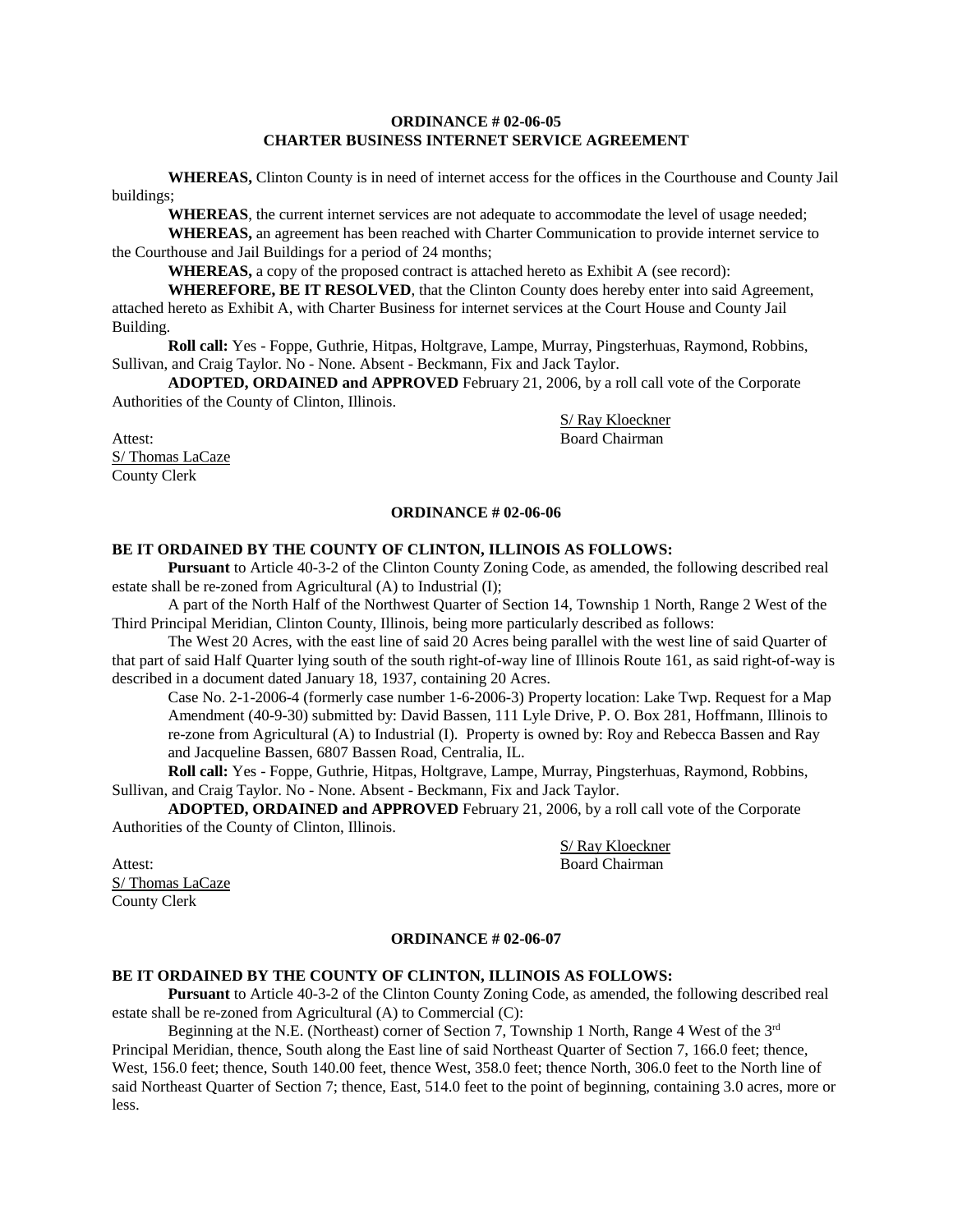**ORDINANCE # 02-06-05**
**CHARTER BUSINESS INTERNET SERVICE AGREEMENT**

**WHEREAS,** Clinton County is in need of internet access for the offices in the Courthouse and County Jail buildings;

**WHEREAS**, the current internet services are not adequate to accommodate the level of usage needed;

**WHEREAS,** an agreement has been reached with Charter Communication to provide internet service to the Courthouse and Jail Buildings for a period of 24 months;

**WHEREAS,** a copy of the proposed contract is attached hereto as Exhibit A (see record):

**WHEREFORE, BE IT RESOLVED**, that the Clinton County does hereby enter into said Agreement, attached hereto as Exhibit A, with Charter Business for internet services at the Court House and County Jail Building.

**Roll call:** Yes - Foppe, Guthrie, Hitpas, Holtgrave, Lampe, Murray, Pingsterhuas, Raymond, Robbins, Sullivan, and Craig Taylor. No - None. Absent - Beckmann, Fix and Jack Taylor.

**ADOPTED, ORDAINED and APPROVED** February 21, 2006, by a roll call vote of the Corporate Authorities of the County of Clinton, Illinois.

S/ Ray Kloeckner
Board Chairman

Attest:
S/ Thomas LaCaze
County Clerk

**ORDINANCE # 02-06-06**

**BE IT ORDAINED BY THE COUNTY OF CLINTON, ILLINOIS AS FOLLOWS:**

**Pursuant** to Article 40-3-2 of the Clinton County Zoning Code, as amended, the following described real estate shall be re-zoned from Agricultural (A) to Industrial (I);

A part of the North Half of the Northwest Quarter of Section 14, Township 1 North, Range 2 West of the Third Principal Meridian, Clinton County, Illinois, being more particularly described as follows:

The West 20 Acres, with the east line of said 20 Acres being parallel with the west line of said Quarter of that part of said Half Quarter lying south of the south right-of-way line of Illinois Route 161, as said right-of-way is described in a document dated January 18, 1937, containing 20 Acres.

> Case No. 2-1-2006-4 (formerly case number 1-6-2006-3) Property location: Lake Twp. Request for a Map Amendment (40-9-30) submitted by: David Bassen, 111 Lyle Drive, P. O. Box 281, Hoffmann, Illinois to re-zone from Agricultural (A) to Industrial (I). Property is owned by: Roy and Rebecca Bassen and Ray and Jacqueline Bassen, 6807 Bassen Road, Centralia, IL.

**Roll call:** Yes - Foppe, Guthrie, Hitpas, Holtgrave, Lampe, Murray, Pingsterhuas, Raymond, Robbins, Sullivan, and Craig Taylor. No - None. Absent - Beckmann, Fix and Jack Taylor.

**ADOPTED, ORDAINED and APPROVED** February 21, 2006, by a roll call vote of the Corporate Authorities of the County of Clinton, Illinois.

S/ Ray Kloeckner
Board Chairman

Attest:
S/ Thomas LaCaze
County Clerk

**ORDINANCE # 02-06-07**

**BE IT ORDAINED BY THE COUNTY OF CLINTON, ILLINOIS AS FOLLOWS:**

**Pursuant** to Article 40-3-2 of the Clinton County Zoning Code, as amended, the following described real estate shall be re-zoned from Agricultural (A) to Commercial (C):

Beginning at the N.E. (Northeast) corner of Section 7, Township 1 North, Range 4 West of the 3rd Principal Meridian, thence, South along the East line of said Northeast Quarter of Section 7, 166.0 feet; thence, West, 156.0 feet; thence, South 140.00 feet, thence West, 358.0 feet; thence North, 306.0 feet to the North line of said Northeast Quarter of Section 7; thence, East, 514.0 feet to the point of beginning, containing 3.0 acres, more or less.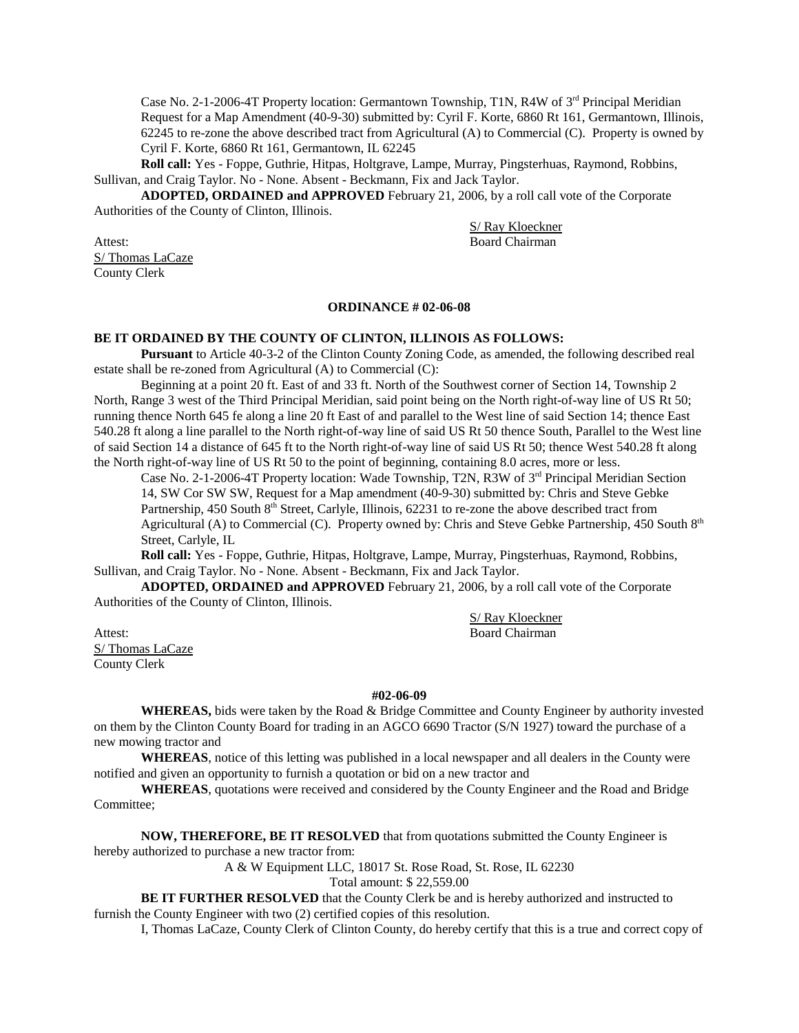Case No. 2-1-2006-4T Property location: Germantown Township, T1N, R4W of 3rd Principal Meridian Request for a Map Amendment (40-9-30) submitted by: Cyril F. Korte, 6860 Rt 161, Germantown, Illinois, 62245 to re-zone the above described tract from Agricultural (A) to Commercial (C). Property is owned by Cyril F. Korte, 6860 Rt 161, Germantown, IL 62245

**Roll call:** Yes - Foppe, Guthrie, Hitpas, Holtgrave, Lampe, Murray, Pingsterhuas, Raymond, Robbins, Sullivan, and Craig Taylor. No - None. Absent - Beckmann, Fix and Jack Taylor.

**ADOPTED, ORDAINED and APPROVED** February 21, 2006, by a roll call vote of the Corporate Authorities of the County of Clinton, Illinois.

S/ Ray Kloeckner
Board Chairman

Attest:
S/ Thomas LaCaze
County Clerk

**ORDINANCE # 02-06-08**

**BE IT ORDAINED BY THE COUNTY OF CLINTON, ILLINOIS AS FOLLOWS:**

**Pursuant** to Article 40-3-2 of the Clinton County Zoning Code, as amended, the following described real estate shall be re-zoned from Agricultural (A) to Commercial (C):

Beginning at a point 20 ft. East of and 33 ft. North of the Southwest corner of Section 14, Township 2 North, Range 3 west of the Third Principal Meridian, said point being on the North right-of-way line of US Rt 50; running thence North 645 fe along a line 20 ft East of and parallel to the West line of said Section 14; thence East 540.28 ft along a line parallel to the North right-of-way line of said US Rt 50 thence South, Parallel to the West line of said Section 14 a distance of 645 ft to the North right-of-way line of said US Rt 50; thence West 540.28 ft along the North right-of-way line of US Rt 50 to the point of beginning, containing 8.0 acres, more or less.

Case No. 2-1-2006-4T Property location: Wade Township, T2N, R3W of 3rd Principal Meridian Section 14, SW Cor SW SW, Request for a Map amendment (40-9-30) submitted by: Chris and Steve Gebke Partnership, 450 South 8th Street, Carlyle, Illinois, 62231 to re-zone the above described tract from Agricultural (A) to Commercial (C). Property owned by: Chris and Steve Gebke Partnership, 450 South 8th Street, Carlyle, IL

**Roll call:** Yes - Foppe, Guthrie, Hitpas, Holtgrave, Lampe, Murray, Pingsterhuas, Raymond, Robbins, Sullivan, and Craig Taylor. No - None. Absent - Beckmann, Fix and Jack Taylor.

**ADOPTED, ORDAINED and APPROVED** February 21, 2006, by a roll call vote of the Corporate Authorities of the County of Clinton, Illinois.

S/ Ray Kloeckner
Board Chairman

Attest:
S/ Thomas LaCaze
County Clerk

**#02-06-09**

**WHEREAS,** bids were taken by the Road & Bridge Committee and County Engineer by authority invested on them by the Clinton County Board for trading in an AGCO 6690 Tractor (S/N 1927) toward the purchase of a new mowing tractor and

**WHEREAS**, notice of this letting was published in a local newspaper and all dealers in the County were notified and given an opportunity to furnish a quotation or bid on a new tractor and

**WHEREAS**, quotations were received and considered by the County Engineer and the Road and Bridge Committee;

**NOW, THEREFORE, BE IT RESOLVED** that from quotations submitted the County Engineer is hereby authorized to purchase a new tractor from:

A & W Equipment LLC, 18017 St. Rose Road, St. Rose, IL 62230
Total amount: $ 22,559.00

**BE IT FURTHER RESOLVED** that the County Clerk be and is hereby authorized and instructed to furnish the County Engineer with two (2) certified copies of this resolution.

I, Thomas LaCaze, County Clerk of Clinton County, do hereby certify that this is a true and correct copy of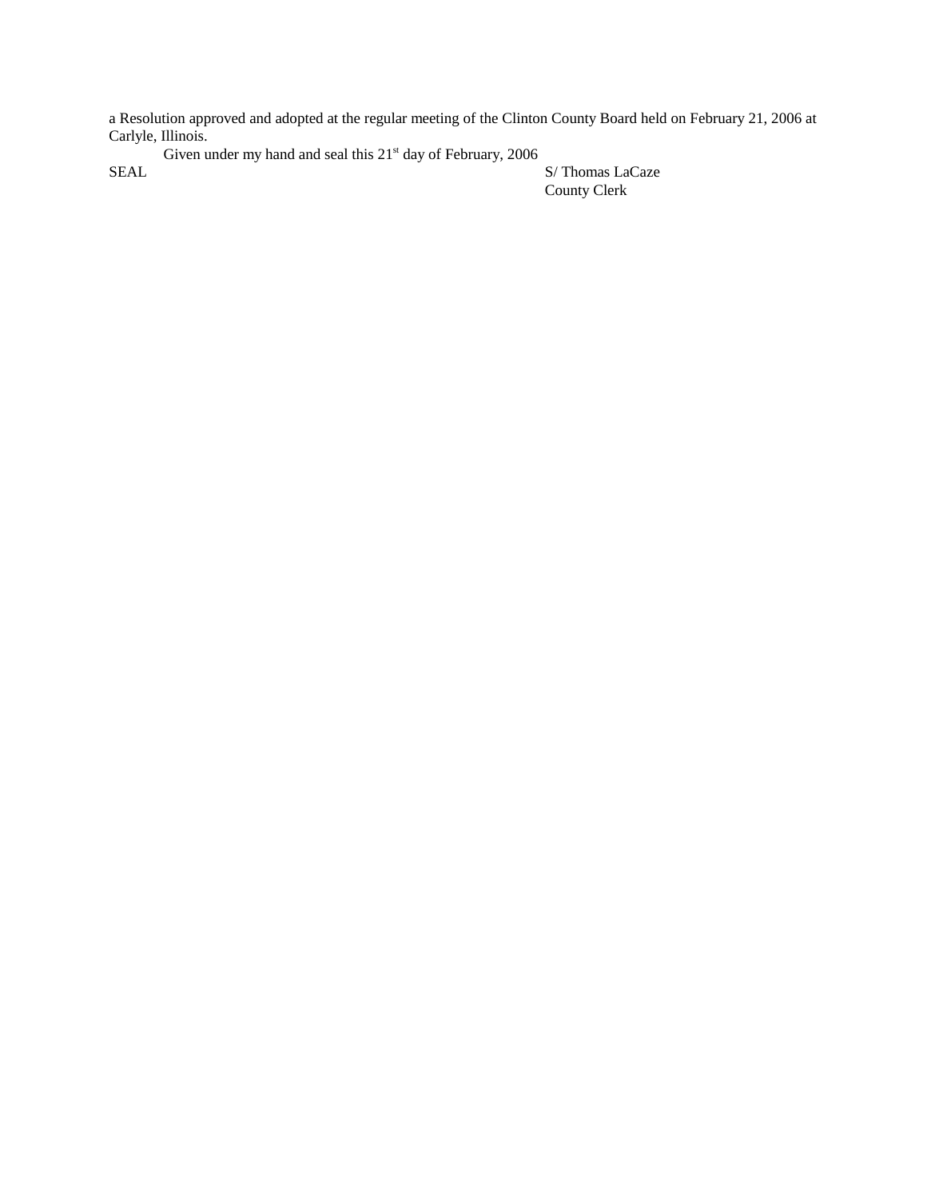a Resolution approved and adopted at the regular meeting of the Clinton County Board held on February 21, 2006 at Carlyle, Illinois.

Given under my hand and seal this 21st day of February, 2006

SEAL

S/ Thomas LaCaze
County Clerk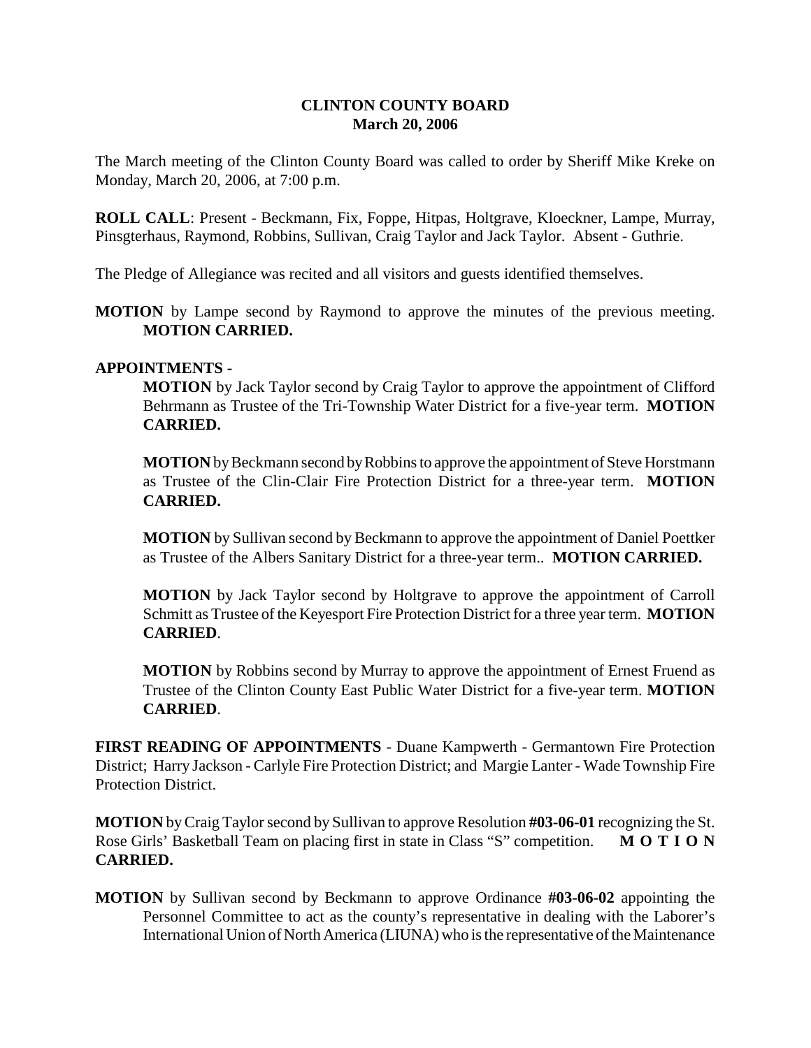**CLINTON COUNTY BOARD**
**March 20, 2006**

The March meeting of the Clinton County Board was called to order by Sheriff Mike Kreke on Monday, March 20, 2006, at 7:00 p.m.

**ROLL CALL**: Present - Beckmann, Fix, Foppe, Hitpas, Holtgrave, Kloeckner, Lampe, Murray, Pinsgterhaus, Raymond, Robbins, Sullivan, Craig Taylor and Jack Taylor. Absent - Guthrie.

The Pledge of Allegiance was recited and all visitors and guests identified themselves.

**MOTION** by Lampe second by Raymond to approve the minutes of the previous meeting. **MOTION CARRIED.**

**APPOINTMENTS -**

**MOTION** by Jack Taylor second by Craig Taylor to approve the appointment of Clifford Behrmann as Trustee of the Tri-Township Water District for a five-year term. **MOTION CARRIED.**

**MOTION** by Beckmann second by Robbins to approve the appointment of Steve Horstmann as Trustee of the Clin-Clair Fire Protection District for a three-year term. **MOTION CARRIED.**

**MOTION** by Sullivan second by Beckmann to approve the appointment of Daniel Poettker as Trustee of the Albers Sanitary District for a three-year term.. **MOTION CARRIED.**

**MOTION** by Jack Taylor second by Holtgrave to approve the appointment of Carroll Schmitt as Trustee of the Keyesport Fire Protection District for a three year term. **MOTION CARRIED**.

**MOTION** by Robbins second by Murray to approve the appointment of Ernest Fruend as Trustee of the Clinton County East Public Water District for a five-year term. **MOTION CARRIED**.

**FIRST READING OF APPOINTMENTS** - Duane Kampwerth - Germantown Fire Protection District; Harry Jackson - Carlyle Fire Protection District; and Margie Lanter - Wade Township Fire Protection District.

**MOTION** by Craig Taylor second by Sullivan to approve Resolution **#03-06-01** recognizing the St. Rose Girls' Basketball Team on placing first in state in Class "S" competition. **MOTION CARRIED.**

**MOTION** by Sullivan second by Beckmann to approve Ordinance **#03-06-02** appointing the Personnel Committee to act as the county's representative in dealing with the Laborer's International Union of North America (LIUNA) who is the representative of the Maintenance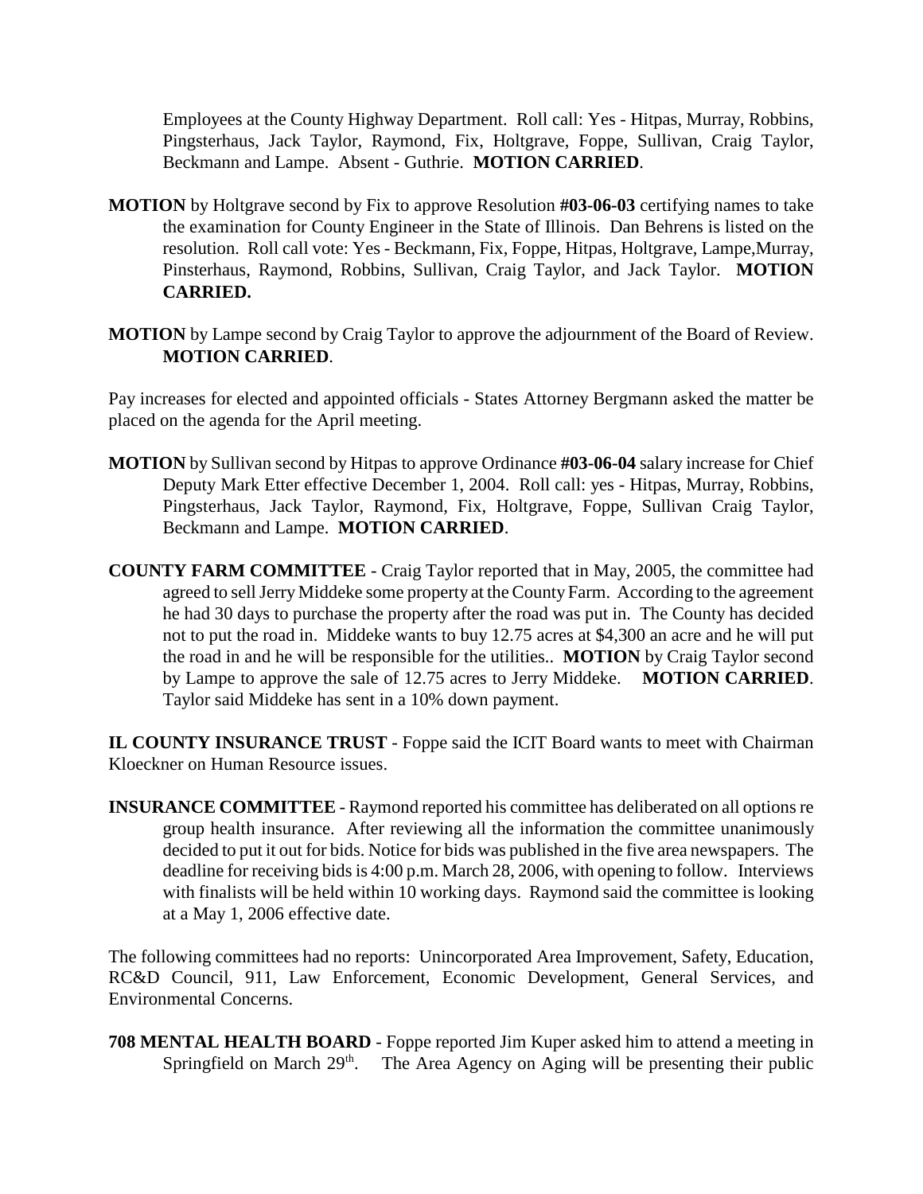Employees at the County Highway Department. Roll call: Yes - Hitpas, Murray, Robbins, Pingsterhaus, Jack Taylor, Raymond, Fix, Holtgrave, Foppe, Sullivan, Craig Taylor, Beckmann and Lampe. Absent - Guthrie. **MOTION CARRIED**.

**MOTION** by Holtgrave second by Fix to approve Resolution **#03-06-03** certifying names to take the examination for County Engineer in the State of Illinois. Dan Behrens is listed on the resolution. Roll call vote: Yes - Beckmann, Fix, Foppe, Hitpas, Holtgrave, Lampe,Murray, Pinsterhaus, Raymond, Robbins, Sullivan, Craig Taylor, and Jack Taylor. **MOTION CARRIED.**

**MOTION** by Lampe second by Craig Taylor to approve the adjournment of the Board of Review. **MOTION CARRIED**.

Pay increases for elected and appointed officials - States Attorney Bergmann asked the matter be placed on the agenda for the April meeting.

**MOTION** by Sullivan second by Hitpas to approve Ordinance **#03-06-04** salary increase for Chief Deputy Mark Etter effective December 1, 2004. Roll call: yes - Hitpas, Murray, Robbins, Pingsterhaus, Jack Taylor, Raymond, Fix, Holtgrave, Foppe, Sullivan Craig Taylor, Beckmann and Lampe. **MOTION CARRIED**.

**COUNTY FARM COMMITTEE** - Craig Taylor reported that in May, 2005, the committee had agreed to sell Jerry Middeke some property at the County Farm. According to the agreement he had 30 days to purchase the property after the road was put in. The County has decided not to put the road in. Middeke wants to buy 12.75 acres at $4,300 an acre and he will put the road in and he will be responsible for the utilities.. **MOTION** by Craig Taylor second by Lampe to approve the sale of 12.75 acres to Jerry Middeke. **MOTION CARRIED**. Taylor said Middeke has sent in a 10% down payment.

**IL COUNTY INSURANCE TRUST** - Foppe said the ICIT Board wants to meet with Chairman Kloeckner on Human Resource issues.

**INSURANCE COMMITTEE** - Raymond reported his committee has deliberated on all options re group health insurance. After reviewing all the information the committee unanimously decided to put it out for bids. Notice for bids was published in the five area newspapers. The deadline for receiving bids is 4:00 p.m. March 28, 2006, with opening to follow. Interviews with finalists will be held within 10 working days. Raymond said the committee is looking at a May 1, 2006 effective date.

The following committees had no reports: Unincorporated Area Improvement, Safety, Education, RC&D Council, 911, Law Enforcement, Economic Development, General Services, and Environmental Concerns.

**708 MENTAL HEALTH BOARD** - Foppe reported Jim Kuper asked him to attend a meeting in Springfield on March 29th. The Area Agency on Aging will be presenting their public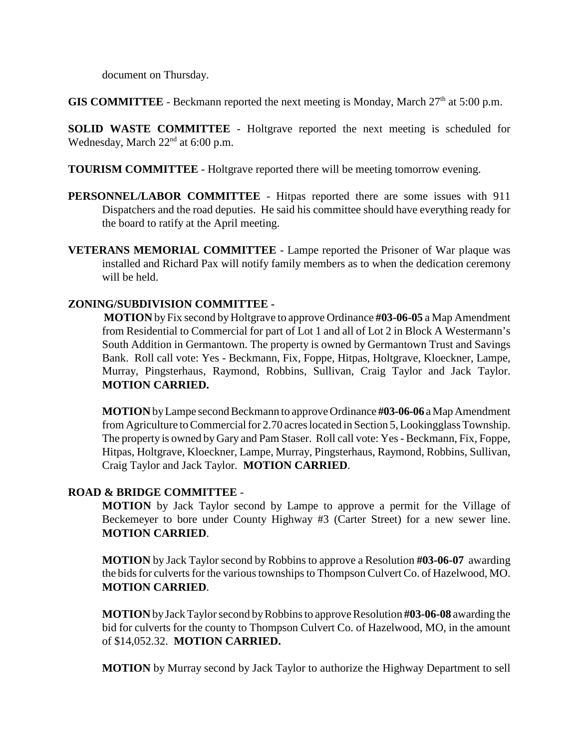document on Thursday.

**GIS COMMITTEE** - Beckmann reported the next meeting is Monday, March 27th at 5:00 p.m.

**SOLID WASTE COMMITTEE** - Holtgrave reported the next meeting is scheduled for Wednesday, March 22nd at 6:00 p.m.

**TOURISM COMMITTEE** - Holtgrave reported there will be meeting tomorrow evening.

**PERSONNEL/LABOR COMMITTEE** - Hitpas reported there are some issues with 911 Dispatchers and the road deputies. He said his committee should have everything ready for the board to ratify at the April meeting.

**VETERANS MEMORIAL COMMITTEE** - Lampe reported the Prisoner of War plaque was installed and Richard Pax will notify family members as to when the dedication ceremony will be held.

**ZONING/SUBDIVISION COMMITTEE** -

**MOTION** by Fix second by Holtgrave to approve Ordinance **#03-06-05** a Map Amendment from Residential to Commercial for part of Lot 1 and all of Lot 2 in Block A Westermann's South Addition in Germantown. The property is owned by Germantown Trust and Savings Bank. Roll call vote: Yes - Beckmann, Fix, Foppe, Hitpas, Holtgrave, Kloeckner, Lampe, Murray, Pingsterhaus, Raymond, Robbins, Sullivan, Craig Taylor and Jack Taylor. **MOTION CARRIED.**

**MOTION** by Lampe second Beckmann to approve Ordinance **#03-06-06** a Map Amendment from Agriculture to Commercial for 2.70 acres located in Section 5, Lookingglass Township. The property is owned by Gary and Pam Staser. Roll call vote: Yes - Beckmann, Fix, Foppe, Hitpas, Holtgrave, Kloeckner, Lampe, Murray, Pingsterhaus, Raymond, Robbins, Sullivan, Craig Taylor and Jack Taylor. **MOTION CARRIED**.

**ROAD & BRIDGE COMMITTEE** -

**MOTION** by Jack Taylor second by Lampe to approve a permit for the Village of Beckemeyer to bore under County Highway #3 (Carter Street) for a new sewer line. **MOTION CARRIED**.

**MOTION** by Jack Taylor second by Robbins to approve a Resolution **#03-06-07** awarding the bids for culverts for the various townships to Thompson Culvert Co. of Hazelwood, MO. **MOTION CARRIED**.

**MOTION** by Jack Taylor second by Robbins to approve Resolution **#03-06-08** awarding the bid for culverts for the county to Thompson Culvert Co. of Hazelwood, MO, in the amount of $14,052.32. **MOTION CARRIED.**

**MOTION** by Murray second by Jack Taylor to authorize the Highway Department to sell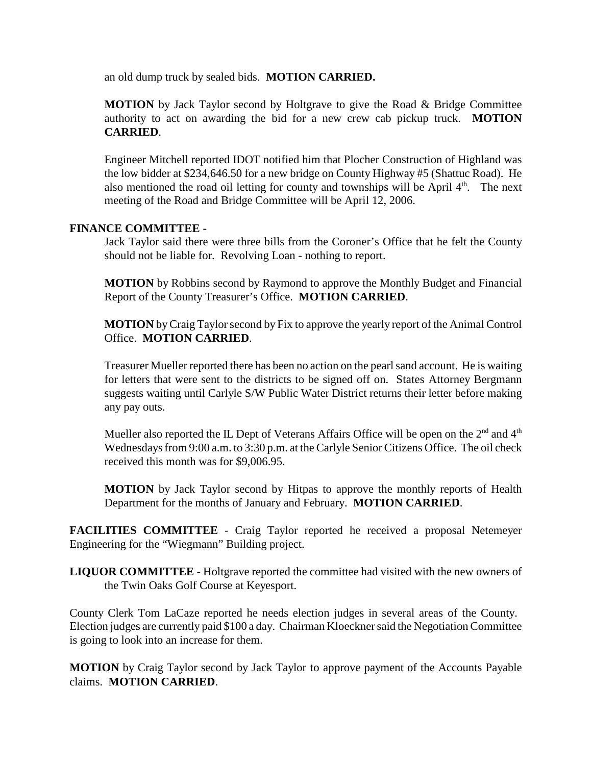an old dump truck by sealed bids. **MOTION CARRIED.**

**MOTION** by Jack Taylor second by Holtgrave to give the Road & Bridge Committee authority to act on awarding the bid for a new crew cab pickup truck. **MOTION CARRIED**.

Engineer Mitchell reported IDOT notified him that Plocher Construction of Highland was the low bidder at $234,646.50 for a new bridge on County Highway #5 (Shattuc Road). He also mentioned the road oil letting for county and townships will be April 4th. The next meeting of the Road and Bridge Committee will be April 12, 2006.

**FINANCE COMMITTEE -**

Jack Taylor said there were three bills from the Coroner's Office that he felt the County should not be liable for. Revolving Loan - nothing to report.

**MOTION** by Robbins second by Raymond to approve the Monthly Budget and Financial Report of the County Treasurer's Office. **MOTION CARRIED**.

**MOTION** by Craig Taylor second by Fix to approve the yearly report of the Animal Control Office. **MOTION CARRIED**.

Treasurer Mueller reported there has been no action on the pearl sand account. He is waiting for letters that were sent to the districts to be signed off on. States Attorney Bergmann suggests waiting until Carlyle S/W Public Water District returns their letter before making any pay outs.

Mueller also reported the IL Dept of Veterans Affairs Office will be open on the 2nd and 4th Wednesdays from 9:00 a.m. to 3:30 p.m. at the Carlyle Senior Citizens Office. The oil check received this month was for $9,006.95.

**MOTION** by Jack Taylor second by Hitpas to approve the monthly reports of Health Department for the months of January and February. **MOTION CARRIED**.

**FACILITIES COMMITTEE** - Craig Taylor reported he received a proposal Netemeyer Engineering for the "Wiegmann" Building project.

**LIQUOR COMMITTEE** - Holtgrave reported the committee had visited with the new owners of the Twin Oaks Golf Course at Keyesport.

County Clerk Tom LaCaze reported he needs election judges in several areas of the County. Election judges are currently paid $100 a day. Chairman Kloeckner said the Negotiation Committee is going to look into an increase for them.

**MOTION** by Craig Taylor second by Jack Taylor to approve payment of the Accounts Payable claims. **MOTION CARRIED**.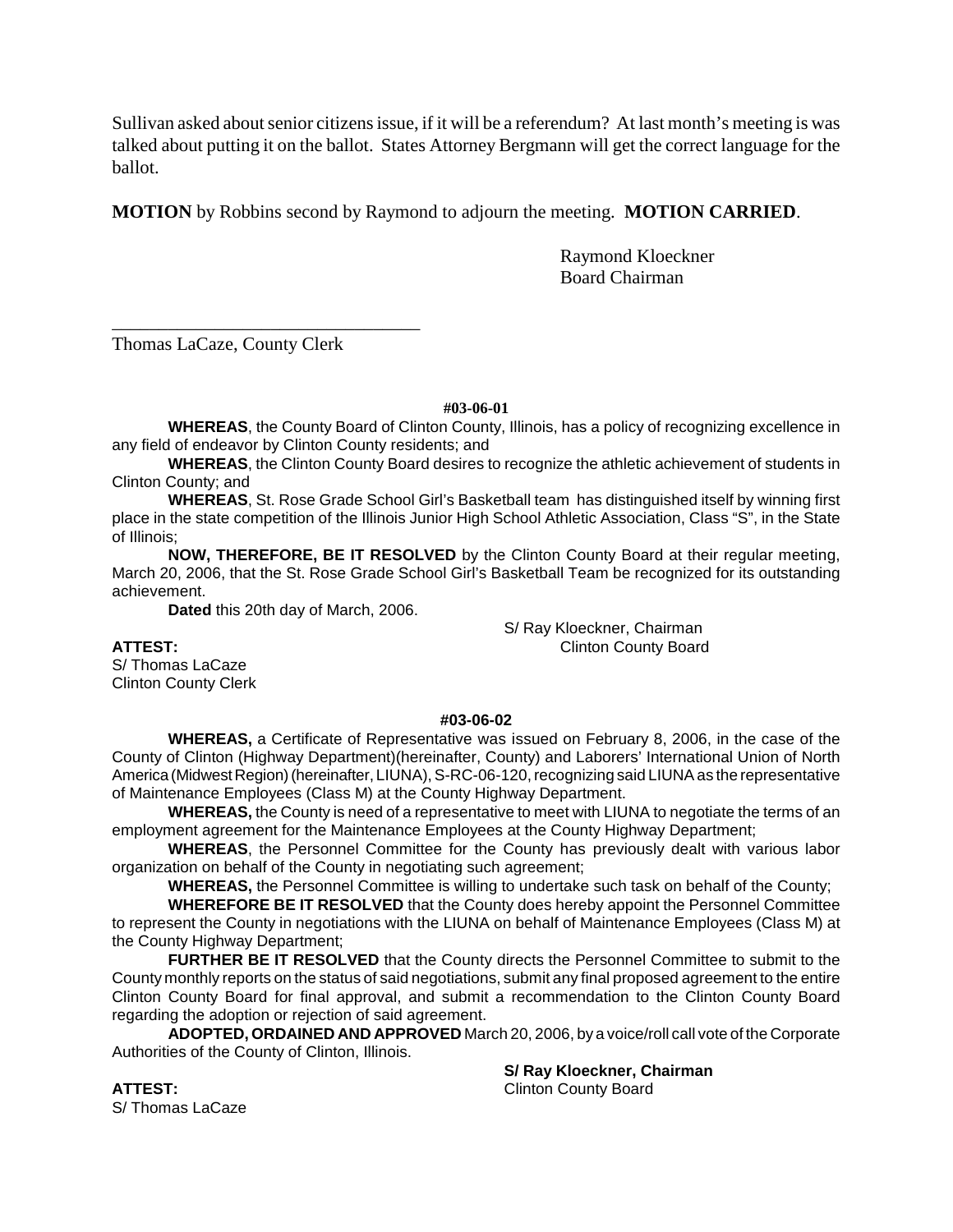Sullivan asked about senior citizens issue, if it will be a referendum? At last month's meeting is was talked about putting it on the ballot. States Attorney Bergmann will get the correct language for the ballot.

**MOTION** by Robbins second by Raymond to adjourn the meeting. **MOTION CARRIED**.

Raymond Kloeckner
Board Chairman

_________________________________
Thomas LaCaze, County Clerk

**#03-06-01**

**WHEREAS**, the County Board of Clinton County, Illinois, has a policy of recognizing excellence in any field of endeavor by Clinton County residents; and

**WHEREAS**, the Clinton County Board desires to recognize the athletic achievement of students in Clinton County; and

**WHEREAS**, St. Rose Grade School Girl's Basketball team has distinguished itself by winning first place in the state competition of the Illinois Junior High School Athletic Association, Class "S", in the State of Illinois;

**NOW, THEREFORE, BE IT RESOLVED** by the Clinton County Board at their regular meeting, March 20, 2006, that the St. Rose Grade School Girl's Basketball Team be recognized for its outstanding achievement.

**Dated** this 20th day of March, 2006.

S/ Ray Kloeckner, Chairman
Clinton County Board

**ATTEST:**
S/ Thomas LaCaze
Clinton County Clerk

**#03-06-02**

**WHEREAS,** a Certificate of Representative was issued on February 8, 2006, in the case of the County of Clinton (Highway Department)(hereinafter, County) and Laborers' International Union of North America (Midwest Region) (hereinafter, LIUNA), S-RC-06-120, recognizing said LIUNA as the representative of Maintenance Employees (Class M) at the County Highway Department.

**WHEREAS,** the County is need of a representative to meet with LIUNA to negotiate the terms of an employment agreement for the Maintenance Employees at the County Highway Department;

**WHEREAS**, the Personnel Committee for the County has previously dealt with various labor organization on behalf of the County in negotiating such agreement;

**WHEREAS,** the Personnel Committee is willing to undertake such task on behalf of the County;

**WHEREFORE BE IT RESOLVED** that the County does hereby appoint the Personnel Committee to represent the County in negotiations with the LIUNA on behalf of Maintenance Employees (Class M) at the County Highway Department;

**FURTHER BE IT RESOLVED** that the County directs the Personnel Committee to submit to the County monthly reports on the status of said negotiations, submit any final proposed agreement to the entire Clinton County Board for final approval, and submit a recommendation to the Clinton County Board regarding the adoption or rejection of said agreement.

**ADOPTED, ORDAINED AND APPROVED** March 20, 2006, by a voice/roll call vote of the Corporate Authorities of the County of Clinton, Illinois.

**S/ Ray Kloeckner, Chairman**
Clinton County Board

**ATTEST:**
S/ Thomas LaCaze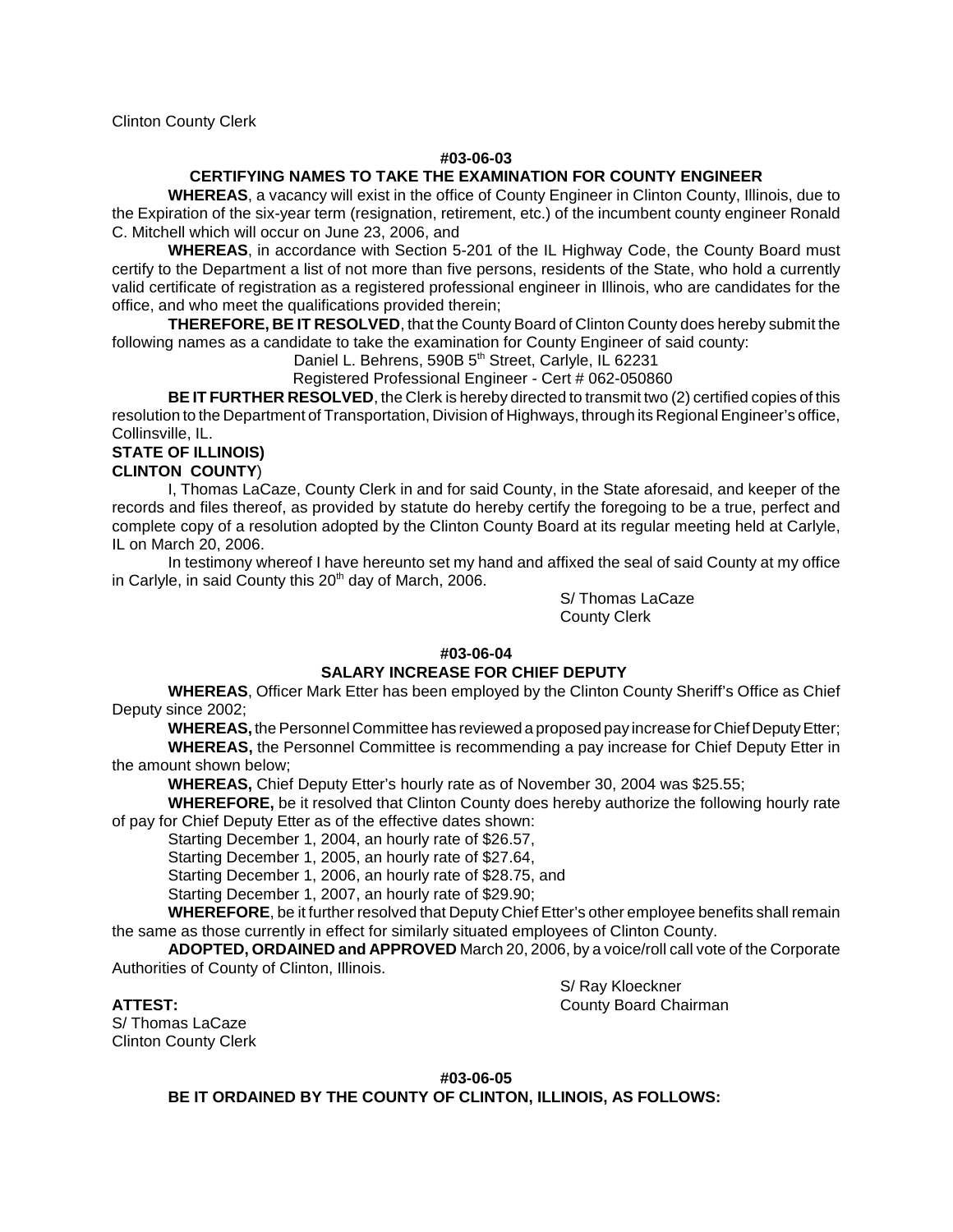Clinton County Clerk

**#03-06-03**

**CERTIFYING NAMES TO TAKE THE EXAMINATION FOR COUNTY ENGINEER**

**WHEREAS**, a vacancy will exist in the office of County Engineer in Clinton County, Illinois, due to the Expiration of the six-year term (resignation, retirement, etc.) of the incumbent county engineer Ronald C. Mitchell which will occur on June 23, 2006, and

**WHEREAS**, in accordance with Section 5-201 of the IL Highway Code, the County Board must certify to the Department a list of not more than five persons, residents of the State, who hold a currently valid certificate of registration as a registered professional engineer in Illinois, who are candidates for the office, and who meet the qualifications provided therein;

**THEREFORE, BE IT RESOLVED**, that the County Board of Clinton County does hereby submit the following names as a candidate to take the examination for County Engineer of said county:

Daniel L. Behrens, 590B 5th Street, Carlyle, IL 62231
Registered Professional Engineer - Cert # 062-050860

**BE IT FURTHER RESOLVED**, the Clerk is hereby directed to transmit two (2) certified copies of this resolution to the Department of Transportation, Division of Highways, through its Regional Engineer's office, Collinsville, IL.

**STATE OF ILLINOIS)**
**CLINTON COUNTY**)

I, Thomas LaCaze, County Clerk in and for said County, in the State aforesaid, and keeper of the records and files thereof, as provided by statute do hereby certify the foregoing to be a true, perfect and complete copy of a resolution adopted by the Clinton County Board at its regular meeting held at Carlyle, IL on March 20, 2006.

In testimony whereof I have hereunto set my hand and affixed the seal of said County at my office in Carlyle, in said County this 20th day of March, 2006.

S/ Thomas LaCaze
County Clerk

**#03-06-04**

**SALARY INCREASE FOR CHIEF DEPUTY**

**WHEREAS**, Officer Mark Etter has been employed by the Clinton County Sheriff's Office as Chief Deputy since 2002;

**WHEREAS,** the Personnel Committee has reviewed a proposed pay increase for Chief Deputy Etter;

**WHEREAS,** the Personnel Committee is recommending a pay increase for Chief Deputy Etter in the amount shown below;

**WHEREAS,** Chief Deputy Etter's hourly rate as of November 30, 2004 was $25.55;

**WHEREFORE,** be it resolved that Clinton County does hereby authorize the following hourly rate of pay for Chief Deputy Etter as of the effective dates shown:

Starting December 1, 2004, an hourly rate of $26.57,
Starting December 1, 2005, an hourly rate of $27.64,
Starting December 1, 2006, an hourly rate of $28.75, and
Starting December 1, 2007, an hourly rate of $29.90;

**WHEREFORE**, be it further resolved that Deputy Chief Etter's other employee benefits shall remain the same as those currently in effect for similarly situated employees of Clinton County.

**ADOPTED, ORDAINED and APPROVED** March 20, 2006, by a voice/roll call vote of the Corporate Authorities of County of Clinton, Illinois.

S/ Ray Kloeckner
County Board Chairman

**ATTEST:**
S/ Thomas LaCaze
Clinton County Clerk

**#03-06-05**

**BE IT ORDAINED BY THE COUNTY OF CLINTON, ILLINOIS, AS FOLLOWS:**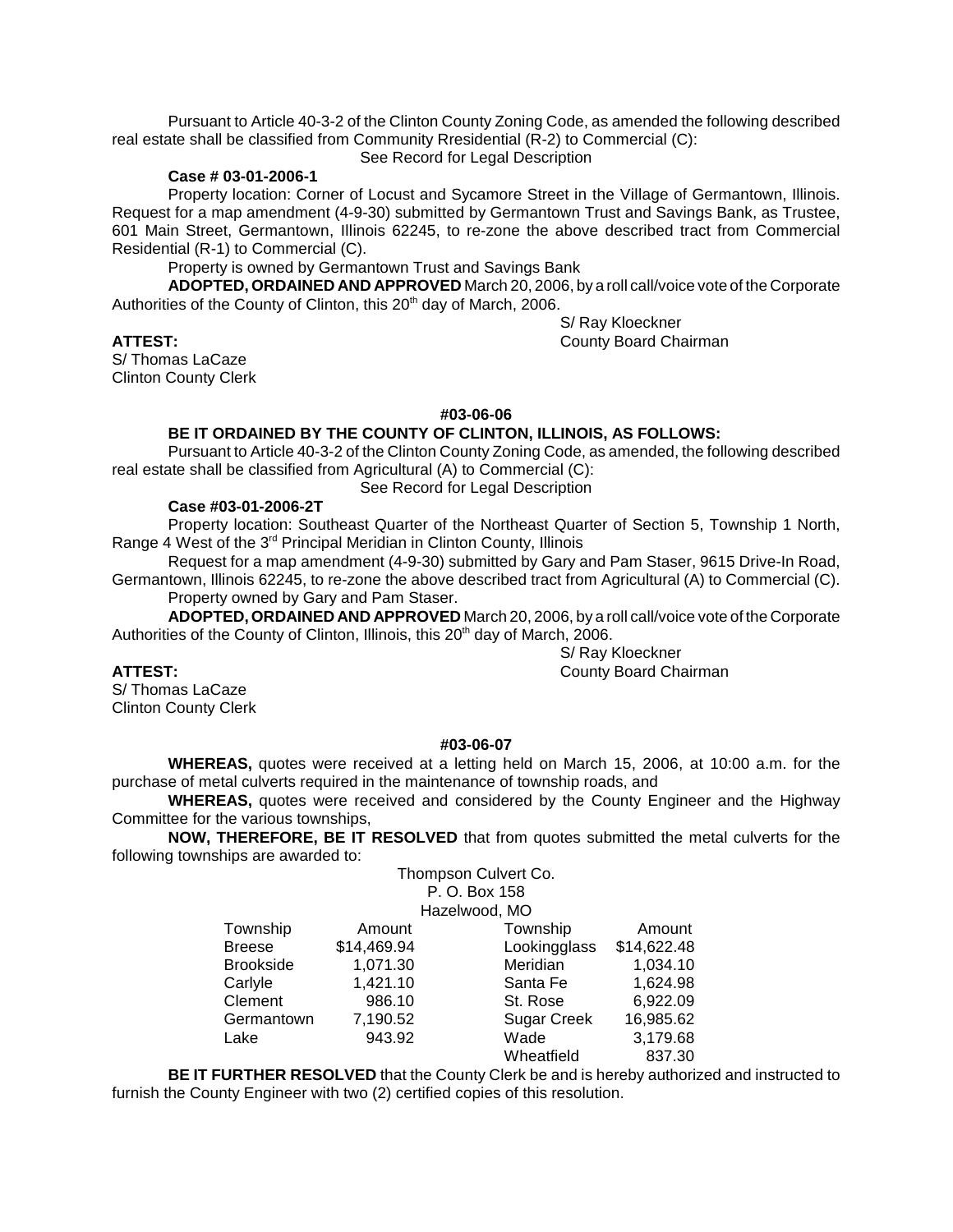Pursuant to Article 40-3-2 of the Clinton County Zoning Code, as amended the following described real estate shall be classified from Community Rresidential (R-2) to Commercial (C):

See Record for Legal Description

**Case # 03-01-2006-1**

Property location: Corner of Locust and Sycamore Street in the Village of Germantown, Illinois. Request for a map amendment (4-9-30) submitted by Germantown Trust and Savings Bank, as Trustee, 601 Main Street, Germantown, Illinois 62245, to re-zone the above described tract from Commercial Residential (R-1) to Commercial (C).

Property is owned by Germantown Trust and Savings Bank

**ADOPTED, ORDAINED AND APPROVED** March 20, 2006, by a roll call/voice vote of the Corporate Authorities of the County of Clinton, this 20th day of March, 2006.

S/ Ray Kloeckner
County Board Chairman

**ATTEST:**

S/ Thomas LaCaze
Clinton County Clerk

**#03-06-06**

**BE IT ORDAINED BY THE COUNTY OF CLINTON, ILLINOIS, AS FOLLOWS:**

Pursuant to Article 40-3-2 of the Clinton County Zoning Code, as amended, the following described real estate shall be classified from Agricultural (A) to Commercial (C):

See Record for Legal Description

**Case #03-01-2006-2T**

Property location: Southeast Quarter of the Northeast Quarter of Section 5, Township 1 North, Range 4 West of the 3rd Principal Meridian in Clinton County, Illinois

Request for a map amendment (4-9-30) submitted by Gary and Pam Staser, 9615 Drive-In Road, Germantown, Illinois 62245, to re-zone the above described tract from Agricultural (A) to Commercial (C).

Property owned by Gary and Pam Staser.

**ADOPTED, ORDAINED AND APPROVED** March 20, 2006, by a roll call/voice vote of the Corporate Authorities of the County of Clinton, Illinois, this 20th day of March, 2006.

S/ Ray Kloeckner
County Board Chairman

**ATTEST:**

S/ Thomas LaCaze
Clinton County Clerk

**#03-06-07**

**WHEREAS,** quotes were received at a letting held on March 15, 2006, at 10:00 a.m. for the purchase of metal culverts required in the maintenance of township roads, and

**WHEREAS,** quotes were received and considered by the County Engineer and the Highway Committee for the various townships,

**NOW, THEREFORE, BE IT RESOLVED** that from quotes submitted the metal culverts for the following townships are awarded to:

Thompson Culvert Co.
P. O. Box 158
Hazelwood, MO

| Township | Amount | Township | Amount |
|---|---|---|---|
| Breese | $14,469.94 | Lookingglass | $14,622.48 |
| Brookside | 1,071.30 | Meridian | 1,034.10 |
| Carlyle | 1,421.10 | Santa Fe | 1,624.98 |
| Clement | 986.10 | St. Rose | 6,922.09 |
| Germantown | 7,190.52 | Sugar Creek | 16,985.62 |
| Lake | 943.92 | Wade | 3,179.68 |
| | | Wheatfield | 837.30 |

**BE IT FURTHER RESOLVED** that the County Clerk be and is hereby authorized and instructed to furnish the County Engineer with two (2) certified copies of this resolution.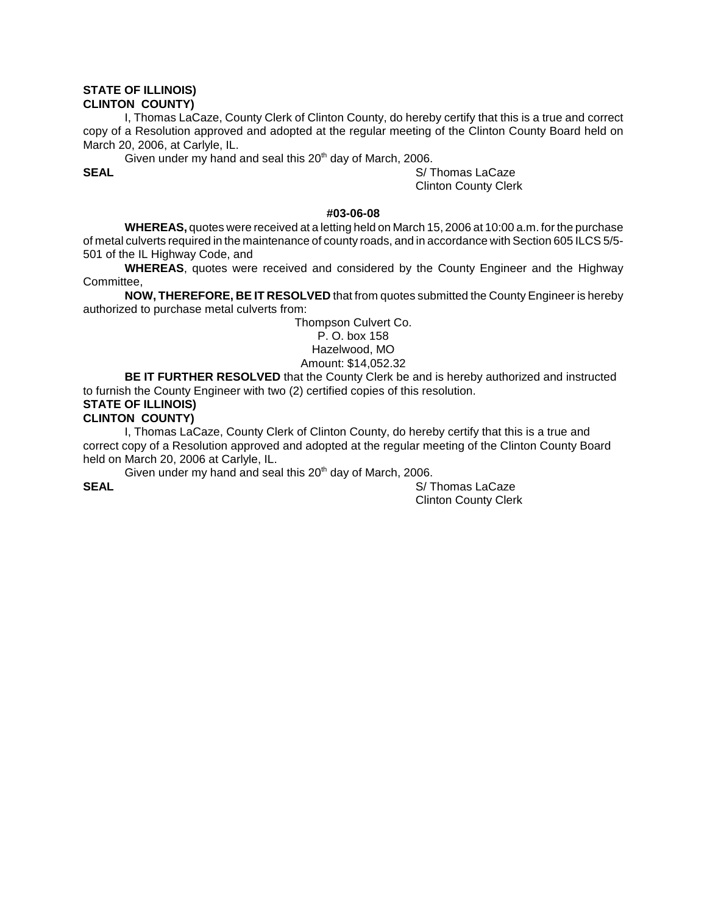**STATE OF ILLINOIS)**
**CLINTON COUNTY)**

I, Thomas LaCaze, County Clerk of Clinton County, do hereby certify that this is a true and correct copy of a Resolution approved and adopted at the regular meeting of the Clinton County Board held on March 20, 2006, at Carlyle, IL.

Given under my hand and seal this 20th day of March, 2006.

**SEAL**

S/ Thomas LaCaze
Clinton County Clerk

**#03-06-08**

**WHEREAS,** quotes were received at a letting held on March 15, 2006 at 10:00 a.m. for the purchase of metal culverts required in the maintenance of county roads, and in accordance with Section 605 ILCS 5/5-501 of the IL Highway Code, and

**WHEREAS**, quotes were received and considered by the County Engineer and the Highway Committee,

**NOW, THEREFORE, BE IT RESOLVED** that from quotes submitted the County Engineer is hereby authorized to purchase metal culverts from:

Thompson Culvert Co.
P. O. box 158
Hazelwood, MO
Amount: $14,052.32

**BE IT FURTHER RESOLVED** that the County Clerk be and is hereby authorized and instructed to furnish the County Engineer with two (2) certified copies of this resolution.

**STATE OF ILLINOIS)**
**CLINTON COUNTY)**

I, Thomas LaCaze, County Clerk of Clinton County, do hereby certify that this is a true and correct copy of a Resolution approved and adopted at the regular meeting of the Clinton County Board held on March 20, 2006 at Carlyle, IL.

Given under my hand and seal this 20th day of March, 2006.

**SEAL**

S/ Thomas LaCaze
Clinton County Clerk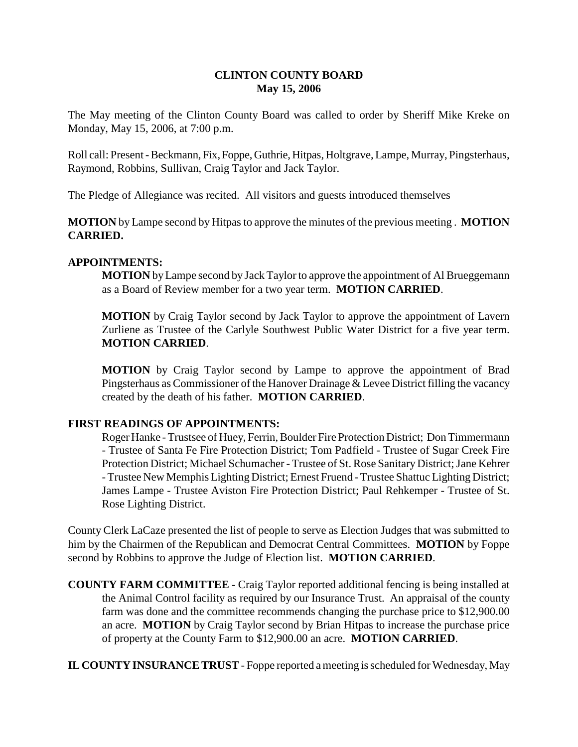# CLINTON COUNTY BOARD
## May 15, 2006

The May meeting of the Clinton County Board was called to order by Sheriff Mike Kreke on Monday, May 15, 2006, at 7:00 p.m.

Roll call: Present - Beckmann, Fix, Foppe, Guthrie, Hitpas, Holtgrave, Lampe, Murray, Pingsterhaus, Raymond, Robbins, Sullivan, Craig Taylor and Jack Taylor.

The Pledge of Allegiance was recited. All visitors and guests introduced themselves

**MOTION** by Lampe second by Hitpas to approve the minutes of the previous meeting . **MOTION CARRIED.**

**APPOINTMENTS:**

**MOTION** by Lampe second by Jack Taylor to approve the appointment of Al Brueggemann as a Board of Review member for a two year term. **MOTION CARRIED**.

**MOTION** by Craig Taylor second by Jack Taylor to approve the appointment of Lavern Zurliene as Trustee of the Carlyle Southwest Public Water District for a five year term. **MOTION CARRIED**.

**MOTION** by Craig Taylor second by Lampe to approve the appointment of Brad Pingsterhaus as Commissioner of the Hanover Drainage & Levee District filling the vacancy created by the death of his father. **MOTION CARRIED**.

**FIRST READINGS OF APPOINTMENTS:**

Roger Hanke - Trustsee of Huey, Ferrin, Boulder Fire Protection District; Don Timmermann - Trustee of Santa Fe Fire Protection District; Tom Padfield - Trustee of Sugar Creek Fire Protection District; Michael Schumacher - Trustee of St. Rose Sanitary District; Jane Kehrer - Trustee New Memphis Lighting District; Ernest Fruend - Trustee Shattuc Lighting District; James Lampe - Trustee Aviston Fire Protection District; Paul Rehkemper - Trustee of St. Rose Lighting District.

County Clerk LaCaze presented the list of people to serve as Election Judges that was submitted to him by the Chairmen of the Republican and Democrat Central Committees. **MOTION** by Foppe second by Robbins to approve the Judge of Election list. **MOTION CARRIED**.

**COUNTY FARM COMMITTEE** - Craig Taylor reported additional fencing is being installed at the Animal Control facility as required by our Insurance Trust. An appraisal of the county farm was done and the committee recommends changing the purchase price to $12,900.00 an acre. **MOTION** by Craig Taylor second by Brian Hitpas to increase the purchase price of property at the County Farm to $12,900.00 an acre. **MOTION CARRIED**.

**IL COUNTY INSURANCE TRUST** - Foppe reported a meeting is scheduled for Wednesday, May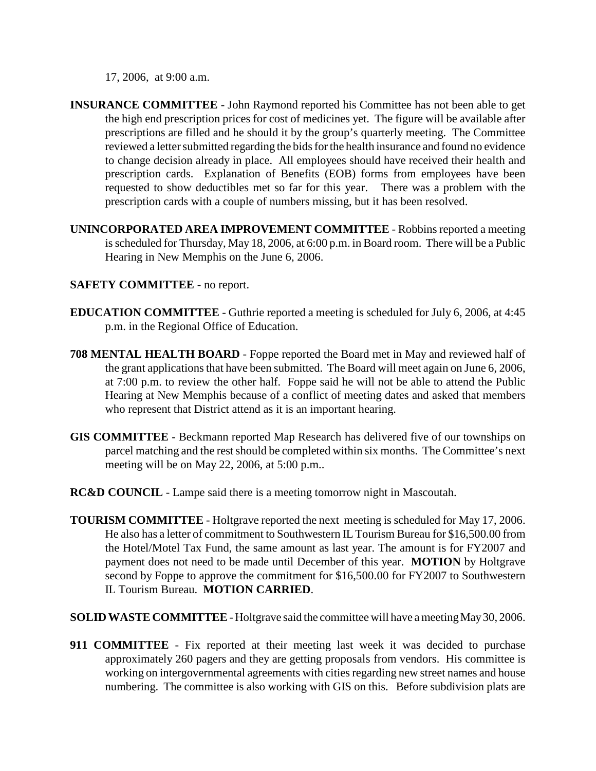17, 2006, at 9:00 a.m.

**INSURANCE COMMITTEE** - John Raymond reported his Committee has not been able to get the high end prescription prices for cost of medicines yet. The figure will be available after prescriptions are filled and he should it by the group's quarterly meeting. The Committee reviewed a letter submitted regarding the bids for the health insurance and found no evidence to change decision already in place. All employees should have received their health and prescription cards. Explanation of Benefits (EOB) forms from employees have been requested to show deductibles met so far for this year. There was a problem with the prescription cards with a couple of numbers missing, but it has been resolved.

**UNINCORPORATED AREA IMPROVEMENT COMMITTEE** - Robbins reported a meeting is scheduled for Thursday, May 18, 2006, at 6:00 p.m. in Board room. There will be a Public Hearing in New Memphis on the June 6, 2006.

**SAFETY COMMITTEE** - no report.

**EDUCATION COMMITTEE** - Guthrie reported a meeting is scheduled for July 6, 2006, at 4:45 p.m. in the Regional Office of Education.

**708 MENTAL HEALTH BOARD** - Foppe reported the Board met in May and reviewed half of the grant applications that have been submitted. The Board will meet again on June 6, 2006, at 7:00 p.m. to review the other half. Foppe said he will not be able to attend the Public Hearing at New Memphis because of a conflict of meeting dates and asked that members who represent that District attend as it is an important hearing.

**GIS COMMITTEE** - Beckmann reported Map Research has delivered five of our townships on parcel matching and the rest should be completed within six months. The Committee's next meeting will be on May 22, 2006, at 5:00 p.m..

**RC&D COUNCIL** - Lampe said there is a meeting tomorrow night in Mascoutah.

**TOURISM COMMITTEE** - Holtgrave reported the next meeting is scheduled for May 17, 2006. He also has a letter of commitment to Southwestern IL Tourism Bureau for $16,500.00 from the Hotel/Motel Tax Fund, the same amount as last year. The amount is for FY2007 and payment does not need to be made until December of this year. **MOTION** by Holtgrave second by Foppe to approve the commitment for $16,500.00 for FY2007 to Southwestern IL Tourism Bureau. **MOTION CARRIED**.

**SOLID WASTE COMMITTEE** - Holtgrave said the committee will have a meeting May 30, 2006.

**911 COMMITTEE** - Fix reported at their meeting last week it was decided to purchase approximately 260 pagers and they are getting proposals from vendors. His committee is working on intergovernmental agreements with cities regarding new street names and house numbering. The committee is also working with GIS on this. Before subdivision plats are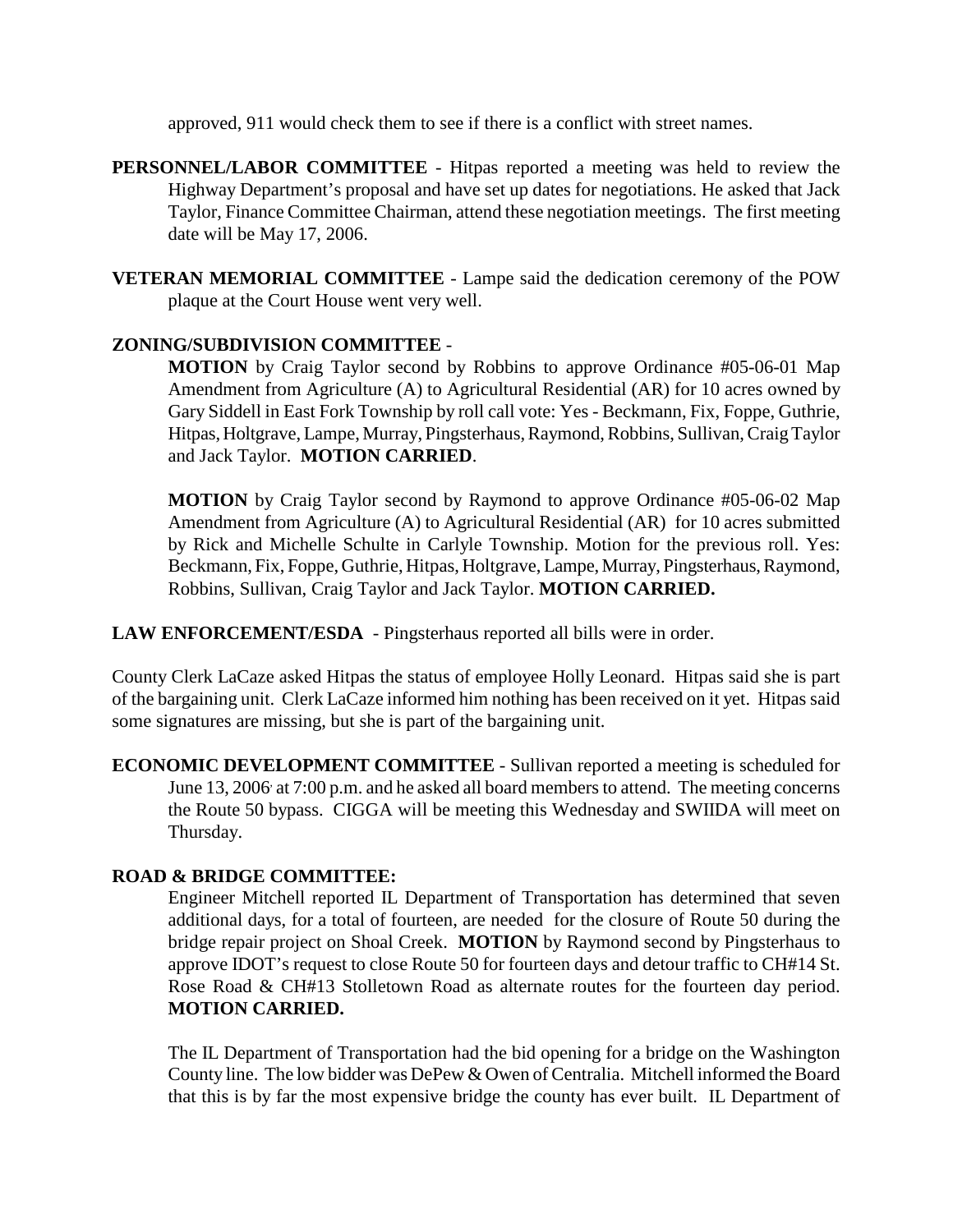approved, 911 would check them to see if there is a conflict with street names.

**PERSONNEL/LABOR COMMITTEE** - Hitpas reported a meeting was held to review the Highway Department's proposal and have set up dates for negotiations. He asked that Jack Taylor, Finance Committee Chairman, attend these negotiation meetings. The first meeting date will be May 17, 2006.

**VETERAN MEMORIAL COMMITTEE** - Lampe said the dedication ceremony of the POW plaque at the Court House went very well.

**ZONING/SUBDIVISION COMMITTEE** -

**MOTION** by Craig Taylor second by Robbins to approve Ordinance #05-06-01 Map Amendment from Agriculture (A) to Agricultural Residential (AR) for 10 acres owned by Gary Siddell in East Fork Township by roll call vote: Yes - Beckmann, Fix, Foppe, Guthrie, Hitpas, Holtgrave, Lampe, Murray, Pingsterhaus, Raymond, Robbins, Sullivan, Craig Taylor and Jack Taylor. **MOTION CARRIED**.

**MOTION** by Craig Taylor second by Raymond to approve Ordinance #05-06-02 Map Amendment from Agriculture (A) to Agricultural Residential (AR) for 10 acres submitted by Rick and Michelle Schulte in Carlyle Township. Motion for the previous roll. Yes: Beckmann, Fix, Foppe, Guthrie, Hitpas, Holtgrave, Lampe, Murray, Pingsterhaus, Raymond, Robbins, Sullivan, Craig Taylor and Jack Taylor. **MOTION CARRIED.**

**LAW ENFORCEMENT/ESDA** - Pingsterhaus reported all bills were in order.

County Clerk LaCaze asked Hitpas the status of employee Holly Leonard. Hitpas said she is part of the bargaining unit. Clerk LaCaze informed him nothing has been received on it yet. Hitpas said some signatures are missing, but she is part of the bargaining unit.

**ECONOMIC DEVELOPMENT COMMITTEE** - Sullivan reported a meeting is scheduled for June 13, 2006 at 7:00 p.m. and he asked all board members to attend. The meeting concerns the Route 50 bypass. CIGGA will be meeting this Wednesday and SWIIDA will meet on Thursday.

**ROAD & BRIDGE COMMITTEE:**

Engineer Mitchell reported IL Department of Transportation has determined that seven additional days, for a total of fourteen, are needed for the closure of Route 50 during the bridge repair project on Shoal Creek. **MOTION** by Raymond second by Pingsterhaus to approve IDOT's request to close Route 50 for fourteen days and detour traffic to CH#14 St. Rose Road & CH#13 Stolletown Road as alternate routes for the fourteen day period. **MOTION CARRIED.**

The IL Department of Transportation had the bid opening for a bridge on the Washington County line. The low bidder was DePew & Owen of Centralia. Mitchell informed the Board that this is by far the most expensive bridge the county has ever built. IL Department of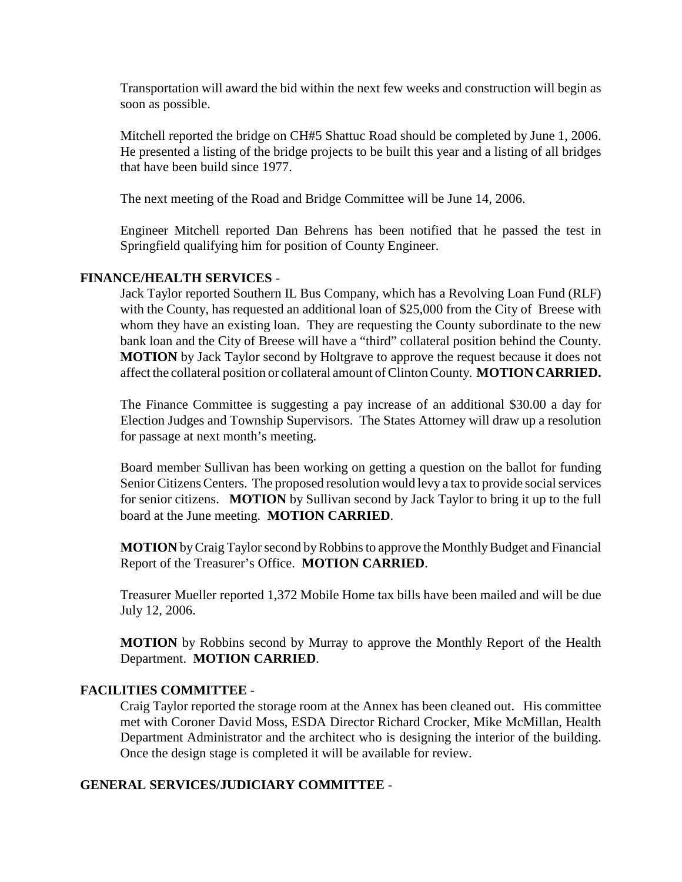Transportation will award the bid within the next few weeks and construction will begin as soon as possible.

Mitchell reported the bridge on CH#5 Shattuc Road should be completed by June 1, 2006. He presented a listing of the bridge projects to be built this year and a listing of all bridges that have been build since 1977.

The next meeting of the Road and Bridge Committee will be June 14, 2006.

Engineer Mitchell reported Dan Behrens has been notified that he passed the test in Springfield qualifying him for position of County Engineer.

**FINANCE/HEALTH SERVICES** -

Jack Taylor reported Southern IL Bus Company, which has a Revolving Loan Fund (RLF) with the County, has requested an additional loan of $25,000 from the City of Breese with whom they have an existing loan. They are requesting the County subordinate to the new bank loan and the City of Breese will have a "third" collateral position behind the County. **MOTION** by Jack Taylor second by Holtgrave to approve the request because it does not affect the collateral position or collateral amount of Clinton County. **MOTION CARRIED.**

The Finance Committee is suggesting a pay increase of an additional $30.00 a day for Election Judges and Township Supervisors. The States Attorney will draw up a resolution for passage at next month's meeting.

Board member Sullivan has been working on getting a question on the ballot for funding Senior Citizens Centers. The proposed resolution would levy a tax to provide social services for senior citizens. **MOTION** by Sullivan second by Jack Taylor to bring it up to the full board at the June meeting. **MOTION CARRIED**.

**MOTION** by Craig Taylor second by Robbins to approve the Monthly Budget and Financial Report of the Treasurer's Office. **MOTION CARRIED**.

Treasurer Mueller reported 1,372 Mobile Home tax bills have been mailed and will be due July 12, 2006.

**MOTION** by Robbins second by Murray to approve the Monthly Report of the Health Department. **MOTION CARRIED**.

**FACILITIES COMMITTEE** -

Craig Taylor reported the storage room at the Annex has been cleaned out. His committee met with Coroner David Moss, ESDA Director Richard Crocker, Mike McMillan, Health Department Administrator and the architect who is designing the interior of the building. Once the design stage is completed it will be available for review.

**GENERAL SERVICES/JUDICIARY COMMITTEE** -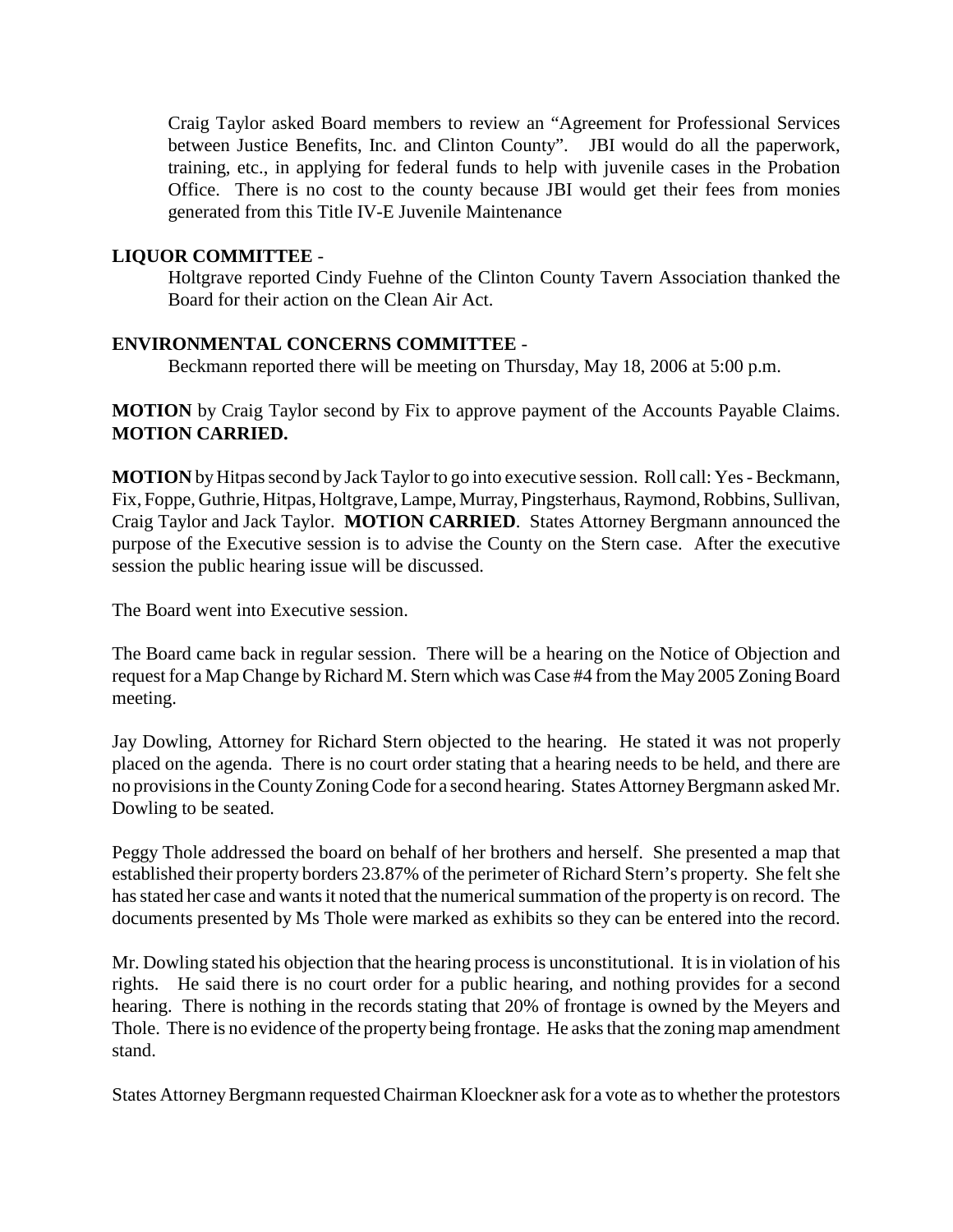Craig Taylor asked Board members to review an "Agreement for Professional Services between Justice Benefits, Inc. and Clinton County". JBI would do all the paperwork, training, etc., in applying for federal funds to help with juvenile cases in the Probation Office. There is no cost to the county because JBI would get their fees from monies generated from this Title IV-E Juvenile Maintenance

**LIQUOR COMMITTEE** -

Holtgrave reported Cindy Fuehne of the Clinton County Tavern Association thanked the Board for their action on the Clean Air Act.

**ENVIRONMENTAL CONCERNS COMMITTEE** -

Beckmann reported there will be meeting on Thursday, May 18, 2006 at 5:00 p.m.

**MOTION** by Craig Taylor second by Fix to approve payment of the Accounts Payable Claims. **MOTION CARRIED.**

**MOTION** by Hitpas second by Jack Taylor to go into executive session. Roll call: Yes - Beckmann, Fix, Foppe, Guthrie, Hitpas, Holtgrave, Lampe, Murray, Pingsterhaus, Raymond, Robbins, Sullivan, Craig Taylor and Jack Taylor. **MOTION CARRIED**. States Attorney Bergmann announced the purpose of the Executive session is to advise the County on the Stern case. After the executive session the public hearing issue will be discussed.

The Board went into Executive session.

The Board came back in regular session. There will be a hearing on the Notice of Objection and request for a Map Change by Richard M. Stern which was Case #4 from the May 2005 Zoning Board meeting.

Jay Dowling, Attorney for Richard Stern objected to the hearing. He stated it was not properly placed on the agenda. There is no court order stating that a hearing needs to be held, and there are no provisions in the County Zoning Code for a second hearing. States Attorney Bergmann asked Mr. Dowling to be seated.

Peggy Thole addressed the board on behalf of her brothers and herself. She presented a map that established their property borders 23.87% of the perimeter of Richard Stern's property. She felt she has stated her case and wants it noted that the numerical summation of the property is on record. The documents presented by Ms Thole were marked as exhibits so they can be entered into the record.

Mr. Dowling stated his objection that the hearing process is unconstitutional. It is in violation of his rights. He said there is no court order for a public hearing, and nothing provides for a second hearing. There is nothing in the records stating that 20% of frontage is owned by the Meyers and Thole. There is no evidence of the property being frontage. He asks that the zoning map amendment stand.

States Attorney Bergmann requested Chairman Kloeckner ask for a vote as to whether the protestors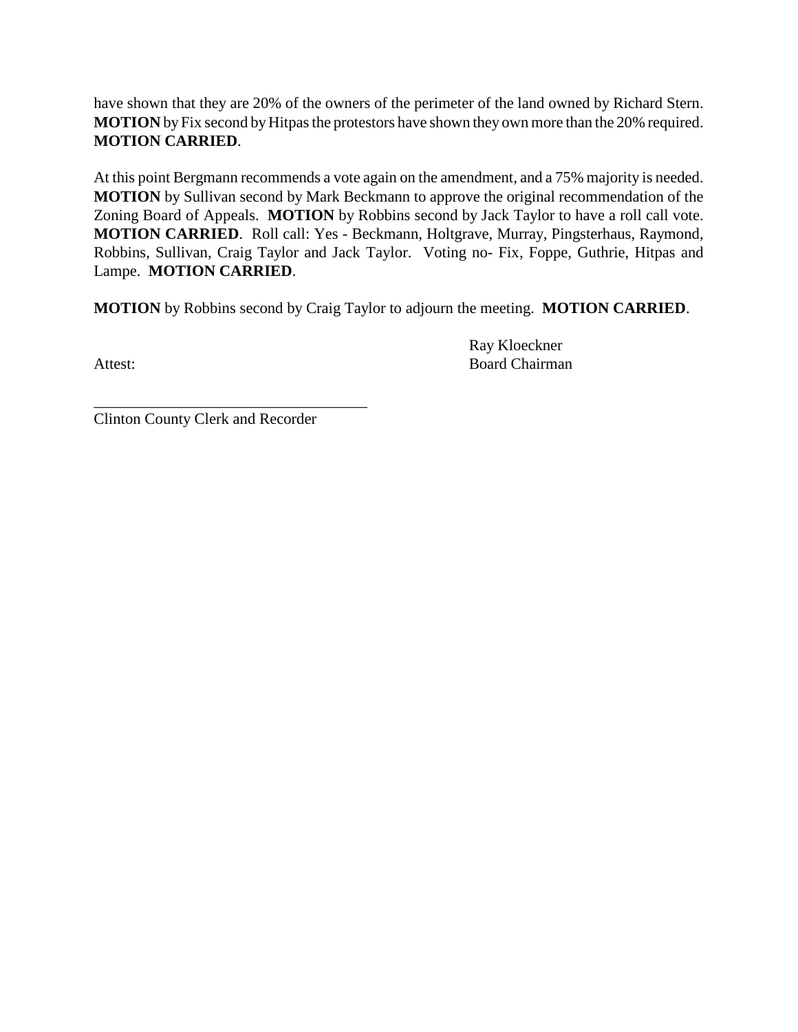have shown that they are 20% of the owners of the perimeter of the land owned by Richard Stern. **MOTION** by Fix second by Hitpas the protestors have shown they own more than the 20% required. **MOTION CARRIED**.

At this point Bergmann recommends a vote again on the amendment, and a 75% majority is needed. **MOTION** by Sullivan second by Mark Beckmann to approve the original recommendation of the Zoning Board of Appeals. **MOTION** by Robbins second by Jack Taylor to have a roll call vote. **MOTION CARRIED**. Roll call: Yes - Beckmann, Holtgrave, Murray, Pingsterhaus, Raymond, Robbins, Sullivan, Craig Taylor and Jack Taylor. Voting no- Fix, Foppe, Guthrie, Hitpas and Lampe. **MOTION CARRIED**.

**MOTION** by Robbins second by Craig Taylor to adjourn the meeting. **MOTION CARRIED**.

Ray Kloeckner
Board Chairman

Attest:

___________________________________
Clinton County Clerk and Recorder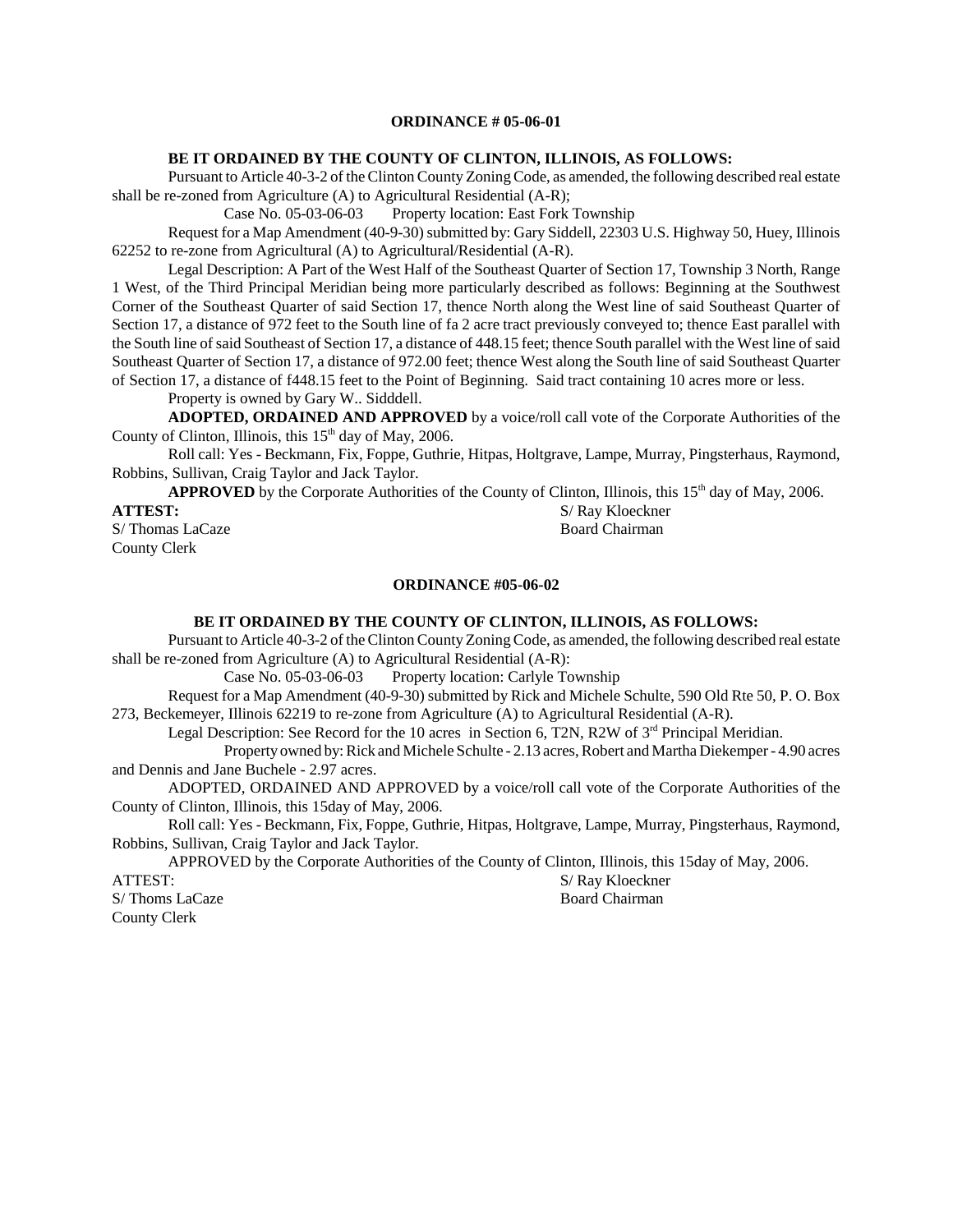## ORDINANCE # 05-06-01

**BE IT ORDAINED BY THE COUNTY OF CLINTON, ILLINOIS, AS FOLLOWS:**

Pursuant to Article 40-3-2 of the Clinton County Zoning Code, as amended, the following described real estate shall be re-zoned from Agriculture (A) to Agricultural Residential (A-R);

Case No. 05-03-06-03 Property location: East Fork Township

Request for a Map Amendment (40-9-30) submitted by: Gary Siddell, 22303 U.S. Highway 50, Huey, Illinois 62252 to re-zone from Agricultural (A) to Agricultural/Residential (A-R).

Legal Description: A Part of the West Half of the Southeast Quarter of Section 17, Township 3 North, Range 1 West, of the Third Principal Meridian being more particularly described as follows: Beginning at the Southwest Corner of the Southeast Quarter of said Section 17, thence North along the West line of said Southeast Quarter of Section 17, a distance of 972 feet to the South line of fa 2 acre tract previously conveyed to; thence East parallel with the South line of said Southeast of Section 17, a distance of 448.15 feet; thence South parallel with the West line of said Southeast Quarter of Section 17, a distance of 972.00 feet; thence West along the South line of said Southeast Quarter of Section 17, a distance of f448.15 feet to the Point of Beginning. Said tract containing 10 acres more or less.

Property is owned by Gary W.. Sidddell.

**ADOPTED, ORDAINED AND APPROVED** by a voice/roll call vote of the Corporate Authorities of the County of Clinton, Illinois, this 15th day of May, 2006.

Roll call: Yes - Beckmann, Fix, Foppe, Guthrie, Hitpas, Holtgrave, Lampe, Murray, Pingsterhaus, Raymond, Robbins, Sullivan, Craig Taylor and Jack Taylor.

**APPROVED** by the Corporate Authorities of the County of Clinton, Illinois, this 15th day of May, 2006.

**ATTEST:**

S/ Thomas LaCaze
County Clerk

S/ Ray Kloeckner
Board Chairman

## ORDINANCE #05-06-02

**BE IT ORDAINED BY THE COUNTY OF CLINTON, ILLINOIS, AS FOLLOWS:**

Pursuant to Article 40-3-2 of the Clinton County Zoning Code, as amended, the following described real estate shall be re-zoned from Agriculture (A) to Agricultural Residential (A-R):

Case No. 05-03-06-03 Property location: Carlyle Township

Request for a Map Amendment (40-9-30) submitted by Rick and Michele Schulte, 590 Old Rte 50, P. O. Box 273, Beckemeyer, Illinois 62219 to re-zone from Agriculture (A) to Agricultural Residential (A-R).

Legal Description: See Record for the 10 acres in Section 6, T2N, R2W of 3rd Principal Meridian.

Property owned by: Rick and Michele Schulte - 2.13 acres, Robert and Martha Diekemper - 4.90 acres and Dennis and Jane Buchele - 2.97 acres.

ADOPTED, ORDAINED AND APPROVED by a voice/roll call vote of the Corporate Authorities of the County of Clinton, Illinois, this 15day of May, 2006.

Roll call: Yes - Beckmann, Fix, Foppe, Guthrie, Hitpas, Holtgrave, Lampe, Murray, Pingsterhaus, Raymond, Robbins, Sullivan, Craig Taylor and Jack Taylor.

APPROVED by the Corporate Authorities of the County of Clinton, Illinois, this 15day of May, 2006.

ATTEST:

S/ Thoms LaCaze
County Clerk

S/ Ray Kloeckner
Board Chairman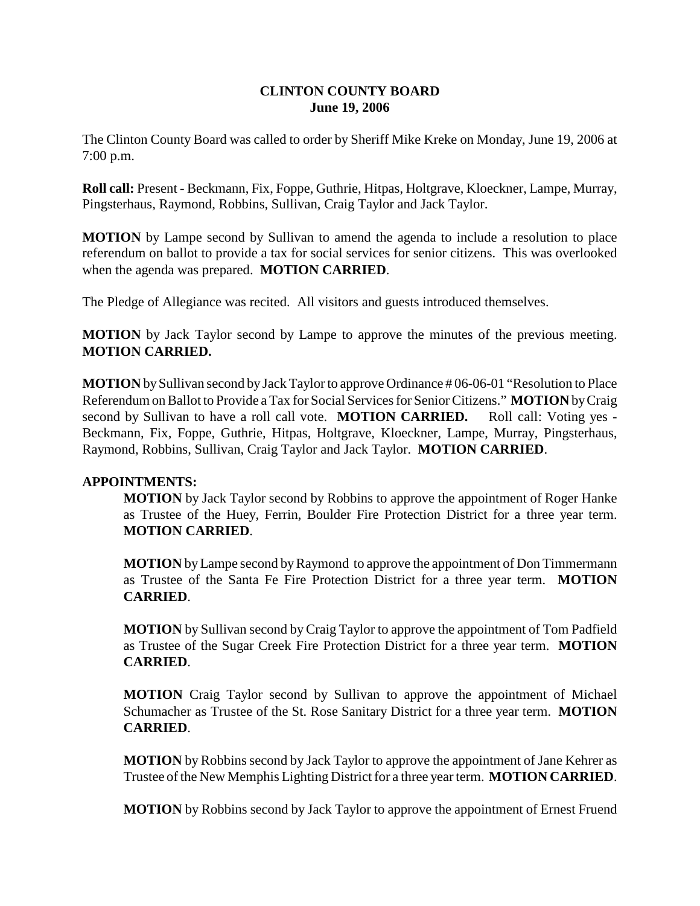**CLINTON COUNTY BOARD**
**June 19, 2006**

The Clinton County Board was called to order by Sheriff Mike Kreke on Monday, June 19, 2006 at 7:00 p.m.

**Roll call:** Present - Beckmann, Fix, Foppe, Guthrie, Hitpas, Holtgrave, Kloeckner, Lampe, Murray, Pingsterhaus, Raymond, Robbins, Sullivan, Craig Taylor and Jack Taylor.

**MOTION** by Lampe second by Sullivan to amend the agenda to include a resolution to place referendum on ballot to provide a tax for social services for senior citizens. This was overlooked when the agenda was prepared. **MOTION CARRIED**.

The Pledge of Allegiance was recited. All visitors and guests introduced themselves.

**MOTION** by Jack Taylor second by Lampe to approve the minutes of the previous meeting. **MOTION CARRIED.**

**MOTION** by Sullivan second by Jack Taylor to approve Ordinance # 06-06-01 "Resolution to Place Referendum on Ballot to Provide a Tax for Social Services for Senior Citizens." **MOTION** by Craig second by Sullivan to have a roll call vote. **MOTION CARRIED.** Roll call: Voting yes - Beckmann, Fix, Foppe, Guthrie, Hitpas, Holtgrave, Kloeckner, Lampe, Murray, Pingsterhaus, Raymond, Robbins, Sullivan, Craig Taylor and Jack Taylor. **MOTION CARRIED**.

**APPOINTMENTS:**

**MOTION** by Jack Taylor second by Robbins to approve the appointment of Roger Hanke as Trustee of the Huey, Ferrin, Boulder Fire Protection District for a three year term. **MOTION CARRIED**.

**MOTION** by Lampe second by Raymond to approve the appointment of Don Timmermann as Trustee of the Santa Fe Fire Protection District for a three year term. **MOTION CARRIED**.

**MOTION** by Sullivan second by Craig Taylor to approve the appointment of Tom Padfield as Trustee of the Sugar Creek Fire Protection District for a three year term. **MOTION CARRIED**.

**MOTION** Craig Taylor second by Sullivan to approve the appointment of Michael Schumacher as Trustee of the St. Rose Sanitary District for a three year term. **MOTION CARRIED**.

**MOTION** by Robbins second by Jack Taylor to approve the appointment of Jane Kehrer as Trustee of the New Memphis Lighting District for a three year term. **MOTION CARRIED**.

**MOTION** by Robbins second by Jack Taylor to approve the appointment of Ernest Fruend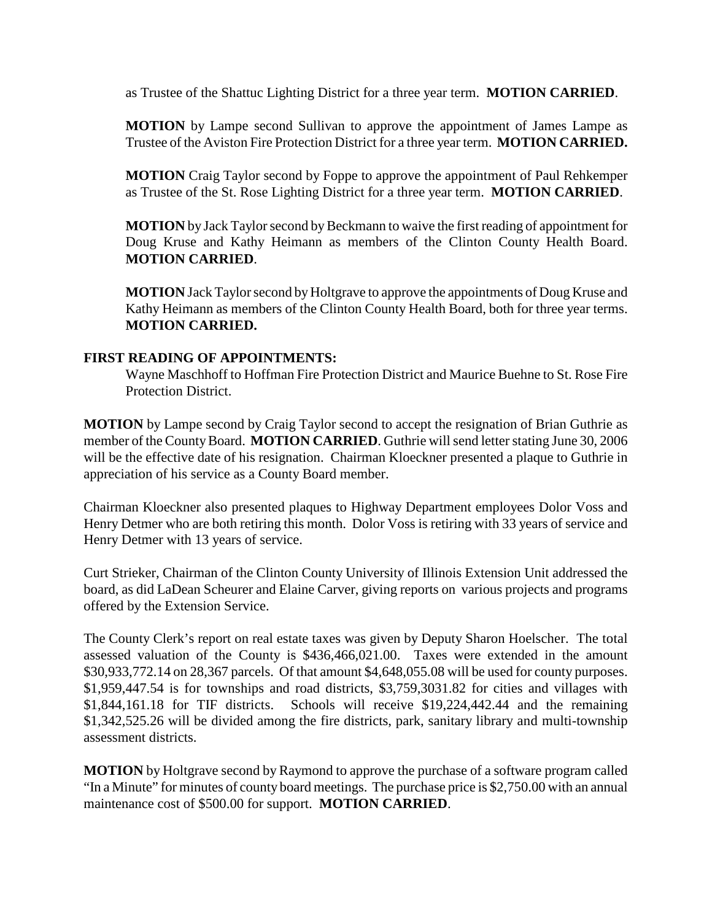as Trustee of the Shattuc Lighting District for a three year term. **MOTION CARRIED**.

**MOTION** by Lampe second Sullivan to approve the appointment of James Lampe as Trustee of the Aviston Fire Protection District for a three year term. **MOTION CARRIED.**

**MOTION** Craig Taylor second by Foppe to approve the appointment of Paul Rehkemper as Trustee of the St. Rose Lighting District for a three year term. **MOTION CARRIED**.

**MOTION** by Jack Taylor second by Beckmann to waive the first reading of appointment for Doug Kruse and Kathy Heimann as members of the Clinton County Health Board. **MOTION CARRIED**.

**MOTION** Jack Taylor second by Holtgrave to approve the appointments of Doug Kruse and Kathy Heimann as members of the Clinton County Health Board, both for three year terms. **MOTION CARRIED.**

**FIRST READING OF APPOINTMENTS:**

Wayne Maschhoff to Hoffman Fire Protection District and Maurice Buehne to St. Rose Fire Protection District.

**MOTION** by Lampe second by Craig Taylor second to accept the resignation of Brian Guthrie as member of the County Board. **MOTION CARRIED**. Guthrie will send letter stating June 30, 2006 will be the effective date of his resignation. Chairman Kloeckner presented a plaque to Guthrie in appreciation of his service as a County Board member.

Chairman Kloeckner also presented plaques to Highway Department employees Dolor Voss and Henry Detmer who are both retiring this month. Dolor Voss is retiring with 33 years of service and Henry Detmer with 13 years of service.

Curt Strieker, Chairman of the Clinton County University of Illinois Extension Unit addressed the board, as did LaDean Scheurer and Elaine Carver, giving reports on various projects and programs offered by the Extension Service.

The County Clerk's report on real estate taxes was given by Deputy Sharon Hoelscher. The total assessed valuation of the County is $436,466,021.00. Taxes were extended in the amount $30,933,772.14 on 28,367 parcels. Of that amount $4,648,055.08 will be used for county purposes. $1,959,447.54 is for townships and road districts, $3,759,3031.82 for cities and villages with $1,844,161.18 for TIF districts. Schools will receive $19,224,442.44 and the remaining $1,342,525.26 will be divided among the fire districts, park, sanitary library and multi-township assessment districts.

**MOTION** by Holtgrave second by Raymond to approve the purchase of a software program called "In a Minute" for minutes of county board meetings. The purchase price is $2,750.00 with an annual maintenance cost of $500.00 for support. **MOTION CARRIED**.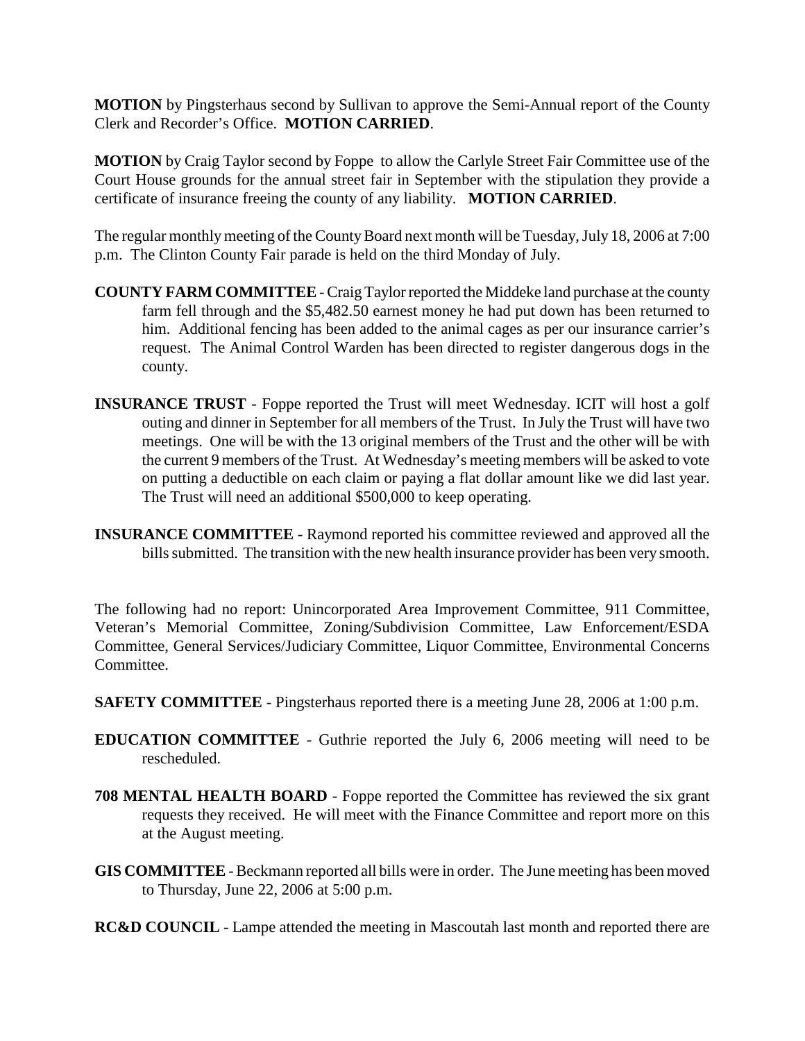**MOTION** by Pingsterhaus second by Sullivan to approve the Semi-Annual report of the County Clerk and Recorder's Office. **MOTION CARRIED**.

**MOTION** by Craig Taylor second by Foppe to allow the Carlyle Street Fair Committee use of the Court House grounds for the annual street fair in September with the stipulation they provide a certificate of insurance freeing the county of any liability. **MOTION CARRIED**.

The regular monthly meeting of the County Board next month will be Tuesday, July 18, 2006 at 7:00 p.m. The Clinton County Fair parade is held on the third Monday of July.

**COUNTY FARM COMMITTEE** - Craig Taylor reported the Middeke land purchase at the county farm fell through and the $5,482.50 earnest money he had put down has been returned to him. Additional fencing has been added to the animal cages as per our insurance carrier's request. The Animal Control Warden has been directed to register dangerous dogs in the county.

**INSURANCE TRUST** - Foppe reported the Trust will meet Wednesday. ICIT will host a golf outing and dinner in September for all members of the Trust. In July the Trust will have two meetings. One will be with the 13 original members of the Trust and the other will be with the current 9 members of the Trust. At Wednesday's meeting members will be asked to vote on putting a deductible on each claim or paying a flat dollar amount like we did last year. The Trust will need an additional $500,000 to keep operating.

**INSURANCE COMMITTEE** - Raymond reported his committee reviewed and approved all the bills submitted. The transition with the new health insurance provider has been very smooth.

The following had no report: Unincorporated Area Improvement Committee, 911 Committee, Veteran's Memorial Committee, Zoning/Subdivision Committee, Law Enforcement/ESDA Committee, General Services/Judiciary Committee, Liquor Committee, Environmental Concerns Committee.

**SAFETY COMMITTEE** - Pingsterhaus reported there is a meeting June 28, 2006 at 1:00 p.m.

**EDUCATION COMMITTEE** - Guthrie reported the July 6, 2006 meeting will need to be rescheduled.

**708 MENTAL HEALTH BOARD** - Foppe reported the Committee has reviewed the six grant requests they received. He will meet with the Finance Committee and report more on this at the August meeting.

**GIS COMMITTEE** - Beckmann reported all bills were in order. The June meeting has been moved to Thursday, June 22, 2006 at 5:00 p.m.

**RC&D COUNCIL** - Lampe attended the meeting in Mascoutah last month and reported there are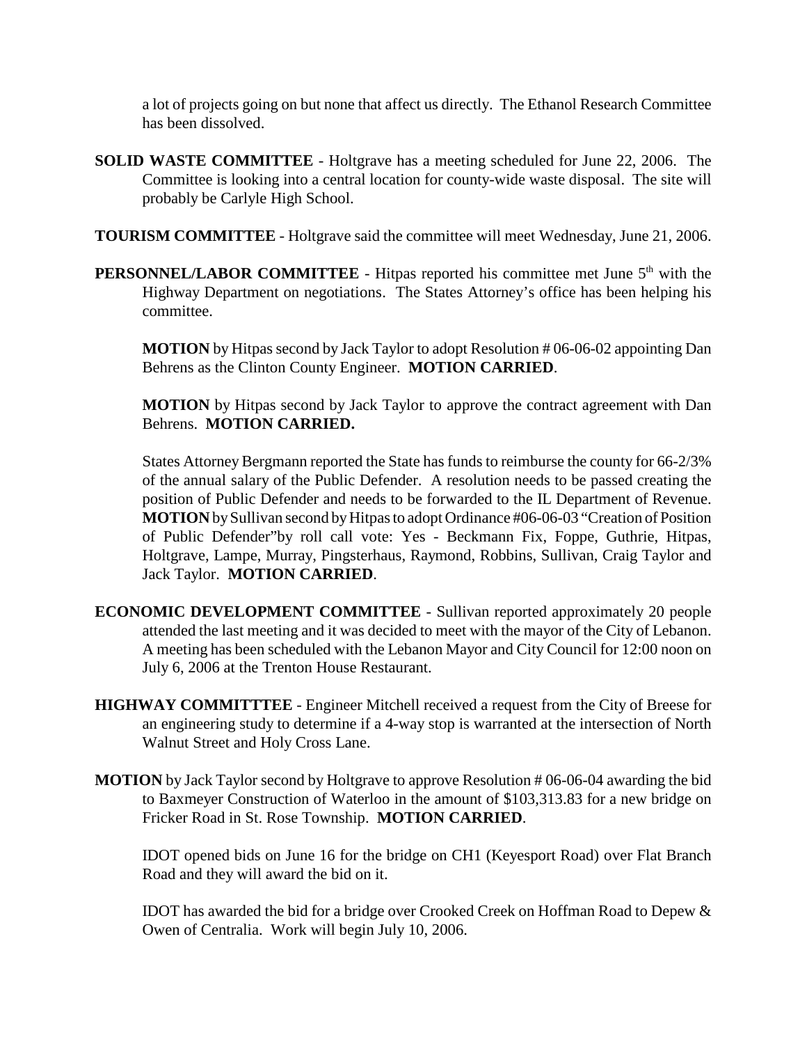a lot of projects going on but none that affect us directly. The Ethanol Research Committee has been dissolved.

**SOLID WASTE COMMITTEE** - Holtgrave has a meeting scheduled for June 22, 2006. The Committee is looking into a central location for county-wide waste disposal. The site will probably be Carlyle High School.

**TOURISM COMMITTEE** - Holtgrave said the committee will meet Wednesday, June 21, 2006.

**PERSONNEL/LABOR COMMITTEE** - Hitpas reported his committee met June 5th with the Highway Department on negotiations. The States Attorney's office has been helping his committee.

**MOTION** by Hitpas second by Jack Taylor to adopt Resolution # 06-06-02 appointing Dan Behrens as the Clinton County Engineer. **MOTION CARRIED**.

**MOTION** by Hitpas second by Jack Taylor to approve the contract agreement with Dan Behrens. **MOTION CARRIED.**

States Attorney Bergmann reported the State has funds to reimburse the county for 66-2/3% of the annual salary of the Public Defender. A resolution needs to be passed creating the position of Public Defender and needs to be forwarded to the IL Department of Revenue. **MOTION** by Sullivan second by Hitpas to adopt Ordinance #06-06-03 "Creation of Position of Public Defender"by roll call vote: Yes - Beckmann Fix, Foppe, Guthrie, Hitpas, Holtgrave, Lampe, Murray, Pingsterhaus, Raymond, Robbins, Sullivan, Craig Taylor and Jack Taylor. **MOTION CARRIED**.

**ECONOMIC DEVELOPMENT COMMITTEE** - Sullivan reported approximately 20 people attended the last meeting and it was decided to meet with the mayor of the City of Lebanon. A meeting has been scheduled with the Lebanon Mayor and City Council for 12:00 noon on July 6, 2006 at the Trenton House Restaurant.

**HIGHWAY COMMITTTEE** - Engineer Mitchell received a request from the City of Breese for an engineering study to determine if a 4-way stop is warranted at the intersection of North Walnut Street and Holy Cross Lane.

**MOTION** by Jack Taylor second by Holtgrave to approve Resolution # 06-06-04 awarding the bid to Baxmeyer Construction of Waterloo in the amount of $103,313.83 for a new bridge on Fricker Road in St. Rose Township. **MOTION CARRIED**.

IDOT opened bids on June 16 for the bridge on CH1 (Keyesport Road) over Flat Branch Road and they will award the bid on it.

IDOT has awarded the bid for a bridge over Crooked Creek on Hoffman Road to Depew & Owen of Centralia. Work will begin July 10, 2006.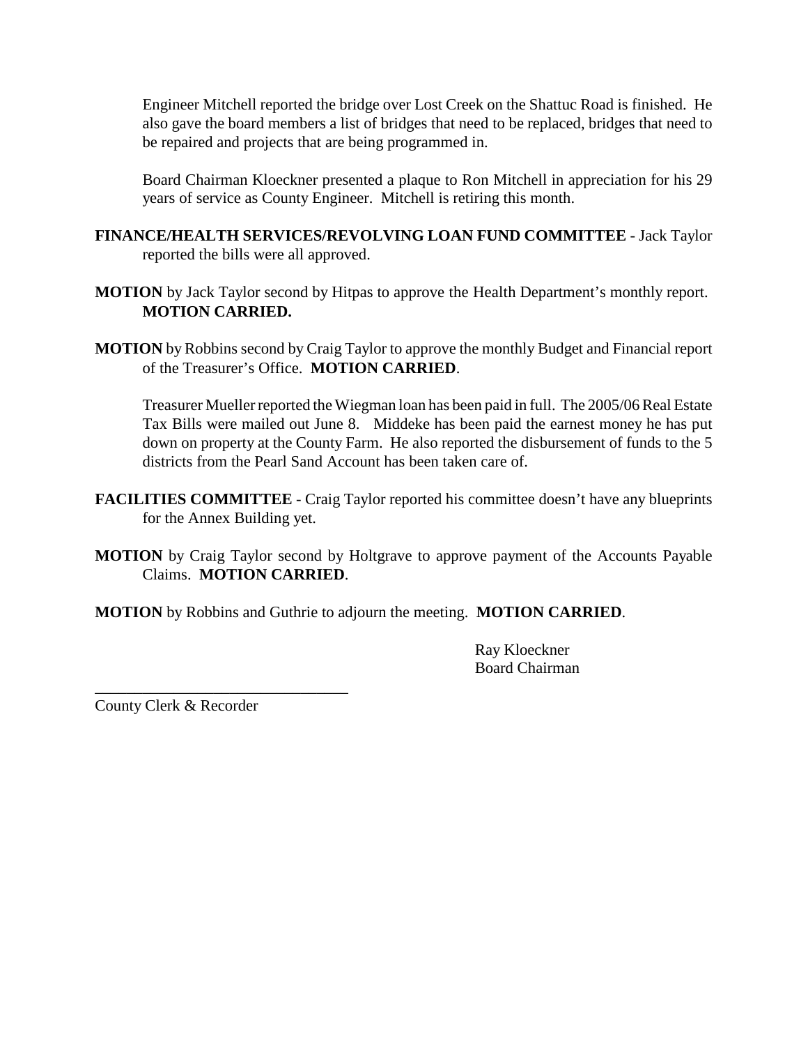Engineer Mitchell reported the bridge over Lost Creek on the Shattuc Road is finished. He also gave the board members a list of bridges that need to be replaced, bridges that need to be repaired and projects that are being programmed in.

Board Chairman Kloeckner presented a plaque to Ron Mitchell in appreciation for his 29 years of service as County Engineer. Mitchell is retiring this month.

**FINANCE/HEALTH SERVICES/REVOLVING LOAN FUND COMMITTEE** - Jack Taylor reported the bills were all approved.

**MOTION** by Jack Taylor second by Hitpas to approve the Health Department's monthly report. **MOTION CARRIED.**

**MOTION** by Robbins second by Craig Taylor to approve the monthly Budget and Financial report of the Treasurer's Office. **MOTION CARRIED**.

Treasurer Mueller reported the Wiegman loan has been paid in full. The 2005/06 Real Estate Tax Bills were mailed out June 8. Middeke has been paid the earnest money he has put down on property at the County Farm. He also reported the disbursement of funds to the 5 districts from the Pearl Sand Account has been taken care of.

**FACILITIES COMMITTEE** - Craig Taylor reported his committee doesn't have any blueprints for the Annex Building yet.

**MOTION** by Craig Taylor second by Holtgrave to approve payment of the Accounts Payable Claims. **MOTION CARRIED**.

**MOTION** by Robbins and Guthrie to adjourn the meeting. **MOTION CARRIED**.

Ray Kloeckner
Board Chairman

\_\_\_\_\_\_\_\_\_\_\_\_\_\_\_\_\_\_\_\_\_\_\_\_\_\_\_\_\_\_\_\_
County Clerk & Recorder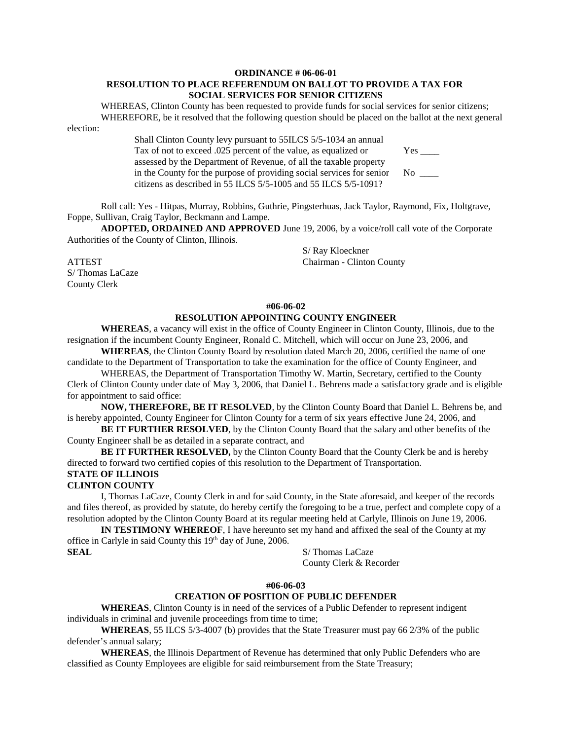**ORDINANCE # 06-06-01**

**RESOLUTION TO PLACE REFERENDUM ON BALLOT TO PROVIDE A TAX FOR SOCIAL SERVICES FOR SENIOR CITIZENS**

WHEREAS, Clinton County has been requested to provide funds for social services for senior citizens;

WHEREFORE, be it resolved that the following question should be placed on the ballot at the next general election:

> Shall Clinton County levy pursuant to 55ILCS 5/5-1034 an annual Tax of not to exceed .025 percent of the value, as equalized or assessed by the Department of Revenue, of all the taxable property in the County for the purpose of providing social services for senior citizens as described in 55 ILCS 5/5-1005 and 55 ILCS 5/5-1091?
>
> Yes ____
>
> No ____

Roll call: Yes - Hitpas, Murray, Robbins, Guthrie, Pingsterhuas, Jack Taylor, Raymond, Fix, Holtgrave, Foppe, Sullivan, Craig Taylor, Beckmann and Lampe.

**ADOPTED, ORDAINED AND APPROVED** June 19, 2006, by a voice/roll call vote of the Corporate Authorities of the County of Clinton, Illinois.

S/ Ray Kloeckner
Chairman - Clinton County

ATTEST
S/ Thomas LaCaze
County Clerk

**#06-06-02**

**RESOLUTION APPOINTING COUNTY ENGINEER**

**WHEREAS**, a vacancy will exist in the office of County Engineer in Clinton County, Illinois, due to the resignation if the incumbent County Engineer, Ronald C. Mitchell, which will occur on June 23, 2006, and

**WHEREAS**, the Clinton County Board by resolution dated March 20, 2006, certified the name of one candidate to the Department of Transportation to take the examination for the office of County Engineer, and

WHEREAS, the Department of Transportation Timothy W. Martin, Secretary, certified to the County Clerk of Clinton County under date of May 3, 2006, that Daniel L. Behrens made a satisfactory grade and is eligible for appointment to said office:

**NOW, THEREFORE, BE IT RESOLVED**, by the Clinton County Board that Daniel L. Behrens be, and is hereby appointed, County Engineer for Clinton County for a term of six years effective June 24, 2006, and

**BE IT FURTHER RESOLVED**, by the Clinton County Board that the salary and other benefits of the County Engineer shall be as detailed in a separate contract, and

**BE IT FURTHER RESOLVED,** by the Clinton County Board that the County Clerk be and is hereby directed to forward two certified copies of this resolution to the Department of Transportation.

**STATE OF ILLINOIS**
**CLINTON COUNTY**

I, Thomas LaCaze, County Clerk in and for said County, in the State aforesaid, and keeper of the records and files thereof, as provided by statute, do hereby certify the foregoing to be a true, perfect and complete copy of a resolution adopted by the Clinton County Board at its regular meeting held at Carlyle, Illinois on June 19, 2006.

**IN TESTIMONY WHEREOF**, I have hereunto set my hand and affixed the seal of the County at my office in Carlyle in said County this 19th day of June, 2006.

**SEAL**

S/ Thomas LaCaze
County Clerk & Recorder

**#06-06-03**

**CREATION OF POSITION OF PUBLIC DEFENDER**

**WHEREAS**, Clinton County is in need of the services of a Public Defender to represent indigent individuals in criminal and juvenile proceedings from time to time;

**WHEREAS**, 55 ILCS 5/3-4007 (b) provides that the State Treasurer must pay 66 2/3% of the public defender's annual salary;

**WHEREAS**, the Illinois Department of Revenue has determined that only Public Defenders who are classified as County Employees are eligible for said reimbursement from the State Treasury;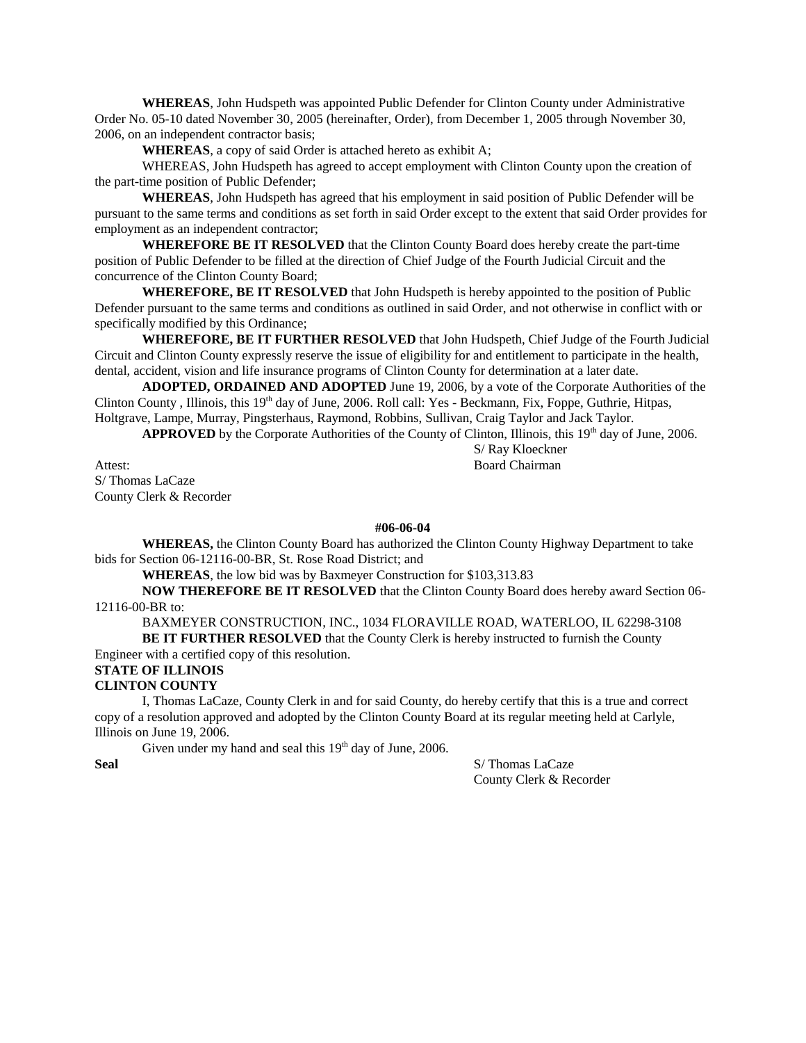**WHEREAS**, John Hudspeth was appointed Public Defender for Clinton County under Administrative Order No. 05-10 dated November 30, 2005 (hereinafter, Order), from December 1, 2005 through November 30, 2006, on an independent contractor basis;

**WHEREAS**, a copy of said Order is attached hereto as exhibit A;

WHEREAS, John Hudspeth has agreed to accept employment with Clinton County upon the creation of the part-time position of Public Defender;

**WHEREAS**, John Hudspeth has agreed that his employment in said position of Public Defender will be pursuant to the same terms and conditions as set forth in said Order except to the extent that said Order provides for employment as an independent contractor;

**WHEREFORE BE IT RESOLVED** that the Clinton County Board does hereby create the part-time position of Public Defender to be filled at the direction of Chief Judge of the Fourth Judicial Circuit and the concurrence of the Clinton County Board;

**WHEREFORE, BE IT RESOLVED** that John Hudspeth is hereby appointed to the position of Public Defender pursuant to the same terms and conditions as outlined in said Order, and not otherwise in conflict with or specifically modified by this Ordinance;

**WHEREFORE, BE IT FURTHER RESOLVED** that John Hudspeth, Chief Judge of the Fourth Judicial Circuit and Clinton County expressly reserve the issue of eligibility for and entitlement to participate in the health, dental, accident, vision and life insurance programs of Clinton County for determination at a later date.

**ADOPTED, ORDAINED AND ADOPTED** June 19, 2006, by a vote of the Corporate Authorities of the Clinton County , Illinois, this 19th day of June, 2006. Roll call: Yes - Beckmann, Fix, Foppe, Guthrie, Hitpas, Holtgrave, Lampe, Murray, Pingsterhaus, Raymond, Robbins, Sullivan, Craig Taylor and Jack Taylor.

**APPROVED** by the Corporate Authorities of the County of Clinton, Illinois, this 19th day of June, 2006.

S/ Ray Kloeckner
Board Chairman

Attest:
S/ Thomas LaCaze
County Clerk & Recorder

**#06-06-04**

**WHEREAS,** the Clinton County Board has authorized the Clinton County Highway Department to take bids for Section 06-12116-00-BR, St. Rose Road District; and

**WHEREAS**, the low bid was by Baxmeyer Construction for $103,313.83

**NOW THEREFORE BE IT RESOLVED** that the Clinton County Board does hereby award Section 06-12116-00-BR to:

BAXMEYER CONSTRUCTION, INC., 1034 FLORAVILLE ROAD, WATERLOO, IL 62298-3108

**BE IT FURTHER RESOLVED** that the County Clerk is hereby instructed to furnish the County Engineer with a certified copy of this resolution.

**STATE OF ILLINOIS**
**CLINTON COUNTY**

I, Thomas LaCaze, County Clerk in and for said County, do hereby certify that this is a true and correct copy of a resolution approved and adopted by the Clinton County Board at its regular meeting held at Carlyle, Illinois on June 19, 2006.

Given under my hand and seal this 19th day of June, 2006.

**Seal**

S/ Thomas LaCaze
County Clerk & Recorder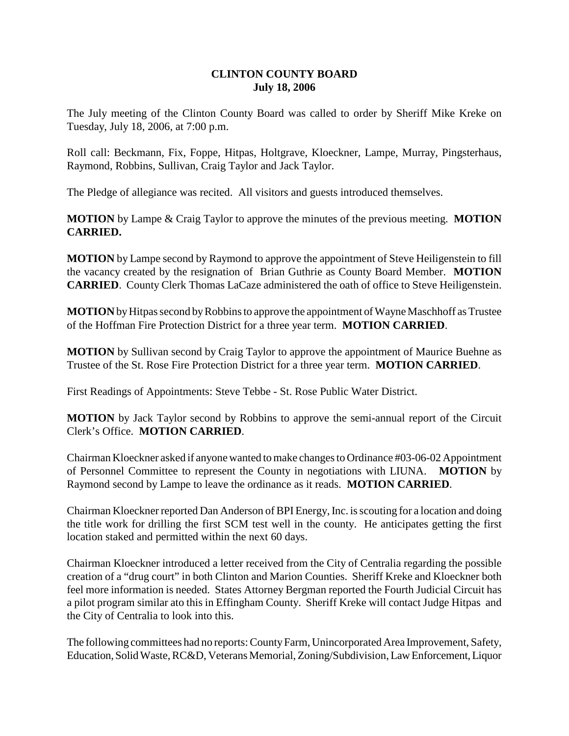**CLINTON COUNTY BOARD**
**July 18, 2006**

The July meeting of the Clinton County Board was called to order by Sheriff Mike Kreke on Tuesday, July 18, 2006, at 7:00 p.m.

Roll call: Beckmann, Fix, Foppe, Hitpas, Holtgrave, Kloeckner, Lampe, Murray, Pingsterhaus, Raymond, Robbins, Sullivan, Craig Taylor and Jack Taylor.

The Pledge of allegiance was recited. All visitors and guests introduced themselves.

**MOTION** by Lampe & Craig Taylor to approve the minutes of the previous meeting. **MOTION CARRIED.**

**MOTION** by Lampe second by Raymond to approve the appointment of Steve Heiligenstein to fill the vacancy created by the resignation of Brian Guthrie as County Board Member. **MOTION CARRIED**. County Clerk Thomas LaCaze administered the oath of office to Steve Heiligenstein.

**MOTION** by Hitpas second by Robbins to approve the appointment of Wayne Maschhoff as Trustee of the Hoffman Fire Protection District for a three year term. **MOTION CARRIED**.

**MOTION** by Sullivan second by Craig Taylor to approve the appointment of Maurice Buehne as Trustee of the St. Rose Fire Protection District for a three year term. **MOTION CARRIED**.

First Readings of Appointments: Steve Tebbe - St. Rose Public Water District.

**MOTION** by Jack Taylor second by Robbins to approve the semi-annual report of the Circuit Clerk's Office. **MOTION CARRIED**.

Chairman Kloeckner asked if anyone wanted to make changes to Ordinance #03-06-02 Appointment of Personnel Committee to represent the County in negotiations with LIUNA. **MOTION** by Raymond second by Lampe to leave the ordinance as it reads. **MOTION CARRIED**.

Chairman Kloeckner reported Dan Anderson of BPI Energy, Inc. is scouting for a location and doing the title work for drilling the first SCM test well in the county. He anticipates getting the first location staked and permitted within the next 60 days.

Chairman Kloeckner introduced a letter received from the City of Centralia regarding the possible creation of a "drug court" in both Clinton and Marion Counties. Sheriff Kreke and Kloeckner both feel more information is needed. States Attorney Bergman reported the Fourth Judicial Circuit has a pilot program similar ato this in Effingham County. Sheriff Kreke will contact Judge Hitpas and the City of Centralia to look into this.

The following committees had no reports: County Farm, Unincorporated Area Improvement, Safety, Education, Solid Waste, RC&D, Veterans Memorial, Zoning/Subdivision, Law Enforcement, Liquor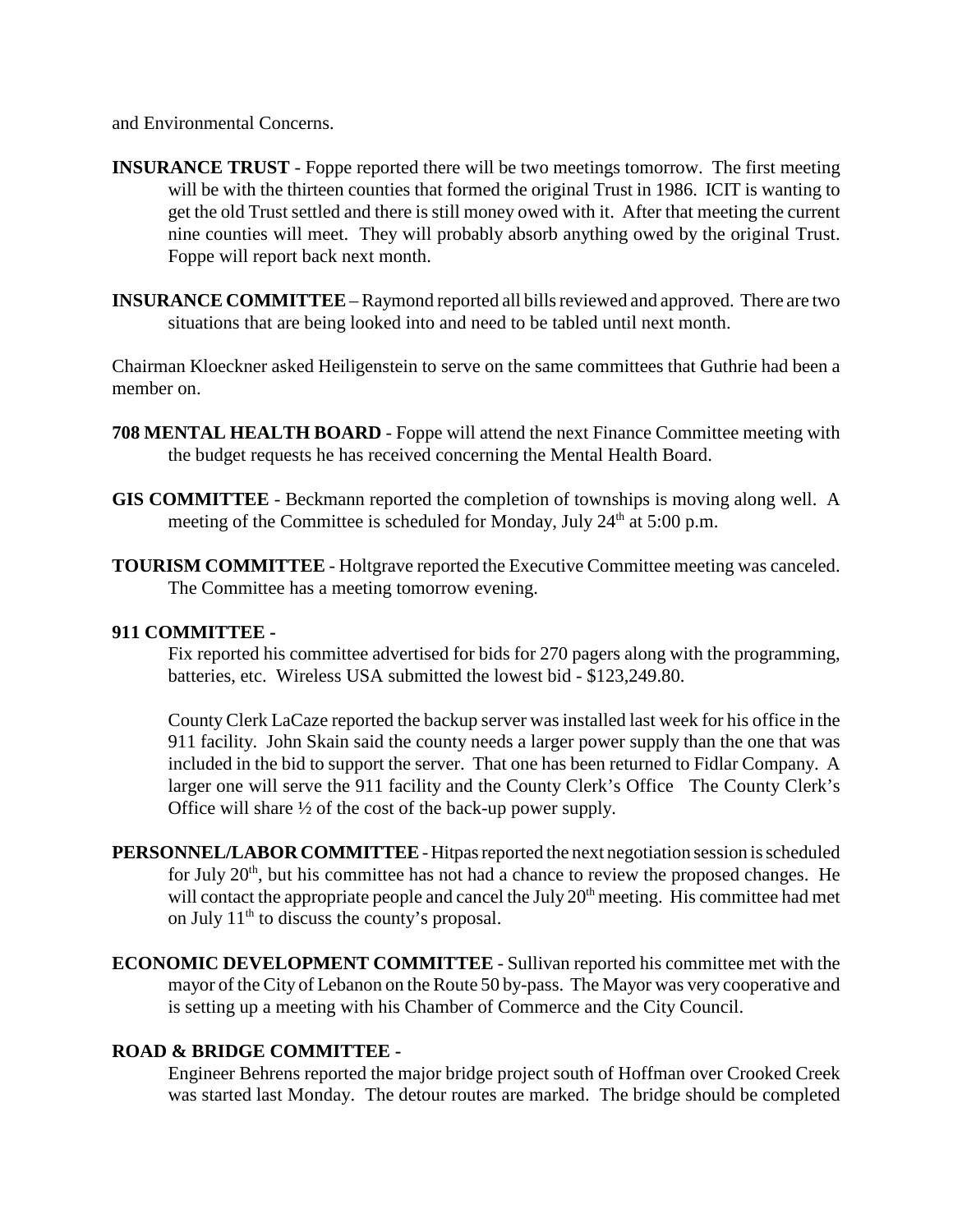and Environmental Concerns.

**INSURANCE TRUST** - Foppe reported there will be two meetings tomorrow. The first meeting will be with the thirteen counties that formed the original Trust in 1986. ICIT is wanting to get the old Trust settled and there is still money owed with it. After that meeting the current nine counties will meet. They will probably absorb anything owed by the original Trust. Foppe will report back next month.

**INSURANCE COMMITTEE** – Raymond reported all bills reviewed and approved. There are two situations that are being looked into and need to be tabled until next month.

Chairman Kloeckner asked Heiligenstein to serve on the same committees that Guthrie had been a member on.

**708 MENTAL HEALTH BOARD** - Foppe will attend the next Finance Committee meeting with the budget requests he has received concerning the Mental Health Board.

**GIS COMMITTEE** - Beckmann reported the completion of townships is moving along well. A meeting of the Committee is scheduled for Monday, July 24th at 5:00 p.m.

**TOURISM COMMITTEE** - Holtgrave reported the Executive Committee meeting was canceled. The Committee has a meeting tomorrow evening.

**911 COMMITTEE -**

Fix reported his committee advertised for bids for 270 pagers along with the programming, batteries, etc. Wireless USA submitted the lowest bid - $123,249.80.

County Clerk LaCaze reported the backup server was installed last week for his office in the 911 facility. John Skain said the county needs a larger power supply than the one that was included in the bid to support the server. That one has been returned to Fidlar Company. A larger one will serve the 911 facility and the County Clerk's Office The County Clerk's Office will share ½ of the cost of the back-up power supply.

**PERSONNEL/LABOR COMMITTEE** - Hitpas reported the next negotiation session is scheduled for July 20th, but his committee has not had a chance to review the proposed changes. He will contact the appropriate people and cancel the July 20th meeting. His committee had met on July 11th to discuss the county's proposal.

**ECONOMIC DEVELOPMENT COMMITTEE** - Sullivan reported his committee met with the mayor of the City of Lebanon on the Route 50 by-pass. The Mayor was very cooperative and is setting up a meeting with his Chamber of Commerce and the City Council.

**ROAD & BRIDGE COMMITTEE -**

Engineer Behrens reported the major bridge project south of Hoffman over Crooked Creek was started last Monday. The detour routes are marked. The bridge should be completed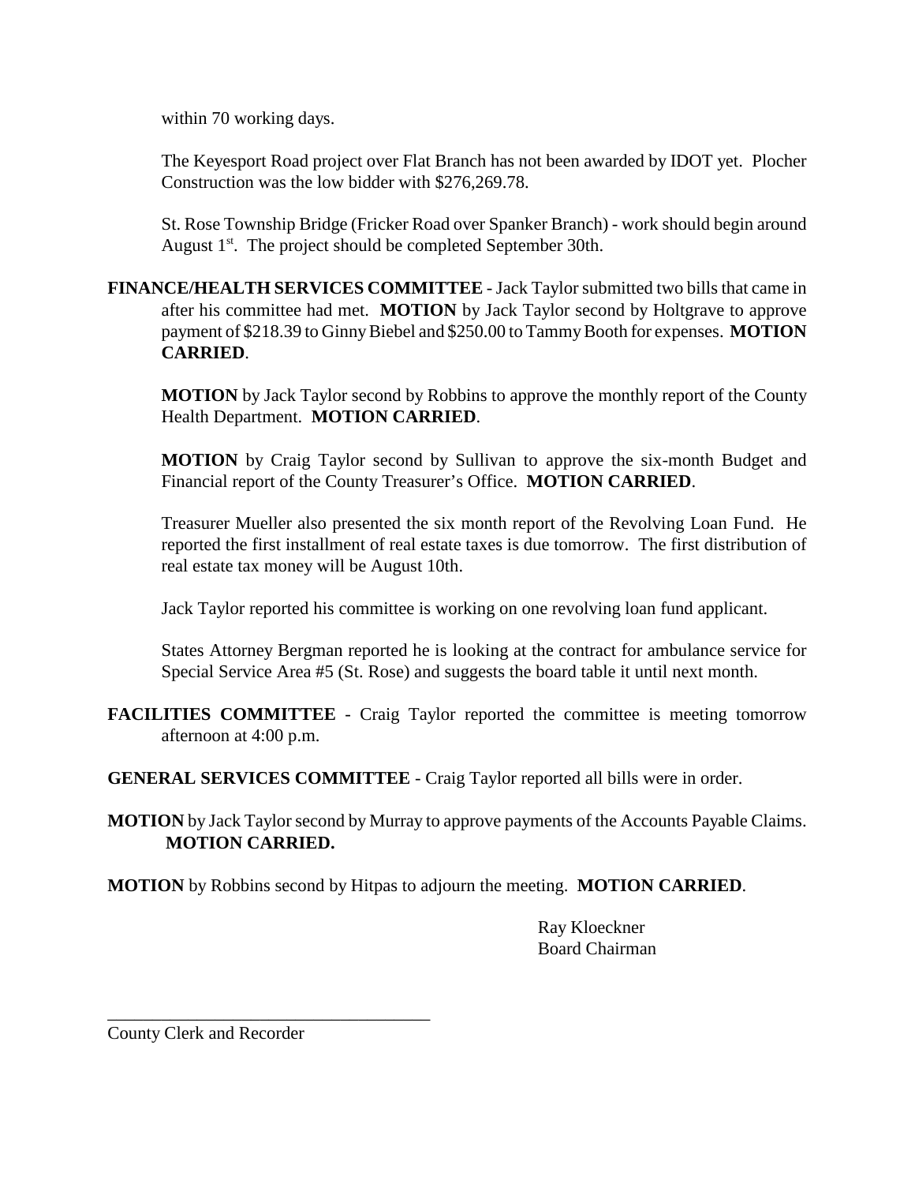within 70 working days.

The Keyesport Road project over Flat Branch has not been awarded by IDOT yet. Plocher Construction was the low bidder with $276,269.78.

St. Rose Township Bridge (Fricker Road over Spanker Branch) - work should begin around August 1st. The project should be completed September 30th.

**FINANCE/HEALTH SERVICES COMMITTEE** - Jack Taylor submitted two bills that came in after his committee had met. **MOTION** by Jack Taylor second by Holtgrave to approve payment of $218.39 to Ginny Biebel and $250.00 to Tammy Booth for expenses. **MOTION CARRIED**.

**MOTION** by Jack Taylor second by Robbins to approve the monthly report of the County Health Department. **MOTION CARRIED**.

**MOTION** by Craig Taylor second by Sullivan to approve the six-month Budget and Financial report of the County Treasurer's Office. **MOTION CARRIED**.

Treasurer Mueller also presented the six month report of the Revolving Loan Fund. He reported the first installment of real estate taxes is due tomorrow. The first distribution of real estate tax money will be August 10th.

Jack Taylor reported his committee is working on one revolving loan fund applicant.

States Attorney Bergman reported he is looking at the contract for ambulance service for Special Service Area #5 (St. Rose) and suggests the board table it until next month.

**FACILITIES COMMITTEE** - Craig Taylor reported the committee is meeting tomorrow afternoon at 4:00 p.m.

**GENERAL SERVICES COMMITTEE** - Craig Taylor reported all bills were in order.

**MOTION** by Jack Taylor second by Murray to approve payments of the Accounts Payable Claims. **MOTION CARRIED.**

**MOTION** by Robbins second by Hitpas to adjourn the meeting. **MOTION CARRIED**.

Ray Kloeckner
Board Chairman

_____________________________________
County Clerk and Recorder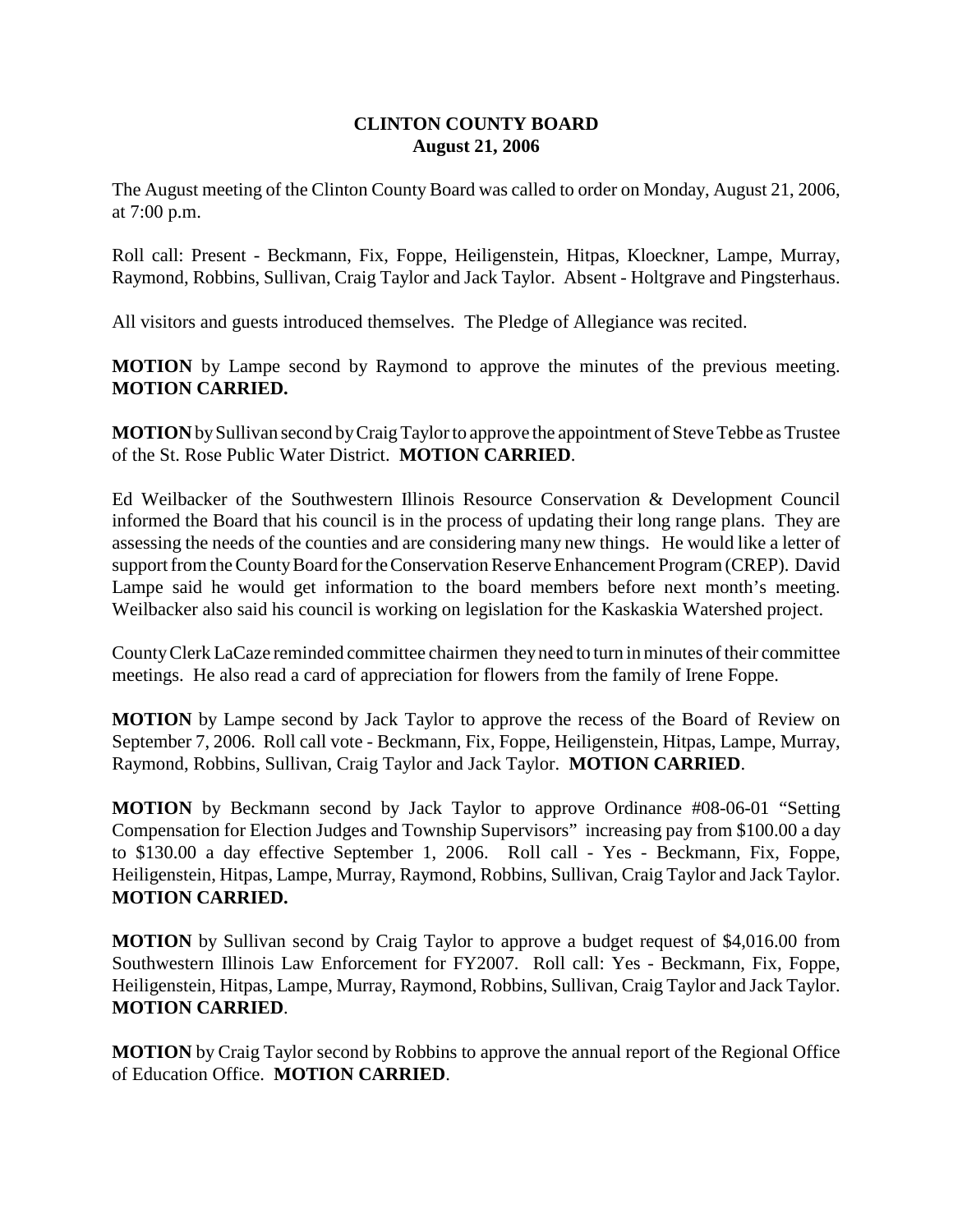# CLINTON COUNTY BOARD
## August 21, 2006

The August meeting of the Clinton County Board was called to order on Monday, August 21, 2006, at 7:00 p.m.

Roll call: Present - Beckmann, Fix, Foppe, Heiligenstein, Hitpas, Kloeckner, Lampe, Murray, Raymond, Robbins, Sullivan, Craig Taylor and Jack Taylor. Absent - Holtgrave and Pingsterhaus.

All visitors and guests introduced themselves. The Pledge of Allegiance was recited.

**MOTION** by Lampe second by Raymond to approve the minutes of the previous meeting. **MOTION CARRIED.**

**MOTION** by Sullivan second by Craig Taylor to approve the appointment of Steve Tebbe as Trustee of the St. Rose Public Water District. **MOTION CARRIED**.

Ed Weilbacker of the Southwestern Illinois Resource Conservation & Development Council informed the Board that his council is in the process of updating their long range plans. They are assessing the needs of the counties and are considering many new things. He would like a letter of support from the County Board for the Conservation Reserve Enhancement Program (CREP). David Lampe said he would get information to the board members before next month's meeting. Weilbacker also said his council is working on legislation for the Kaskaskia Watershed project.

County Clerk LaCaze reminded committee chairmen they need to turn in minutes of their committee meetings. He also read a card of appreciation for flowers from the family of Irene Foppe.

**MOTION** by Lampe second by Jack Taylor to approve the recess of the Board of Review on September 7, 2006. Roll call vote - Beckmann, Fix, Foppe, Heiligenstein, Hitpas, Lampe, Murray, Raymond, Robbins, Sullivan, Craig Taylor and Jack Taylor. **MOTION CARRIED**.

**MOTION** by Beckmann second by Jack Taylor to approve Ordinance #08-06-01 "Setting Compensation for Election Judges and Township Supervisors" increasing pay from $100.00 a day to $130.00 a day effective September 1, 2006. Roll call - Yes - Beckmann, Fix, Foppe, Heiligenstein, Hitpas, Lampe, Murray, Raymond, Robbins, Sullivan, Craig Taylor and Jack Taylor. **MOTION CARRIED.**

**MOTION** by Sullivan second by Craig Taylor to approve a budget request of $4,016.00 from Southwestern Illinois Law Enforcement for FY2007. Roll call: Yes - Beckmann, Fix, Foppe, Heiligenstein, Hitpas, Lampe, Murray, Raymond, Robbins, Sullivan, Craig Taylor and Jack Taylor. **MOTION CARRIED**.

**MOTION** by Craig Taylor second by Robbins to approve the annual report of the Regional Office of Education Office. **MOTION CARRIED**.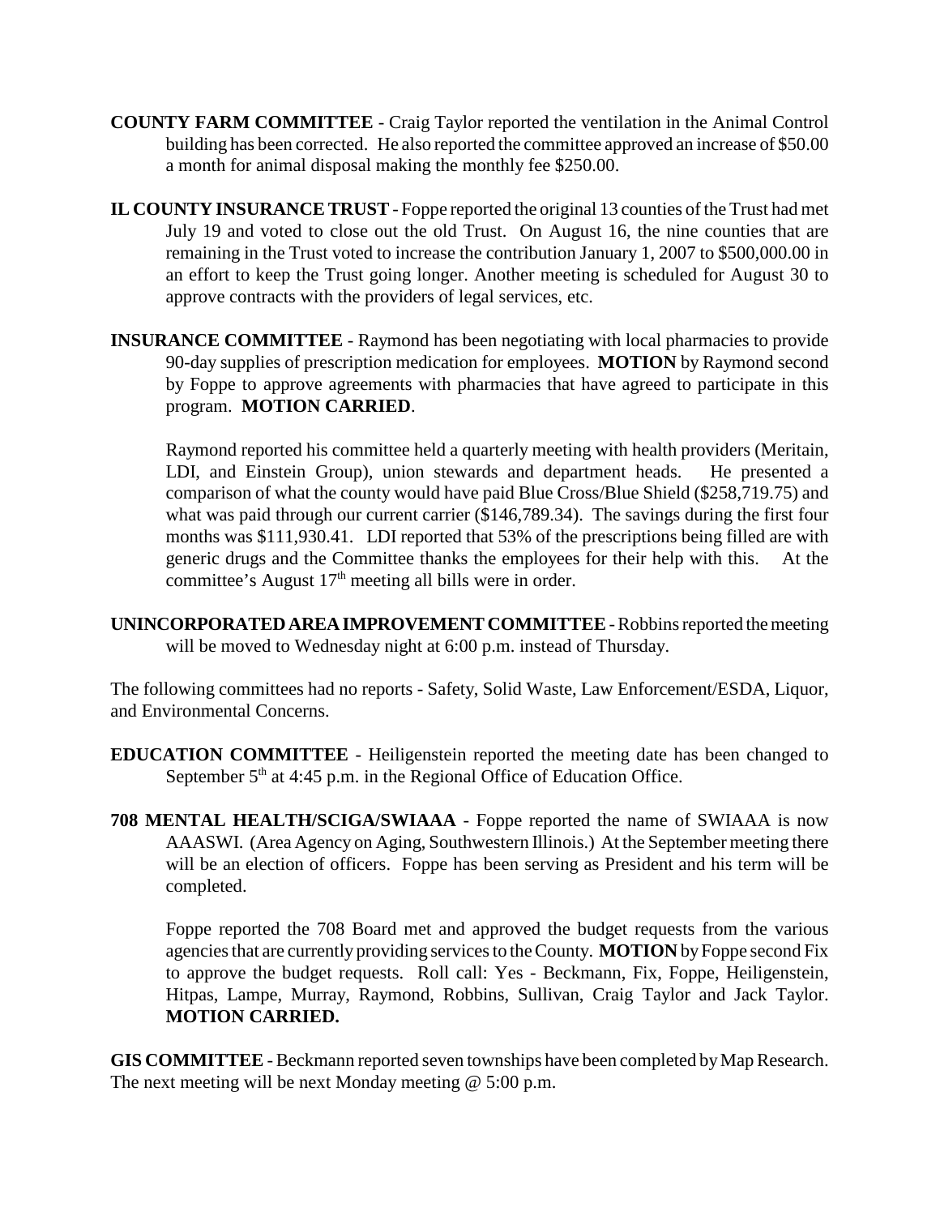**COUNTY FARM COMMITTEE** - Craig Taylor reported the ventilation in the Animal Control building has been corrected. He also reported the committee approved an increase of $50.00 a month for animal disposal making the monthly fee $250.00.

**IL COUNTY INSURANCE TRUST** - Foppe reported the original 13 counties of the Trust had met July 19 and voted to close out the old Trust. On August 16, the nine counties that are remaining in the Trust voted to increase the contribution January 1, 2007 to $500,000.00 in an effort to keep the Trust going longer. Another meeting is scheduled for August 30 to approve contracts with the providers of legal services, etc.

**INSURANCE COMMITTEE** - Raymond has been negotiating with local pharmacies to provide 90-day supplies of prescription medication for employees. **MOTION** by Raymond second by Foppe to approve agreements with pharmacies that have agreed to participate in this program. **MOTION CARRIED**.

Raymond reported his committee held a quarterly meeting with health providers (Meritain, LDI, and Einstein Group), union stewards and department heads. He presented a comparison of what the county would have paid Blue Cross/Blue Shield ($258,719.75) and what was paid through our current carrier ($146,789.34). The savings during the first four months was $111,930.41. LDI reported that 53% of the prescriptions being filled are with generic drugs and the Committee thanks the employees for their help with this. At the committee's August 17th meeting all bills were in order.

**UNINCORPORATED AREA IMPROVEMENT COMMITTEE** - Robbins reported the meeting will be moved to Wednesday night at 6:00 p.m. instead of Thursday.

The following committees had no reports - Safety, Solid Waste, Law Enforcement/ESDA, Liquor, and Environmental Concerns.

**EDUCATION COMMITTEE** - Heiligenstein reported the meeting date has been changed to September 5th at 4:45 p.m. in the Regional Office of Education Office.

**708 MENTAL HEALTH/SCIGA/SWIAAA** - Foppe reported the name of SWIAAA is now AAASWI. (Area Agency on Aging, Southwestern Illinois.) At the September meeting there will be an election of officers. Foppe has been serving as President and his term will be completed.

Foppe reported the 708 Board met and approved the budget requests from the various agencies that are currently providing services to the County. **MOTION** by Foppe second Fix to approve the budget requests. Roll call: Yes - Beckmann, Fix, Foppe, Heiligenstein, Hitpas, Lampe, Murray, Raymond, Robbins, Sullivan, Craig Taylor and Jack Taylor. **MOTION CARRIED.**

**GIS COMMITTEE** - Beckmann reported seven townships have been completed by Map Research. The next meeting will be next Monday meeting @ 5:00 p.m.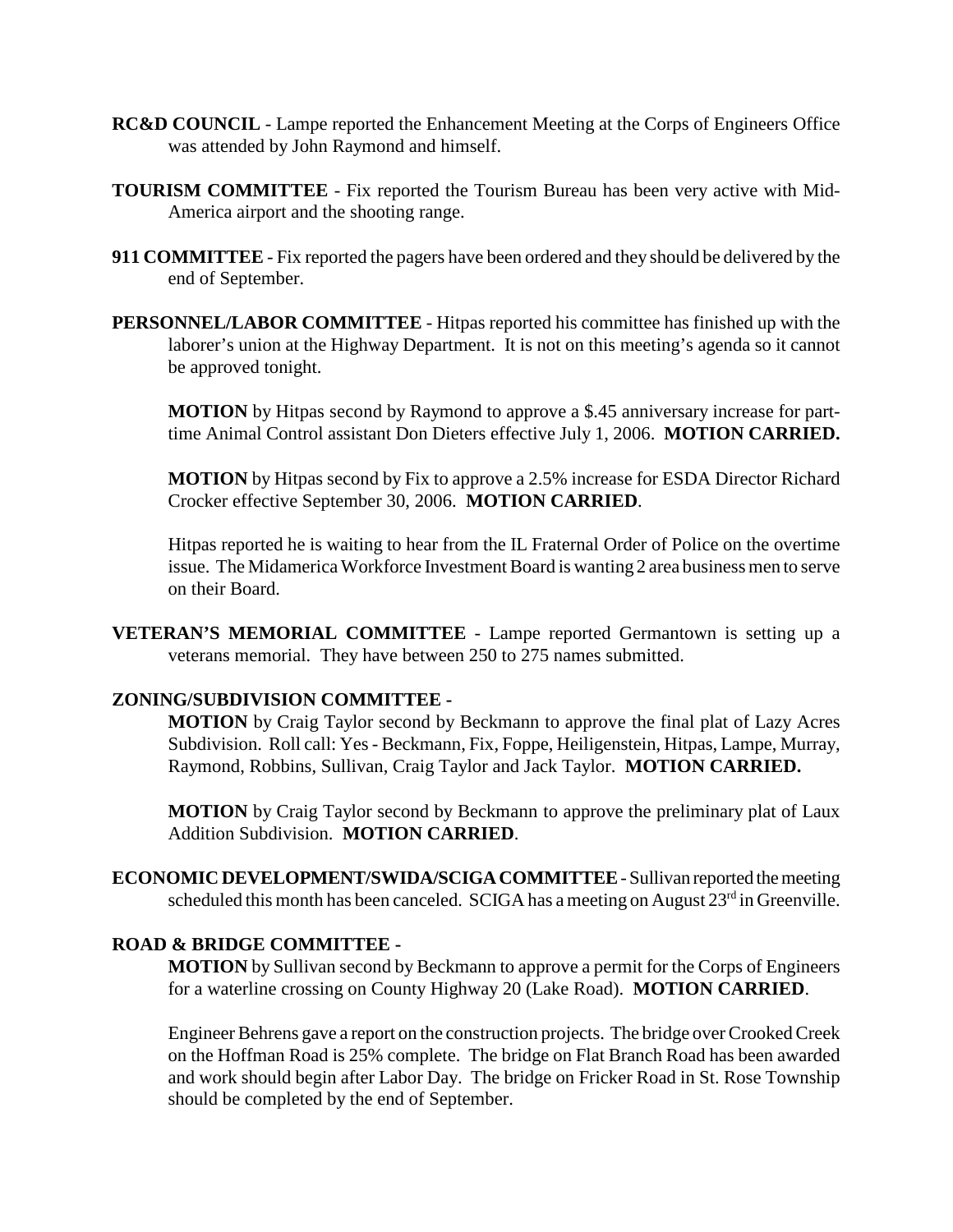**RC&D COUNCIL** - Lampe reported the Enhancement Meeting at the Corps of Engineers Office was attended by John Raymond and himself.

**TOURISM COMMITTEE** - Fix reported the Tourism Bureau has been very active with Mid-America airport and the shooting range.

**911 COMMITTEE** - Fix reported the pagers have been ordered and they should be delivered by the end of September.

**PERSONNEL/LABOR COMMITTEE** - Hitpas reported his committee has finished up with the laborer's union at the Highway Department. It is not on this meeting's agenda so it cannot be approved tonight.

**MOTION** by Hitpas second by Raymond to approve a $.45 anniversary increase for part-time Animal Control assistant Don Dieters effective July 1, 2006. **MOTION CARRIED.**

**MOTION** by Hitpas second by Fix to approve a 2.5% increase for ESDA Director Richard Crocker effective September 30, 2006. **MOTION CARRIED**.

Hitpas reported he is waiting to hear from the IL Fraternal Order of Police on the overtime issue. The Midamerica Workforce Investment Board is wanting 2 area business men to serve on their Board.

**VETERAN'S MEMORIAL COMMITTEE** - Lampe reported Germantown is setting up a veterans memorial. They have between 250 to 275 names submitted.

**ZONING/SUBDIVISION COMMITTEE -**

**MOTION** by Craig Taylor second by Beckmann to approve the final plat of Lazy Acres Subdivision. Roll call: Yes - Beckmann, Fix, Foppe, Heiligenstein, Hitpas, Lampe, Murray, Raymond, Robbins, Sullivan, Craig Taylor and Jack Taylor. **MOTION CARRIED.**

**MOTION** by Craig Taylor second by Beckmann to approve the preliminary plat of Laux Addition Subdivision. **MOTION CARRIED**.

**ECONOMIC DEVELOPMENT/SWIDA/SCIGA COMMITTEE** - Sullivan reported the meeting scheduled this month has been canceled. SCIGA has a meeting on August 23rd in Greenville.

**ROAD & BRIDGE COMMITTEE -**

**MOTION** by Sullivan second by Beckmann to approve a permit for the Corps of Engineers for a waterline crossing on County Highway 20 (Lake Road). **MOTION CARRIED**.

Engineer Behrens gave a report on the construction projects. The bridge over Crooked Creek on the Hoffman Road is 25% complete. The bridge on Flat Branch Road has been awarded and work should begin after Labor Day. The bridge on Fricker Road in St. Rose Township should be completed by the end of September.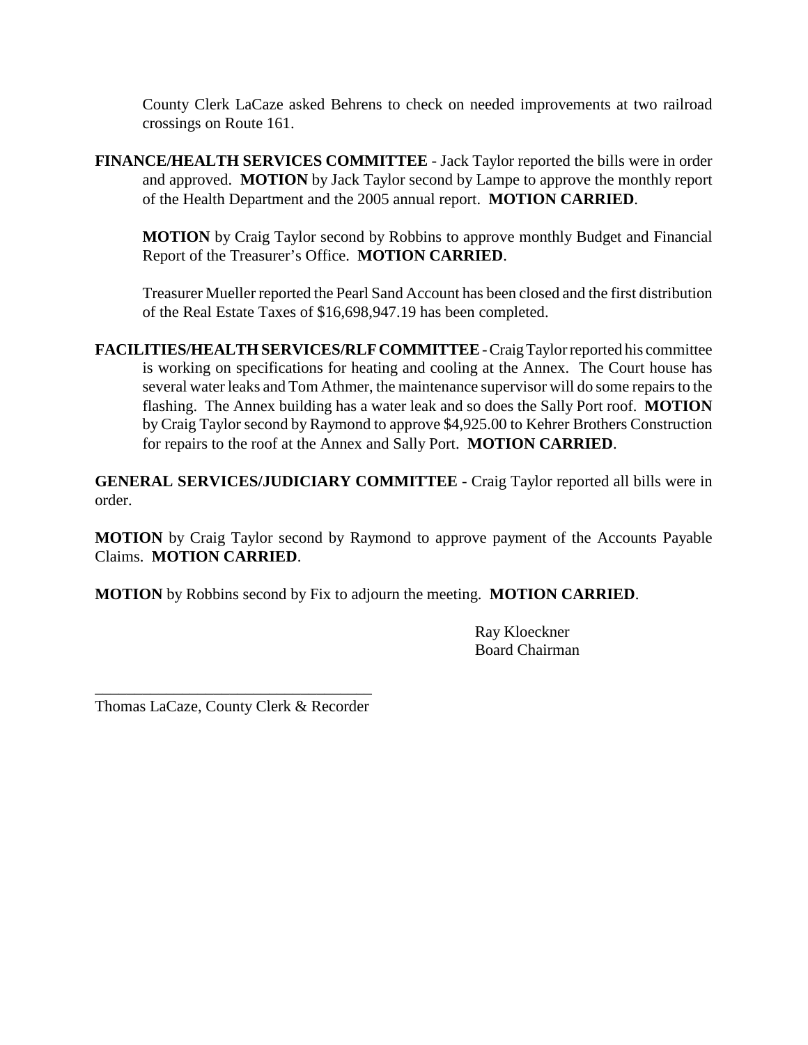County Clerk LaCaze asked Behrens to check on needed improvements at two railroad crossings on Route 161.

**FINANCE/HEALTH SERVICES COMMITTEE** - Jack Taylor reported the bills were in order and approved. **MOTION** by Jack Taylor second by Lampe to approve the monthly report of the Health Department and the 2005 annual report. **MOTION CARRIED**.

**MOTION** by Craig Taylor second by Robbins to approve monthly Budget and Financial Report of the Treasurer's Office. **MOTION CARRIED**.

Treasurer Mueller reported the Pearl Sand Account has been closed and the first distribution of the Real Estate Taxes of $16,698,947.19 has been completed.

**FACILITIES/HEALTH SERVICES/RLF COMMITTEE** - Craig Taylor reported his committee is working on specifications for heating and cooling at the Annex. The Court house has several water leaks and Tom Athmer, the maintenance supervisor will do some repairs to the flashing. The Annex building has a water leak and so does the Sally Port roof. **MOTION** by Craig Taylor second by Raymond to approve $4,925.00 to Kehrer Brothers Construction for repairs to the roof at the Annex and Sally Port. **MOTION CARRIED**.

**GENERAL SERVICES/JUDICIARY COMMITTEE** - Craig Taylor reported all bills were in order.

**MOTION** by Craig Taylor second by Raymond to approve payment of the Accounts Payable Claims. **MOTION CARRIED**.

**MOTION** by Robbins second by Fix to adjourn the meeting. **MOTION CARRIED**.

Ray Kloeckner
Board Chairman

\_\_\_\_\_\_\_\_\_\_\_\_\_\_\_\_\_\_\_\_\_\_\_\_\_\_\_\_\_\_\_\_\_\_\_
Thomas LaCaze, County Clerk & Recorder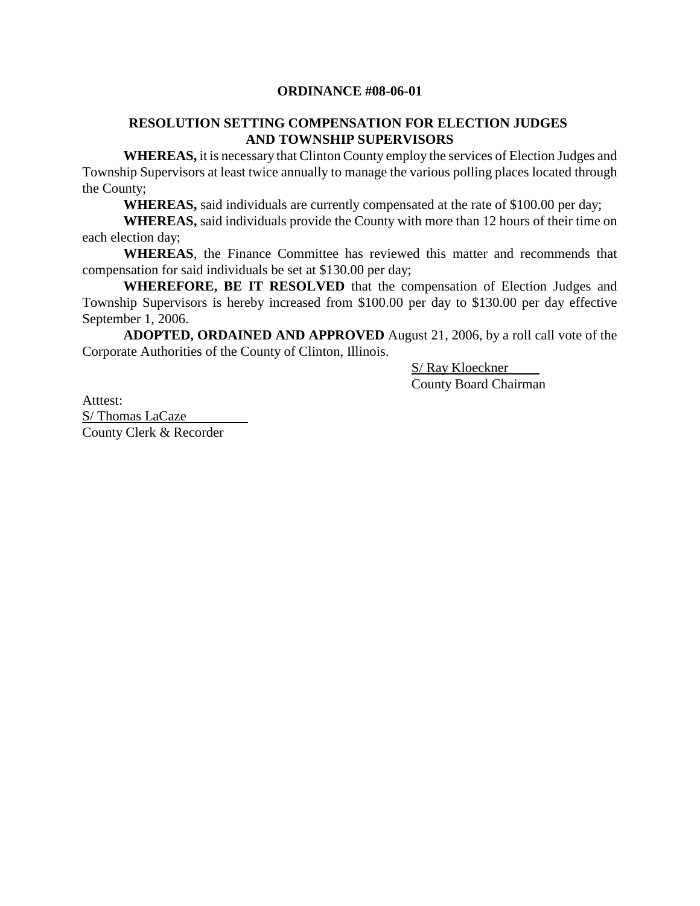**ORDINANCE #08-06-01**

**RESOLUTION SETTING COMPENSATION FOR ELECTION JUDGES AND TOWNSHIP SUPERVISORS**

**WHEREAS,** it is necessary that Clinton County employ the services of Election Judges and Township Supervisors at least twice annually to manage the various polling places located through the County;

**WHEREAS,** said individuals are currently compensated at the rate of $100.00 per day;

**WHEREAS,** said individuals provide the County with more than 12 hours of their time on each election day;

**WHEREAS**, the Finance Committee has reviewed this matter and recommends that compensation for said individuals be set at $130.00 per day;

**WHEREFORE, BE IT RESOLVED** that the compensation of Election Judges and Township Supervisors is hereby increased from $100.00 per day to $130.00 per day effective September 1, 2006.

**ADOPTED, ORDAINED AND APPROVED** August 21, 2006, by a roll call vote of the Corporate Authorities of the County of Clinton, Illinois.

S/ Ray Kloeckner
County Board Chairman

Atttest:
S/ Thomas LaCaze
County Clerk & Recorder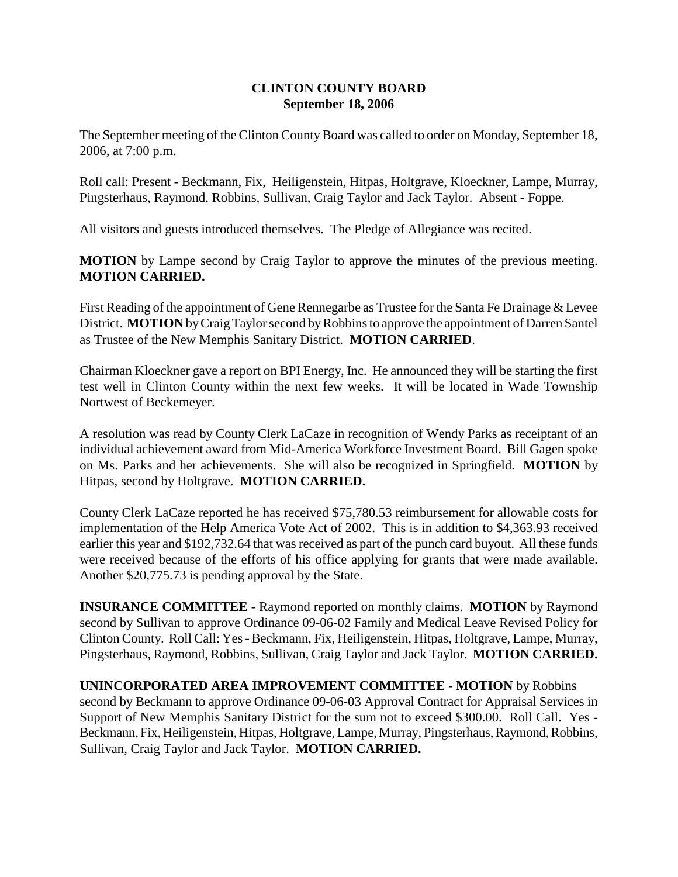**CLINTON COUNTY BOARD**
**September 18, 2006**

The September meeting of the Clinton County Board was called to order on Monday, September 18, 2006, at 7:00 p.m.

Roll call: Present - Beckmann, Fix, Heiligenstein, Hitpas, Holtgrave, Kloeckner, Lampe, Murray, Pingsterhaus, Raymond, Robbins, Sullivan, Craig Taylor and Jack Taylor. Absent - Foppe.

All visitors and guests introduced themselves. The Pledge of Allegiance was recited.

**MOTION** by Lampe second by Craig Taylor to approve the minutes of the previous meeting. **MOTION CARRIED.**

First Reading of the appointment of Gene Rennegarbe as Trustee for the Santa Fe Drainage & Levee District. **MOTION** by Craig Taylor second by Robbins to approve the appointment of Darren Santel as Trustee of the New Memphis Sanitary District. **MOTION CARRIED**.

Chairman Kloeckner gave a report on BPI Energy, Inc. He announced they will be starting the first test well in Clinton County within the next few weeks. It will be located in Wade Township Nortwest of Beckemeyer.

A resolution was read by County Clerk LaCaze in recognition of Wendy Parks as receiptant of an individual achievement award from Mid-America Workforce Investment Board. Bill Gagen spoke on Ms. Parks and her achievements. She will also be recognized in Springfield. **MOTION** by Hitpas, second by Holtgrave. **MOTION CARRIED.**

County Clerk LaCaze reported he has received $75,780.53 reimbursement for allowable costs for implementation of the Help America Vote Act of 2002. This is in addition to $4,363.93 received earlier this year and $192,732.64 that was received as part of the punch card buyout. All these funds were received because of the efforts of his office applying for grants that were made available. Another $20,775.73 is pending approval by the State.

**INSURANCE COMMITTEE** - Raymond reported on monthly claims. **MOTION** by Raymond second by Sullivan to approve Ordinance 09-06-02 Family and Medical Leave Revised Policy for Clinton County. Roll Call: Yes - Beckmann, Fix, Heiligenstein, Hitpas, Holtgrave, Lampe, Murray, Pingsterhaus, Raymond, Robbins, Sullivan, Craig Taylor and Jack Taylor. **MOTION CARRIED.**

**UNINCORPORATED AREA IMPROVEMENT COMMITTEE** - **MOTION** by Robbins second by Beckmann to approve Ordinance 09-06-03 Approval Contract for Appraisal Services in Support of New Memphis Sanitary District for the sum not to exceed $300.00. Roll Call. Yes - Beckmann, Fix, Heiligenstein, Hitpas, Holtgrave, Lampe, Murray, Pingsterhaus, Raymond, Robbins, Sullivan, Craig Taylor and Jack Taylor. **MOTION CARRIED.**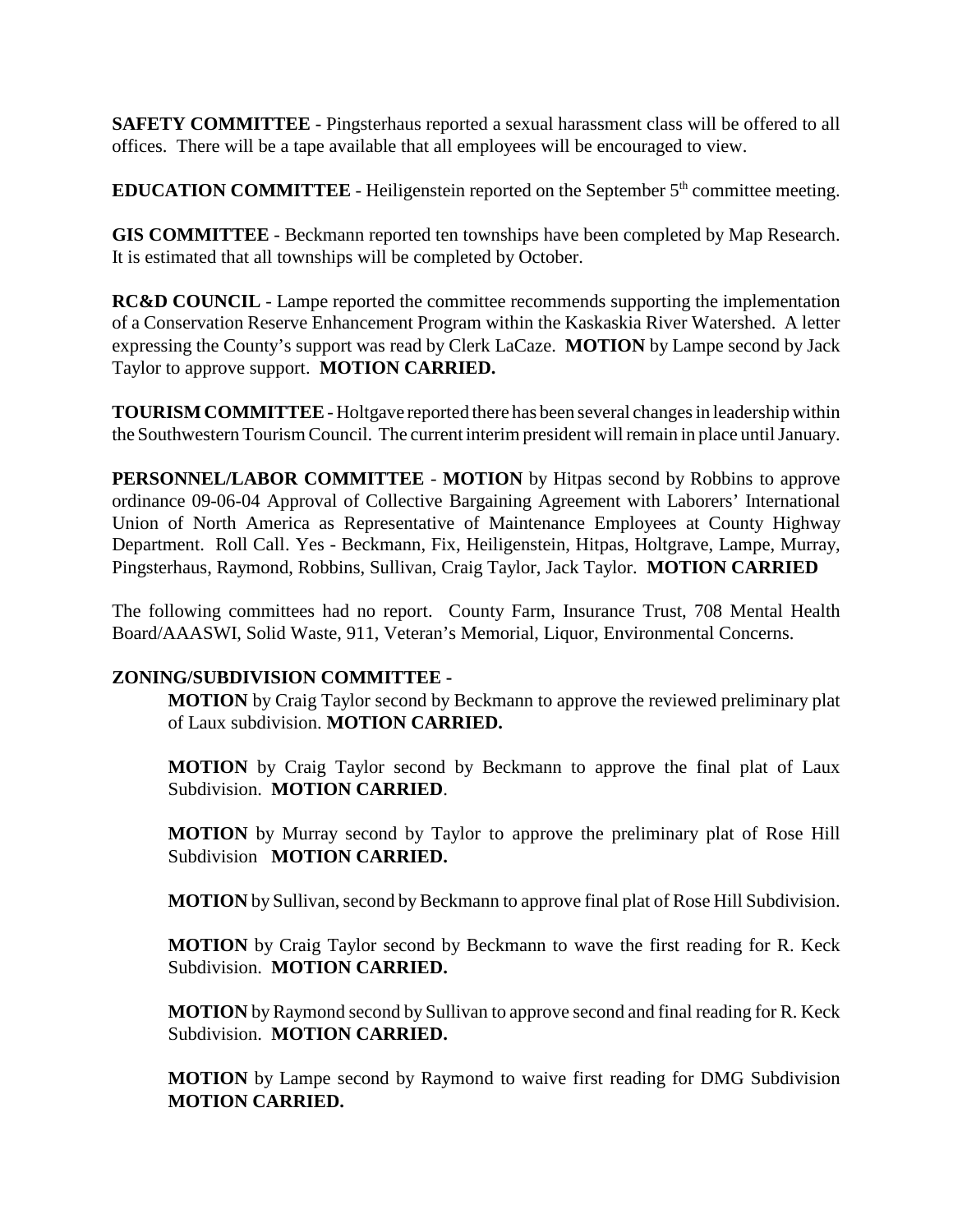**SAFETY COMMITTEE** - Pingsterhaus reported a sexual harassment class will be offered to all offices. There will be a tape available that all employees will be encouraged to view.

**EDUCATION COMMITTEE** - Heiligenstein reported on the September 5th committee meeting.

**GIS COMMITTEE** - Beckmann reported ten townships have been completed by Map Research. It is estimated that all townships will be completed by October.

**RC&D COUNCIL** - Lampe reported the committee recommends supporting the implementation of a Conservation Reserve Enhancement Program within the Kaskaskia River Watershed. A letter expressing the County's support was read by Clerk LaCaze. **MOTION** by Lampe second by Jack Taylor to approve support. **MOTION CARRIED.**

**TOURISM COMMITTEE** - Holtgave reported there has been several changes in leadership within the Southwestern Tourism Council. The current interim president will remain in place until January.

**PERSONNEL/LABOR COMMITTEE** - **MOTION** by Hitpas second by Robbins to approve ordinance 09-06-04 Approval of Collective Bargaining Agreement with Laborers' International Union of North America as Representative of Maintenance Employees at County Highway Department. Roll Call. Yes - Beckmann, Fix, Heiligenstein, Hitpas, Holtgrave, Lampe, Murray, Pingsterhaus, Raymond, Robbins, Sullivan, Craig Taylor, Jack Taylor. **MOTION CARRIED**

The following committees had no report. County Farm, Insurance Trust, 708 Mental Health Board/AAASWI, Solid Waste, 911, Veteran's Memorial, Liquor, Environmental Concerns.

**ZONING/SUBDIVISION COMMITTEE -**

**MOTION** by Craig Taylor second by Beckmann to approve the reviewed preliminary plat of Laux subdivision. **MOTION CARRIED.**

**MOTION** by Craig Taylor second by Beckmann to approve the final plat of Laux Subdivision. **MOTION CARRIED**.

**MOTION** by Murray second by Taylor to approve the preliminary plat of Rose Hill Subdivision **MOTION CARRIED.**

**MOTION** by Sullivan, second by Beckmann to approve final plat of Rose Hill Subdivision.

**MOTION** by Craig Taylor second by Beckmann to wave the first reading for R. Keck Subdivision. **MOTION CARRIED.**

**MOTION** by Raymond second by Sullivan to approve second and final reading for R. Keck Subdivision. **MOTION CARRIED.**

**MOTION** by Lampe second by Raymond to waive first reading for DMG Subdivision **MOTION CARRIED.**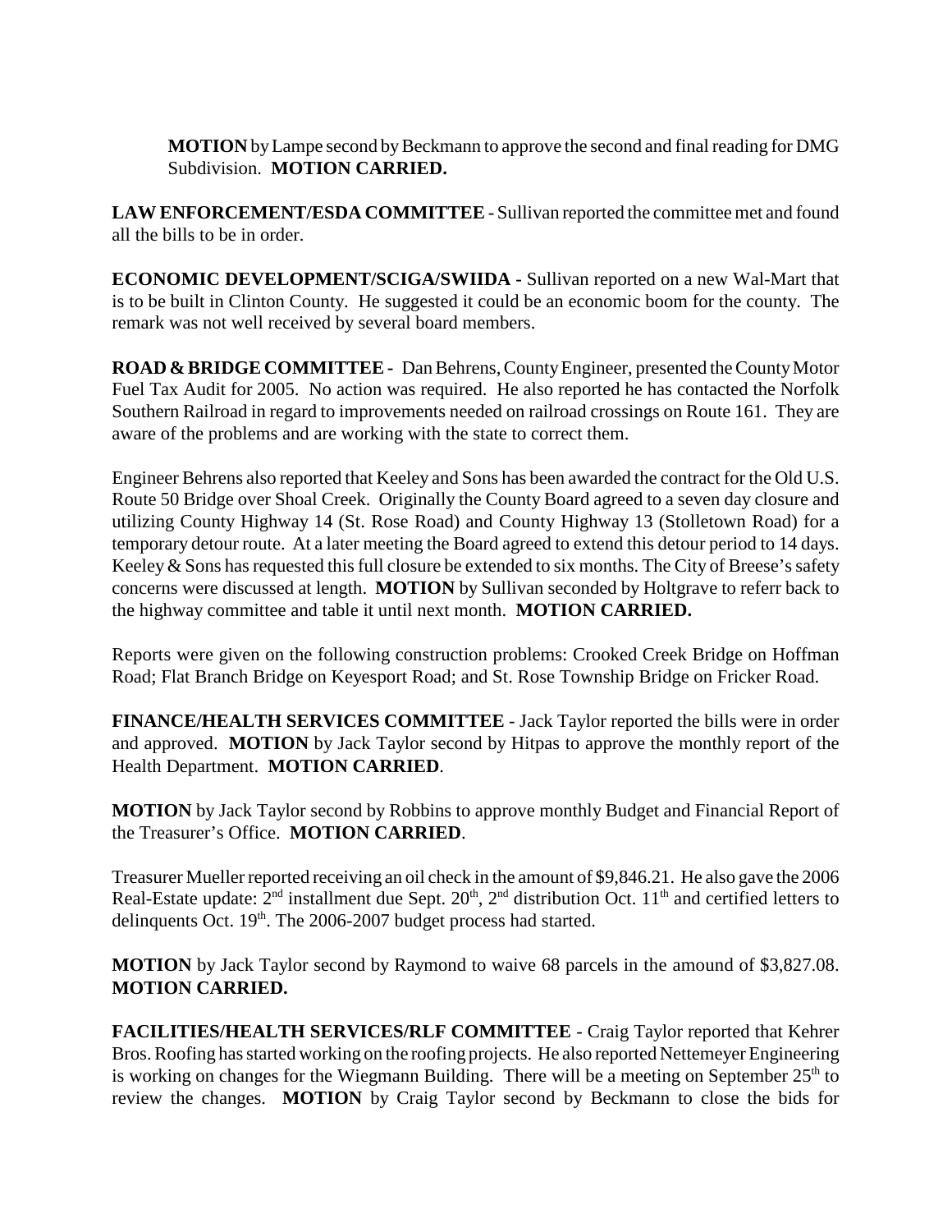**MOTION** by Lampe second by Beckmann to approve the second and final reading for DMG Subdivision. **MOTION CARRIED.**

**LAW ENFORCEMENT/ESDA COMMITTEE** - Sullivan reported the committee met and found all the bills to be in order.

**ECONOMIC DEVELOPMENT/SCIGA/SWIIDA -** Sullivan reported on a new Wal-Mart that is to be built in Clinton County. He suggested it could be an economic boom for the county. The remark was not well received by several board members.

**ROAD & BRIDGE COMMITTEE -** Dan Behrens, County Engineer, presented the County Motor Fuel Tax Audit for 2005. No action was required. He also reported he has contacted the Norfolk Southern Railroad in regard to improvements needed on railroad crossings on Route 161. They are aware of the problems and are working with the state to correct them.

Engineer Behrens also reported that Keeley and Sons has been awarded the contract for the Old U.S. Route 50 Bridge over Shoal Creek. Originally the County Board agreed to a seven day closure and utilizing County Highway 14 (St. Rose Road) and County Highway 13 (Stolletown Road) for a temporary detour route. At a later meeting the Board agreed to extend this detour period to 14 days. Keeley & Sons has requested this full closure be extended to six months. The City of Breese's safety concerns were discussed at length. **MOTION** by Sullivan seconded by Holtgrave to referr back to the highway committee and table it until next month. **MOTION CARRIED.**

Reports were given on the following construction problems: Crooked Creek Bridge on Hoffman Road; Flat Branch Bridge on Keyesport Road; and St. Rose Township Bridge on Fricker Road.

**FINANCE/HEALTH SERVICES COMMITTEE** - Jack Taylor reported the bills were in order and approved. **MOTION** by Jack Taylor second by Hitpas to approve the monthly report of the Health Department. **MOTION CARRIED**.

**MOTION** by Jack Taylor second by Robbins to approve monthly Budget and Financial Report of the Treasurer's Office. **MOTION CARRIED**.

Treasurer Mueller reported receiving an oil check in the amount of $9,846.21. He also gave the 2006 Real-Estate update: 2nd installment due Sept. 20th, 2nd distribution Oct. 11th and certified letters to delinquents Oct. 19th. The 2006-2007 budget process had started.

**MOTION** by Jack Taylor second by Raymond to waive 68 parcels in the amount of $3,827.08. **MOTION CARRIED.**

**FACILITIES/HEALTH SERVICES/RLF COMMITTEE** - Craig Taylor reported that Kehrer Bros. Roofing has started working on the roofing projects. He also reported Nettemeyer Engineering is working on changes for the Wiegmann Building. There will be a meeting on September 25th to review the changes. **MOTION** by Craig Taylor second by Beckmann to close the bids for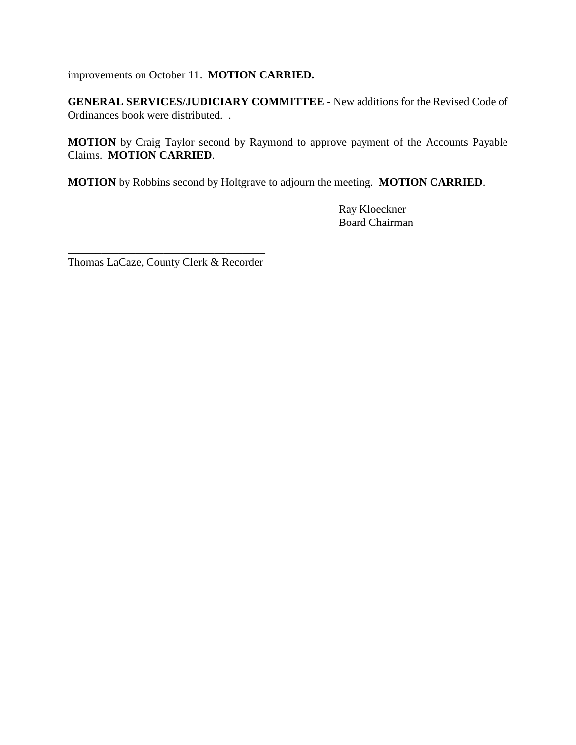improvements on October 11. **MOTION CARRIED.**

**GENERAL SERVICES/JUDICIARY COMMITTEE** - New additions for the Revised Code of Ordinances book were distributed. .

**MOTION** by Craig Taylor second by Raymond to approve payment of the Accounts Payable Claims. **MOTION CARRIED**.

**MOTION** by Robbins second by Holtgrave to adjourn the meeting. **MOTION CARRIED**.

Ray Kloeckner
Board Chairman

\_\_\_\_\_\_\_\_\_\_\_\_\_\_\_\_\_\_\_\_\_\_\_\_\_\_\_\_\_\_\_\_\_\_\_\_
Thomas LaCaze, County Clerk & Recorder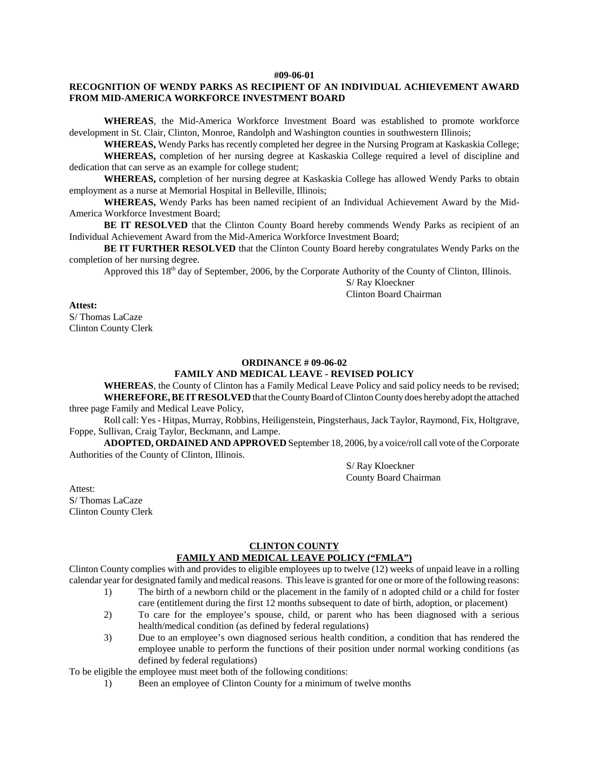**#09-06-01**

**RECOGNITION OF WENDY PARKS AS RECIPIENT OF AN INDIVIDUAL ACHIEVEMENT AWARD FROM MID-AMERICA WORKFORCE INVESTMENT BOARD**

**WHEREAS**, the Mid-America Workforce Investment Board was established to promote workforce development in St. Clair, Clinton, Monroe, Randolph and Washington counties in southwestern Illinois;

**WHEREAS,** Wendy Parks has recently completed her degree in the Nursing Program at Kaskaskia College;

**WHEREAS,** completion of her nursing degree at Kaskaskia College required a level of discipline and dedication that can serve as an example for college student;

**WHEREAS,** completion of her nursing degree at Kaskaskia College has allowed Wendy Parks to obtain employment as a nurse at Memorial Hospital in Belleville, Illinois;

**WHEREAS,** Wendy Parks has been named recipient of an Individual Achievement Award by the Mid-America Workforce Investment Board;

**BE IT RESOLVED** that the Clinton County Board hereby commends Wendy Parks as recipient of an Individual Achievement Award from the Mid-America Workforce Investment Board;

**BE IT FURTHER RESOLVED** that the Clinton County Board hereby congratulates Wendy Parks on the completion of her nursing degree.

Approved this 18th day of September, 2006, by the Corporate Authority of the County of Clinton, Illinois.

S/ Ray Kloeckner
Clinton Board Chairman

**Attest:**
S/ Thomas LaCaze
Clinton County Clerk

**ORDINANCE # 09-06-02**
**FAMILY AND MEDICAL LEAVE - REVISED POLICY**

**WHEREAS**, the County of Clinton has a Family Medical Leave Policy and said policy needs to be revised;

**WHEREFORE, BE IT RESOLVED** that the County Board of Clinton County does hereby adopt the attached three page Family and Medical Leave Policy,

Roll call: Yes - Hitpas, Murray, Robbins, Heiligenstein, Pingsterhaus, Jack Taylor, Raymond, Fix, Holtgrave, Foppe, Sullivan, Craig Taylor, Beckmann, and Lampe.

**ADOPTED, ORDAINED AND APPROVED** September 18, 2006, by a voice/roll call vote of the Corporate Authorities of the County of Clinton, Illinois.

S/ Ray Kloeckner
County Board Chairman

Attest:
S/ Thomas LaCaze
Clinton County Clerk

**CLINTON COUNTY**
**FAMILY AND MEDICAL LEAVE POLICY ("FMLA")**

Clinton County complies with and provides to eligible employees up to twelve (12) weeks of unpaid leave in a rolling calendar year for designated family and medical reasons. This leave is granted for one or more of the following reasons:

1) The birth of a newborn child or the placement in the family of n adopted child or a child for foster care (entitlement during the first 12 months subsequent to date of birth, adoption, or placement)
2) To care for the employee's spouse, child, or parent who has been diagnosed with a serious health/medical condition (as defined by federal regulations)
3) Due to an employee's own diagnosed serious health condition, a condition that has rendered the employee unable to perform the functions of their position under normal working conditions (as defined by federal regulations)

To be eligible the employee must meet both of the following conditions:

1) Been an employee of Clinton County for a minimum of twelve months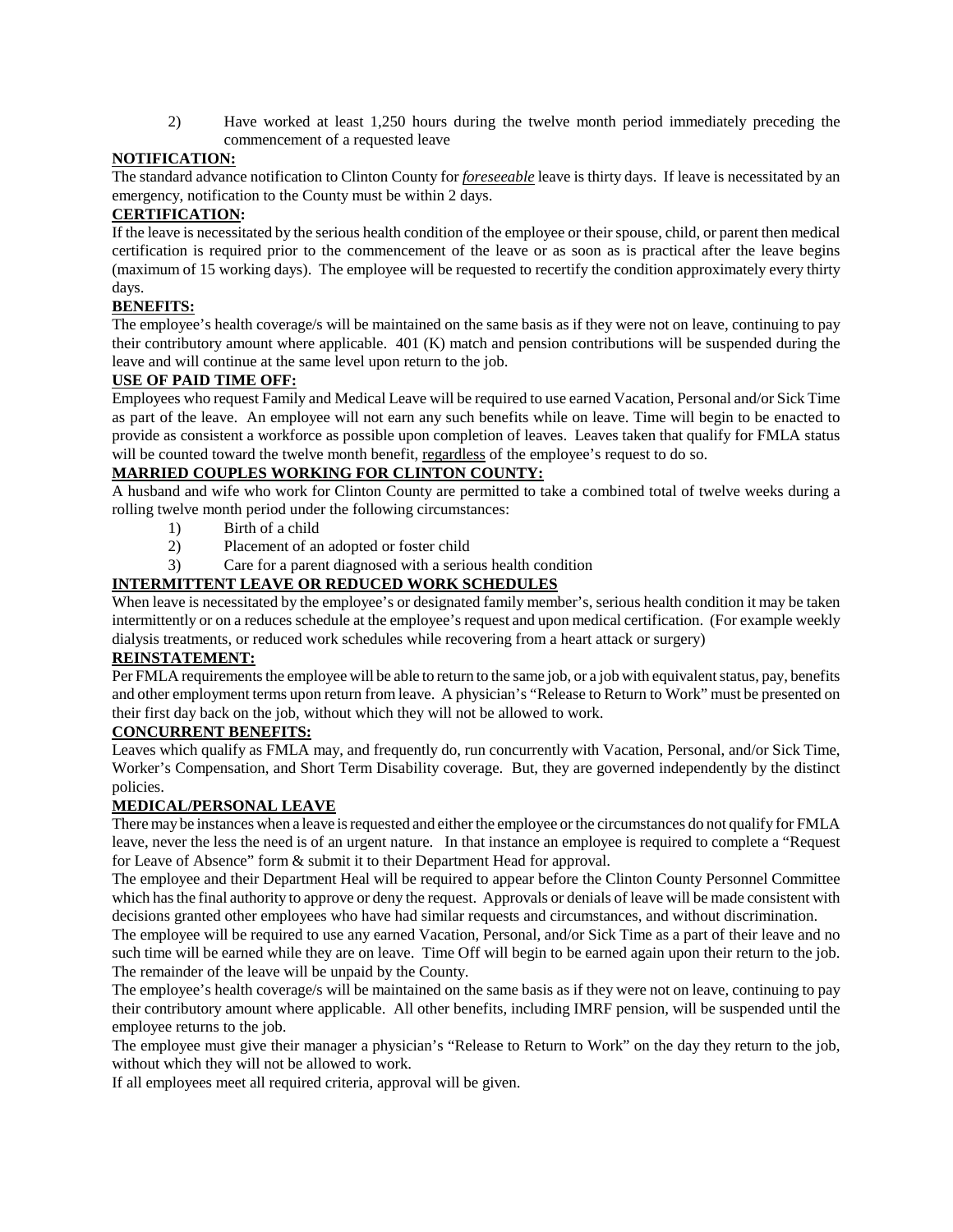2) Have worked at least 1,250 hours during the twelve month period immediately preceding the commencement of a requested leave

**NOTIFICATION:**

The standard advance notification to Clinton County for ***foreseeable*** leave is thirty days. If leave is necessitated by an emergency, notification to the County must be within 2 days.

**CERTIFICATION:**

If the leave is necessitated by the serious health condition of the employee or their spouse, child, or parent then medical certification is required prior to the commencement of the leave or as soon as is practical after the leave begins (maximum of 15 working days). The employee will be requested to recertify the condition approximately every thirty days.

**BENEFITS:**

The employee's health coverage/s will be maintained on the same basis as if they were not on leave, continuing to pay their contributory amount where applicable. 401 (K) match and pension contributions will be suspended during the leave and will continue at the same level upon return to the job.

**USE OF PAID TIME OFF:**

Employees who request Family and Medical Leave will be required to use earned Vacation, Personal and/or Sick Time as part of the leave. An employee will not earn any such benefits while on leave. Time will begin to be enacted to provide as consistent a workforce as possible upon completion of leaves. Leaves taken that qualify for FMLA status will be counted toward the twelve month benefit, regardless of the employee's request to do so.

**MARRIED COUPLES WORKING FOR CLINTON COUNTY:**

A husband and wife who work for Clinton County are permitted to take a combined total of twelve weeks during a rolling twelve month period under the following circumstances:

1) Birth of a child
2) Placement of an adopted or foster child
3) Care for a parent diagnosed with a serious health condition

**INTERMITTENT LEAVE OR REDUCED WORK SCHEDULES**

When leave is necessitated by the employee's or designated family member's, serious health condition it may be taken intermittently or on a reduces schedule at the employee's request and upon medical certification. (For example weekly dialysis treatments, or reduced work schedules while recovering from a heart attack or surgery)

**REINSTATEMENT:**

Per FMLA requirements the employee will be able to return to the same job, or a job with equivalent status, pay, benefits and other employment terms upon return from leave. A physician's "Release to Return to Work" must be presented on their first day back on the job, without which they will not be allowed to work.

**CONCURRENT BENEFITS:**

Leaves which qualify as FMLA may, and frequently do, run concurrently with Vacation, Personal, and/or Sick Time, Worker's Compensation, and Short Term Disability coverage. But, they are governed independently by the distinct policies.

**MEDICAL/PERSONAL LEAVE**

There may be instances when a leave is requested and either the employee or the circumstances do not qualify for FMLA leave, never the less the need is of an urgent nature. In that instance an employee is required to complete a "Request for Leave of Absence" form & submit it to their Department Head for approval.

The employee and their Department Heal will be required to appear before the Clinton County Personnel Committee which has the final authority to approve or deny the request. Approvals or denials of leave will be made consistent with decisions granted other employees who have had similar requests and circumstances, and without discrimination.

The employee will be required to use any earned Vacation, Personal, and/or Sick Time as a part of their leave and no such time will be earned while they are on leave. Time Off will begin to be earned again upon their return to the job. The remainder of the leave will be unpaid by the County.

The employee's health coverage/s will be maintained on the same basis as if they were not on leave, continuing to pay their contributory amount where applicable. All other benefits, including IMRF pension, will be suspended until the employee returns to the job.

The employee must give their manager a physician's "Release to Return to Work" on the day they return to the job, without which they will not be allowed to work.

If all employees meet all required criteria, approval will be given.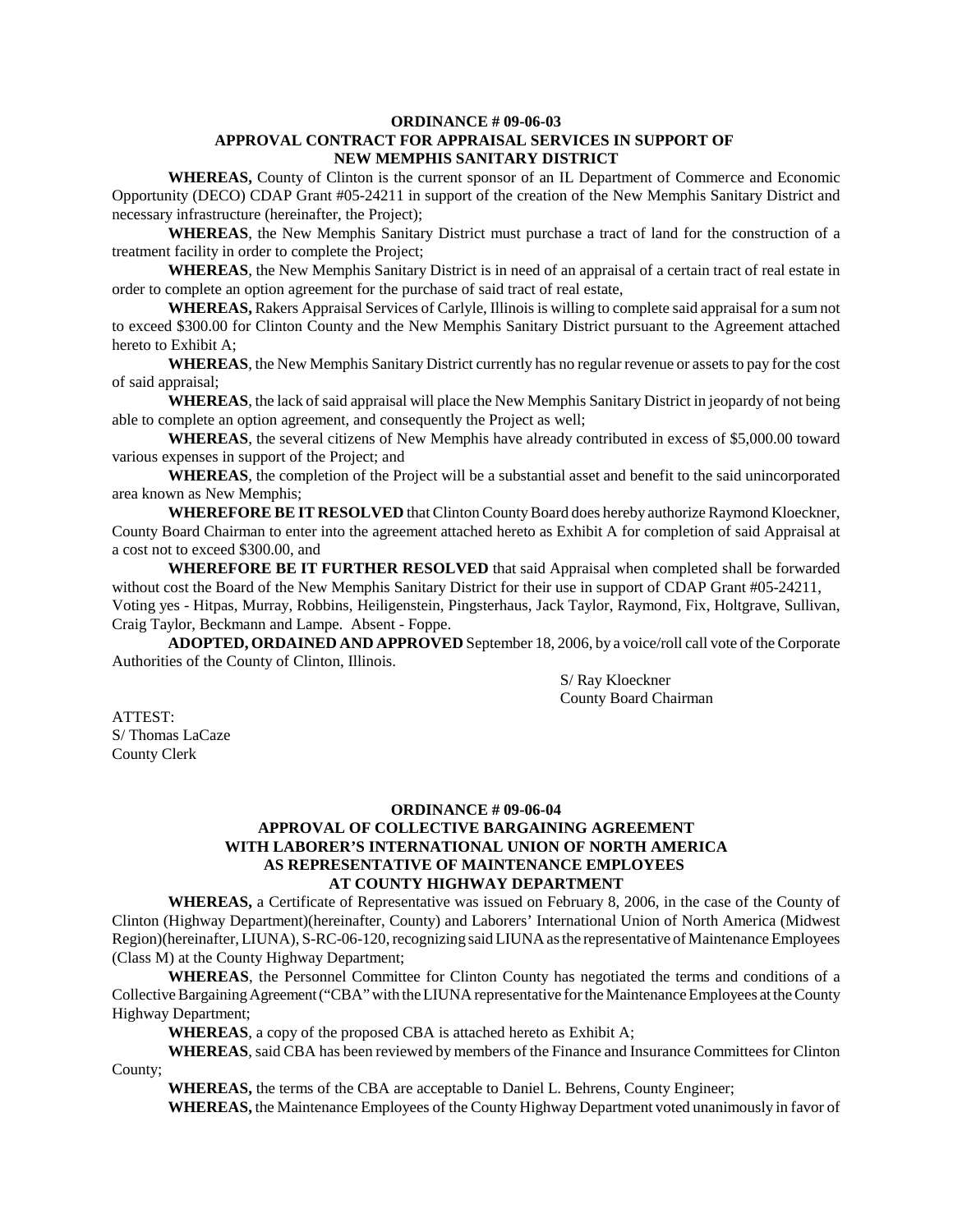**ORDINANCE # 09-06-03**
**APPROVAL CONTRACT FOR APPRAISAL SERVICES IN SUPPORT OF NEW MEMPHIS SANITARY DISTRICT**

**WHEREAS,** County of Clinton is the current sponsor of an IL Department of Commerce and Economic Opportunity (DECO) CDAP Grant #05-24211 in support of the creation of the New Memphis Sanitary District and necessary infrastructure (hereinafter, the Project);

**WHEREAS**, the New Memphis Sanitary District must purchase a tract of land for the construction of a treatment facility in order to complete the Project;

**WHEREAS**, the New Memphis Sanitary District is in need of an appraisal of a certain tract of real estate in order to complete an option agreement for the purchase of said tract of real estate,

**WHEREAS,** Rakers Appraisal Services of Carlyle, Illinois is willing to complete said appraisal for a sum not to exceed $300.00 for Clinton County and the New Memphis Sanitary District pursuant to the Agreement attached hereto to Exhibit A;

**WHEREAS**, the New Memphis Sanitary District currently has no regular revenue or assets to pay for the cost of said appraisal;

**WHEREAS**, the lack of said appraisal will place the New Memphis Sanitary District in jeopardy of not being able to complete an option agreement, and consequently the Project as well;

**WHEREAS**, the several citizens of New Memphis have already contributed in excess of $5,000.00 toward various expenses in support of the Project; and

**WHEREAS**, the completion of the Project will be a substantial asset and benefit to the said unincorporated area known as New Memphis;

**WHEREFORE BE IT RESOLVED** that Clinton County Board does hereby authorize Raymond Kloeckner, County Board Chairman to enter into the agreement attached hereto as Exhibit A for completion of said Appraisal at a cost not to exceed $300.00, and

**WHEREFORE BE IT FURTHER RESOLVED** that said Appraisal when completed shall be forwarded without cost the Board of the New Memphis Sanitary District for their use in support of CDAP Grant #05-24211,

Voting yes - Hitpas, Murray, Robbins, Heiligenstein, Pingsterhaus, Jack Taylor, Raymond, Fix, Holtgrave, Sullivan, Craig Taylor, Beckmann and Lampe. Absent - Foppe.

**ADOPTED, ORDAINED AND APPROVED** September 18, 2006, by a voice/roll call vote of the Corporate Authorities of the County of Clinton, Illinois.

S/ Ray Kloeckner
County Board Chairman

ATTEST:
S/ Thomas LaCaze
County Clerk

**ORDINANCE # 09-06-04**
**APPROVAL OF COLLECTIVE BARGAINING AGREEMENT WITH LABORER'S INTERNATIONAL UNION OF NORTH AMERICA AS REPRESENTATIVE OF MAINTENANCE EMPLOYEES AT COUNTY HIGHWAY DEPARTMENT**

**WHEREAS,** a Certificate of Representative was issued on February 8, 2006, in the case of the County of Clinton (Highway Department)(hereinafter, County) and Laborers' International Union of North America (Midwest Region)(hereinafter, LIUNA), S-RC-06-120, recognizing said LIUNA as the representative of Maintenance Employees (Class M) at the County Highway Department;

**WHEREAS**, the Personnel Committee for Clinton County has negotiated the terms and conditions of a Collective Bargaining Agreement ("CBA" with the LIUNA representative for the Maintenance Employees at the County Highway Department;

**WHEREAS**, a copy of the proposed CBA is attached hereto as Exhibit A;

**WHEREAS**, said CBA has been reviewed by members of the Finance and Insurance Committees for Clinton County;

**WHEREAS,** the terms of the CBA are acceptable to Daniel L. Behrens, County Engineer;

**WHEREAS,** the Maintenance Employees of the County Highway Department voted unanimously in favor of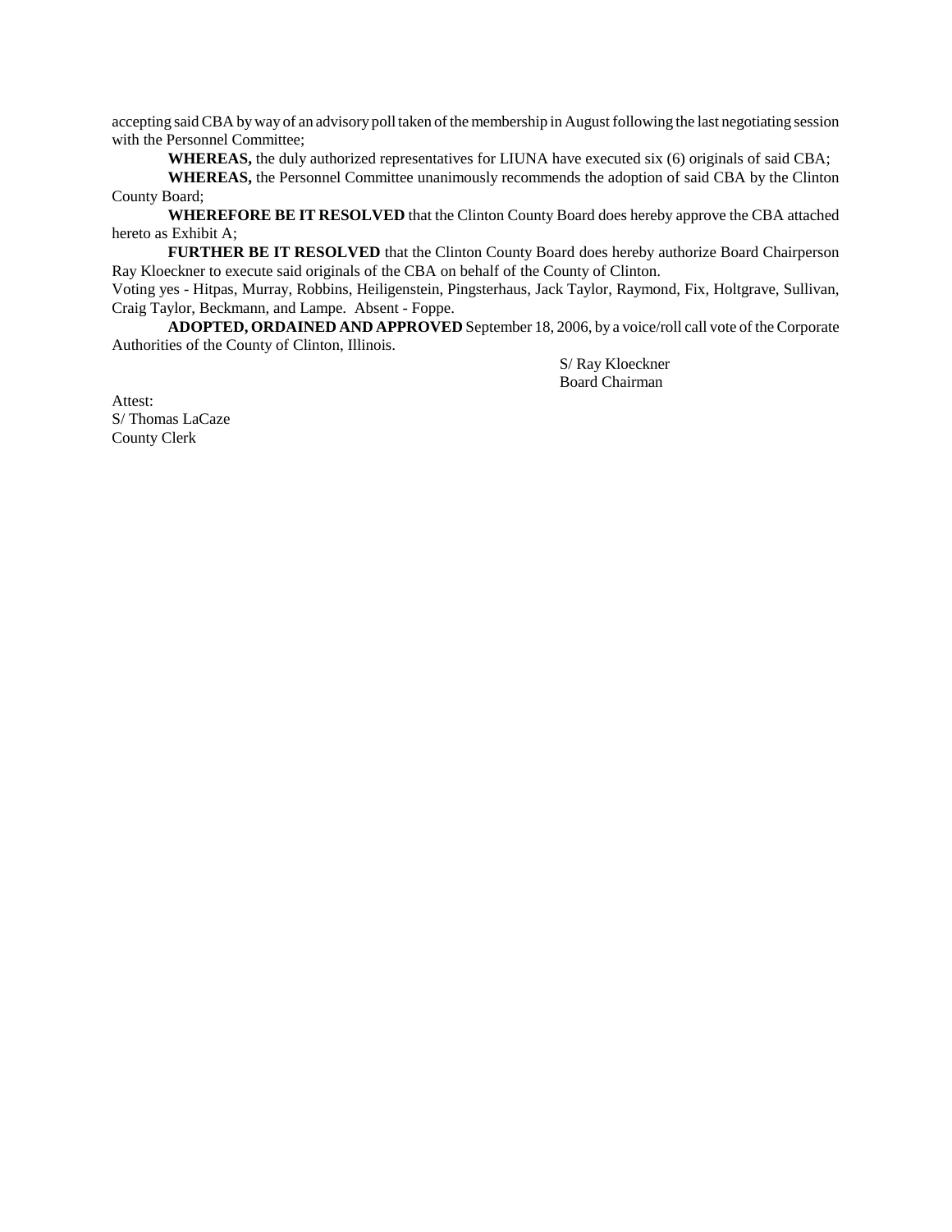accepting said CBA by way of an advisory poll taken of the membership in August following the last negotiating session with the Personnel Committee;

**WHEREAS,** the duly authorized representatives for LIUNA have executed six (6) originals of said CBA;

**WHEREAS,** the Personnel Committee unanimously recommends the adoption of said CBA by the Clinton County Board;

**WHEREFORE BE IT RESOLVED** that the Clinton County Board does hereby approve the CBA attached hereto as Exhibit A;

**FURTHER BE IT RESOLVED** that the Clinton County Board does hereby authorize Board Chairperson Ray Kloeckner to execute said originals of the CBA on behalf of the County of Clinton.

Voting yes - Hitpas, Murray, Robbins, Heiligenstein, Pingsterhaus, Jack Taylor, Raymond, Fix, Holtgrave, Sullivan, Craig Taylor, Beckmann, and Lampe. Absent - Foppe.

**ADOPTED, ORDAINED AND APPROVED** September 18, 2006, by a voice/roll call vote of the Corporate Authorities of the County of Clinton, Illinois.

S/ Ray Kloeckner
Board Chairman

Attest:
S/ Thomas LaCaze
County Clerk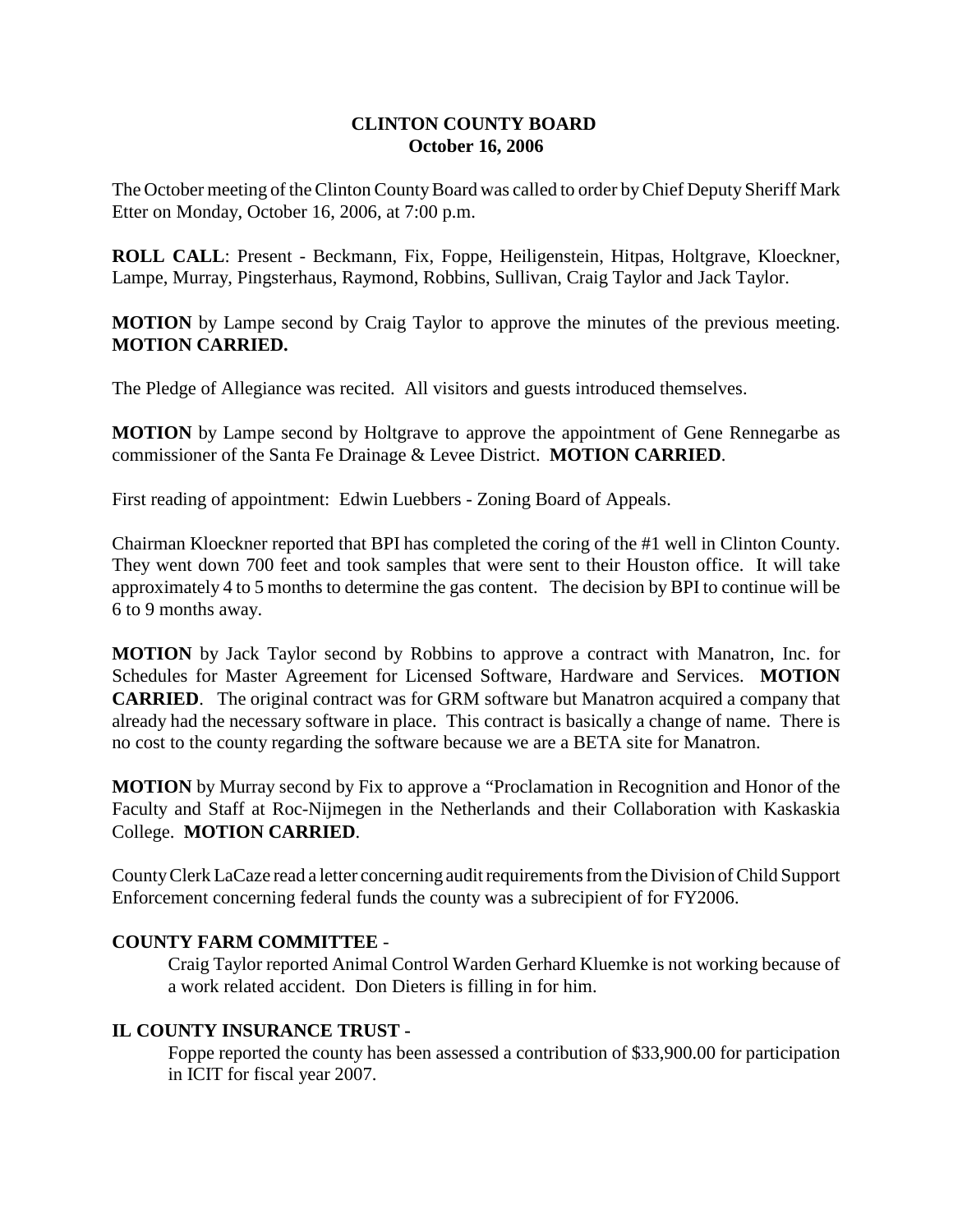# CLINTON COUNTY BOARD
## October 16, 2006

The October meeting of the Clinton County Board was called to order by Chief Deputy Sheriff Mark Etter on Monday, October 16, 2006, at 7:00 p.m.

**ROLL CALL**: Present - Beckmann, Fix, Foppe, Heiligenstein, Hitpas, Holtgrave, Kloeckner, Lampe, Murray, Pingsterhaus, Raymond, Robbins, Sullivan, Craig Taylor and Jack Taylor.

**MOTION** by Lampe second by Craig Taylor to approve the minutes of the previous meeting. **MOTION CARRIED.**

The Pledge of Allegiance was recited. All visitors and guests introduced themselves.

**MOTION** by Lampe second by Holtgrave to approve the appointment of Gene Rennegarbe as commissioner of the Santa Fe Drainage & Levee District. **MOTION CARRIED**.

First reading of appointment: Edwin Luebbers - Zoning Board of Appeals.

Chairman Kloeckner reported that BPI has completed the coring of the #1 well in Clinton County. They went down 700 feet and took samples that were sent to their Houston office. It will take approximately 4 to 5 months to determine the gas content. The decision by BPI to continue will be 6 to 9 months away.

**MOTION** by Jack Taylor second by Robbins to approve a contract with Manatron, Inc. for Schedules for Master Agreement for Licensed Software, Hardware and Services. **MOTION CARRIED**. The original contract was for GRM software but Manatron acquired a company that already had the necessary software in place. This contract is basically a change of name. There is no cost to the county regarding the software because we are a BETA site for Manatron.

**MOTION** by Murray second by Fix to approve a "Proclamation in Recognition and Honor of the Faculty and Staff at Roc-Nijmegen in the Netherlands and their Collaboration with Kaskaskia College. **MOTION CARRIED**.

County Clerk LaCaze read a letter concerning audit requirements from the Division of Child Support Enforcement concerning federal funds the county was a subrecipient of for FY2006.

**COUNTY FARM COMMITTEE -**

Craig Taylor reported Animal Control Warden Gerhard Kluemke is not working because of a work related accident. Don Dieters is filling in for him.

**IL COUNTY INSURANCE TRUST -**

Foppe reported the county has been assessed a contribution of $33,900.00 for participation in ICIT for fiscal year 2007.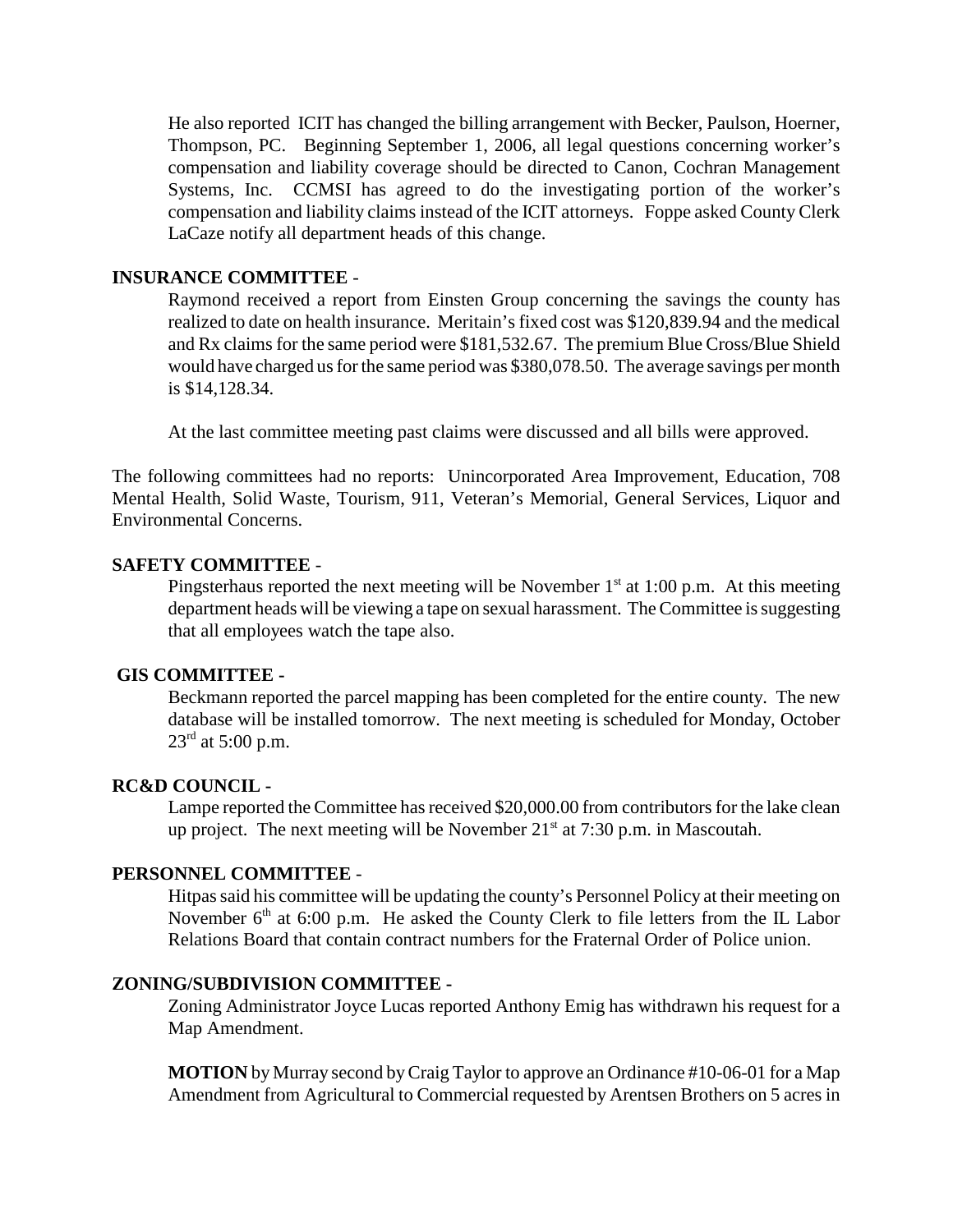He also reported ICIT has changed the billing arrangement with Becker, Paulson, Hoerner, Thompson, PC. Beginning September 1, 2006, all legal questions concerning worker's compensation and liability coverage should be directed to Canon, Cochran Management Systems, Inc. CCMSI has agreed to do the investigating portion of the worker's compensation and liability claims instead of the ICIT attorneys. Foppe asked County Clerk LaCaze notify all department heads of this change.

**INSURANCE COMMITTEE** -

Raymond received a report from Einsten Group concerning the savings the county has realized to date on health insurance. Meritain's fixed cost was $120,839.94 and the medical and Rx claims for the same period were $181,532.67. The premium Blue Cross/Blue Shield would have charged us for the same period was $380,078.50. The average savings per month is $14,128.34.

At the last committee meeting past claims were discussed and all bills were approved.

The following committees had no reports: Unincorporated Area Improvement, Education, 708 Mental Health, Solid Waste, Tourism, 911, Veteran's Memorial, General Services, Liquor and Environmental Concerns.

**SAFETY COMMITTEE** -

Pingsterhaus reported the next meeting will be November 1st at 1:00 p.m. At this meeting department heads will be viewing a tape on sexual harassment. The Committee is suggesting that all employees watch the tape also.

**GIS COMMITTEE -**

Beckmann reported the parcel mapping has been completed for the entire county. The new database will be installed tomorrow. The next meeting is scheduled for Monday, October 23rd at 5:00 p.m.

**RC&D COUNCIL -**

Lampe reported the Committee has received $20,000.00 from contributors for the lake clean up project. The next meeting will be November 21st at 7:30 p.m. in Mascoutah.

**PERSONNEL COMMITTEE** -

Hitpas said his committee will be updating the county's Personnel Policy at their meeting on November 6th at 6:00 p.m. He asked the County Clerk to file letters from the IL Labor Relations Board that contain contract numbers for the Fraternal Order of Police union.

**ZONING/SUBDIVISION COMMITTEE -**

Zoning Administrator Joyce Lucas reported Anthony Emig has withdrawn his request for a Map Amendment.

**MOTION** by Murray second by Craig Taylor to approve an Ordinance #10-06-01 for a Map Amendment from Agricultural to Commercial requested by Arentsen Brothers on 5 acres in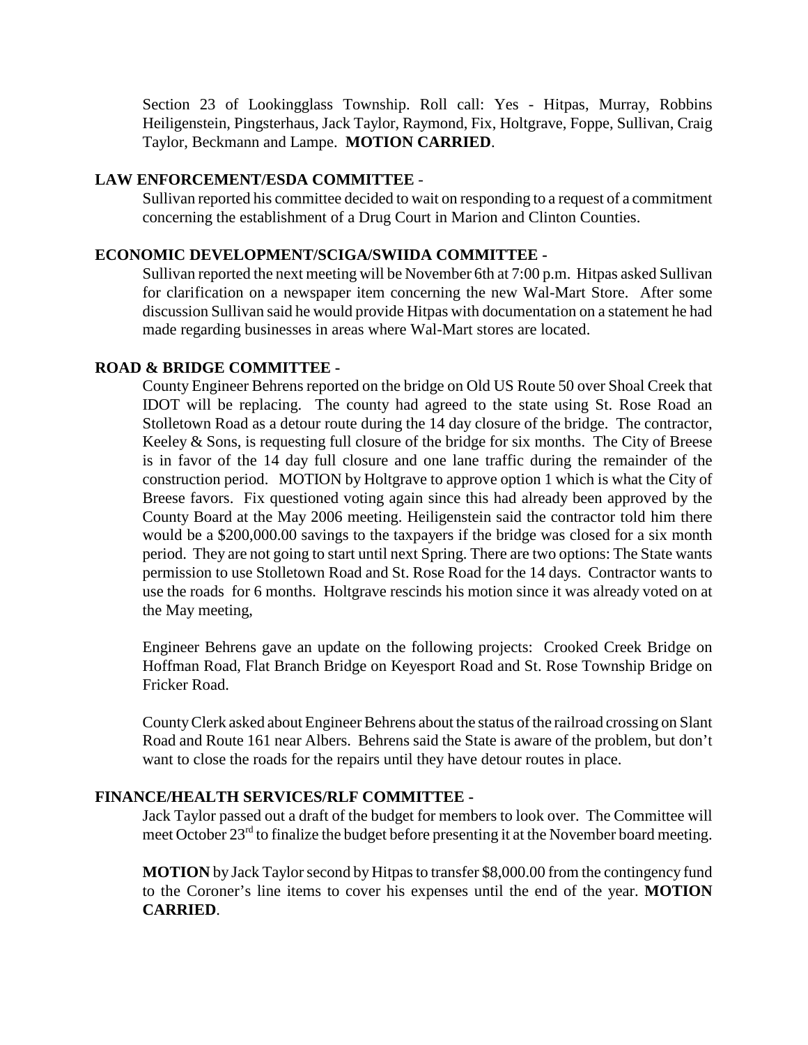Section 23 of Lookingglass Township. Roll call: Yes - Hitpas, Murray, Robbins Heiligenstein, Pingsterhaus, Jack Taylor, Raymond, Fix, Holtgrave, Foppe, Sullivan, Craig Taylor, Beckmann and Lampe. **MOTION CARRIED**.

**LAW ENFORCEMENT/ESDA COMMITTEE** -

Sullivan reported his committee decided to wait on responding to a request of a commitment concerning the establishment of a Drug Court in Marion and Clinton Counties.

**ECONOMIC DEVELOPMENT/SCIGA/SWIIDA COMMITTEE -**

Sullivan reported the next meeting will be November 6th at 7:00 p.m. Hitpas asked Sullivan for clarification on a newspaper item concerning the new Wal-Mart Store. After some discussion Sullivan said he would provide Hitpas with documentation on a statement he had made regarding businesses in areas where Wal-Mart stores are located.

**ROAD & BRIDGE COMMITTEE -**

County Engineer Behrens reported on the bridge on Old US Route 50 over Shoal Creek that IDOT will be replacing. The county had agreed to the state using St. Rose Road an Stolletown Road as a detour route during the 14 day closure of the bridge. The contractor, Keeley & Sons, is requesting full closure of the bridge for six months. The City of Breese is in favor of the 14 day full closure and one lane traffic during the remainder of the construction period. MOTION by Holtgrave to approve option 1 which is what the City of Breese favors. Fix questioned voting again since this had already been approved by the County Board at the May 2006 meeting. Heiligenstein said the contractor told him there would be a $200,000.00 savings to the taxpayers if the bridge was closed for a six month period. They are not going to start until next Spring. There are two options: The State wants permission to use Stolletown Road and St. Rose Road for the 14 days. Contractor wants to use the roads for 6 months. Holtgrave rescinds his motion since it was already voted on at the May meeting,

Engineer Behrens gave an update on the following projects: Crooked Creek Bridge on Hoffman Road, Flat Branch Bridge on Keyesport Road and St. Rose Township Bridge on Fricker Road.

County Clerk asked about Engineer Behrens about the status of the railroad crossing on Slant Road and Route 161 near Albers. Behrens said the State is aware of the problem, but don't want to close the roads for the repairs until they have detour routes in place.

**FINANCE/HEALTH SERVICES/RLF COMMITTEE -**

Jack Taylor passed out a draft of the budget for members to look over. The Committee will meet October 23rd to finalize the budget before presenting it at the November board meeting.

**MOTION** by Jack Taylor second by Hitpas to transfer $8,000.00 from the contingency fund to the Coroner's line items to cover his expenses until the end of the year. **MOTION CARRIED**.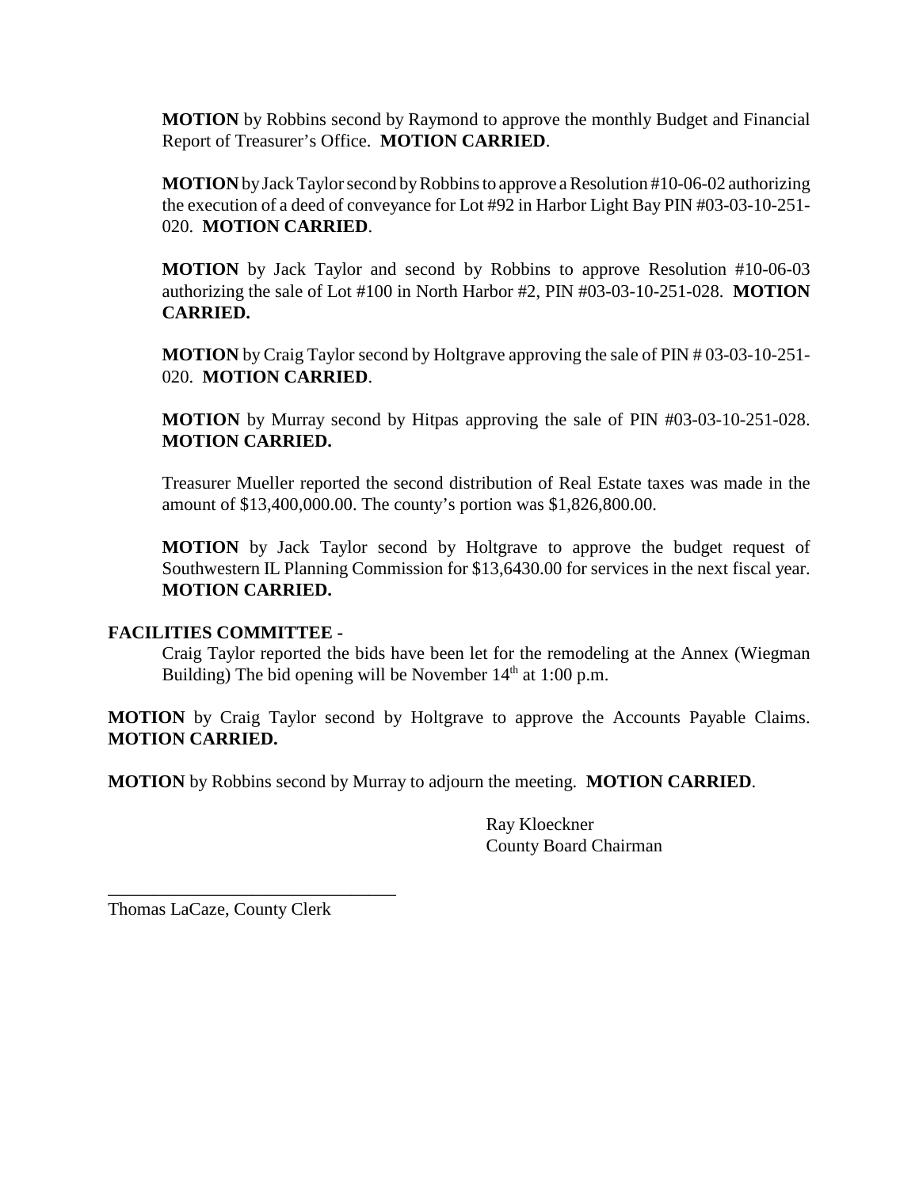**MOTION** by Robbins second by Raymond to approve the monthly Budget and Financial Report of Treasurer's Office. **MOTION CARRIED**.

**MOTION** by Jack Taylor second by Robbins to approve a Resolution #10-06-02 authorizing the execution of a deed of conveyance for Lot #92 in Harbor Light Bay PIN #03-03-10-251-020. **MOTION CARRIED**.

**MOTION** by Jack Taylor and second by Robbins to approve Resolution #10-06-03 authorizing the sale of Lot #100 in North Harbor #2, PIN #03-03-10-251-028. **MOTION CARRIED.**

**MOTION** by Craig Taylor second by Holtgrave approving the sale of PIN # 03-03-10-251-020. **MOTION CARRIED**.

**MOTION** by Murray second by Hitpas approving the sale of PIN #03-03-10-251-028. **MOTION CARRIED.**

Treasurer Mueller reported the second distribution of Real Estate taxes was made in the amount of $13,400,000.00. The county's portion was $1,826,800.00.

**MOTION** by Jack Taylor second by Holtgrave to approve the budget request of Southwestern IL Planning Commission for $13,6430.00 for services in the next fiscal year. **MOTION CARRIED.**

**FACILITIES COMMITTEE -**

Craig Taylor reported the bids have been let for the remodeling at the Annex (Wiegman Building) The bid opening will be November 14th at 1:00 p.m.

**MOTION** by Craig Taylor second by Holtgrave to approve the Accounts Payable Claims. **MOTION CARRIED.**

**MOTION** by Robbins second by Murray to adjourn the meeting. **MOTION CARRIED**.

Ray Kloeckner
County Board Chairman

_______________________________
Thomas LaCaze, County Clerk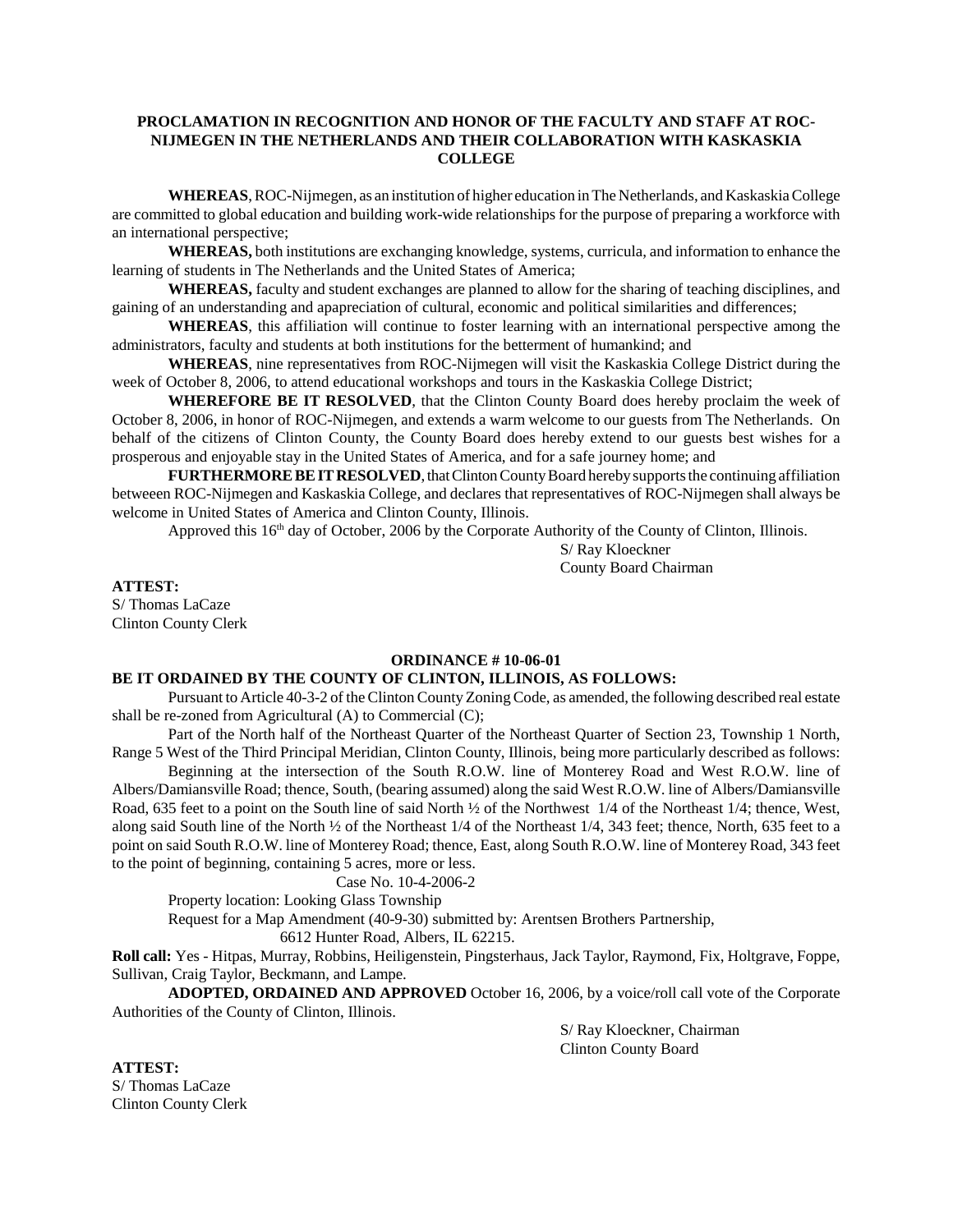**PROCLAMATION IN RECOGNITION AND HONOR OF THE FACULTY AND STAFF AT ROC-NIJMEGEN IN THE NETHERLANDS AND THEIR COLLABORATION WITH KASKASKIA COLLEGE**

**WHEREAS**, ROC-Nijmegen, as an institution of higher education in The Netherlands, and Kaskaskia College are committed to global education and building work-wide relationships for the purpose of preparing a workforce with an international perspective;

**WHEREAS,** both institutions are exchanging knowledge, systems, curricula, and information to enhance the learning of students in The Netherlands and the United States of America;

**WHEREAS,** faculty and student exchanges are planned to allow for the sharing of teaching disciplines, and gaining of an understanding and apapreciation of cultural, economic and political similarities and differences;

**WHEREAS**, this affiliation will continue to foster learning with an international perspective among the administrators, faculty and students at both institutions for the betterment of humankind; and

**WHEREAS**, nine representatives from ROC-Nijmegen will visit the Kaskaskia College District during the week of October 8, 2006, to attend educational workshops and tours in the Kaskaskia College District;

**WHEREFORE BE IT RESOLVED**, that the Clinton County Board does hereby proclaim the week of October 8, 2006, in honor of ROC-Nijmegen, and extends a warm welcome to our guests from The Netherlands. On behalf of the citizens of Clinton County, the County Board does hereby extend to our guests best wishes for a prosperous and enjoyable stay in the United States of America, and for a safe journey home; and

**FURTHERMORE BE IT RESOLVED**, that Clinton County Board hereby supports the continuing affiliation betweeen ROC-Nijmegen and Kaskaskia College, and declares that representatives of ROC-Nijmegen shall always be welcome in United States of America and Clinton County, Illinois.

Approved this 16th day of October, 2006 by the Corporate Authority of the County of Clinton, Illinois.

S/ Ray Kloeckner
County Board Chairman

**ATTEST:**
S/ Thomas LaCaze
Clinton County Clerk

**ORDINANCE # 10-06-01**

**BE IT ORDAINED BY THE COUNTY OF CLINTON, ILLINOIS, AS FOLLOWS:**

Pursuant to Article 40-3-2 of the Clinton County Zoning Code, as amended, the following described real estate shall be re-zoned from Agricultural (A) to Commercial (C);

Part of the North half of the Northeast Quarter of the Northeast Quarter of Section 23, Township 1 North, Range 5 West of the Third Principal Meridian, Clinton County, Illinois, being more particularly described as follows:

Beginning at the intersection of the South R.O.W. line of Monterey Road and West R.O.W. line of Albers/Damiansville Road; thence, South, (bearing assumed) along the said West R.O.W. line of Albers/Damiansville Road, 635 feet to a point on the South line of said North ½ of the Northwest 1/4 of the Northeast 1/4; thence, West, along said South line of the North ½ of the Northeast 1/4 of the Northeast 1/4, 343 feet; thence, North, 635 feet to a point on said South R.O.W. line of Monterey Road; thence, East, along South R.O.W. line of Monterey Road, 343 feet to the point of beginning, containing 5 acres, more or less.

Case No. 10-4-2006-2

Property location: Looking Glass Township

Request for a Map Amendment (40-9-30) submitted by: Arentsen Brothers Partnership,
6612 Hunter Road, Albers, IL 62215.

**Roll call:** Yes - Hitpas, Murray, Robbins, Heiligenstein, Pingsterhaus, Jack Taylor, Raymond, Fix, Holtgrave, Foppe, Sullivan, Craig Taylor, Beckmann, and Lampe.

**ADOPTED, ORDAINED AND APPROVED** October 16, 2006, by a voice/roll call vote of the Corporate Authorities of the County of Clinton, Illinois.

S/ Ray Kloeckner, Chairman
Clinton County Board

**ATTEST:**
S/ Thomas LaCaze
Clinton County Clerk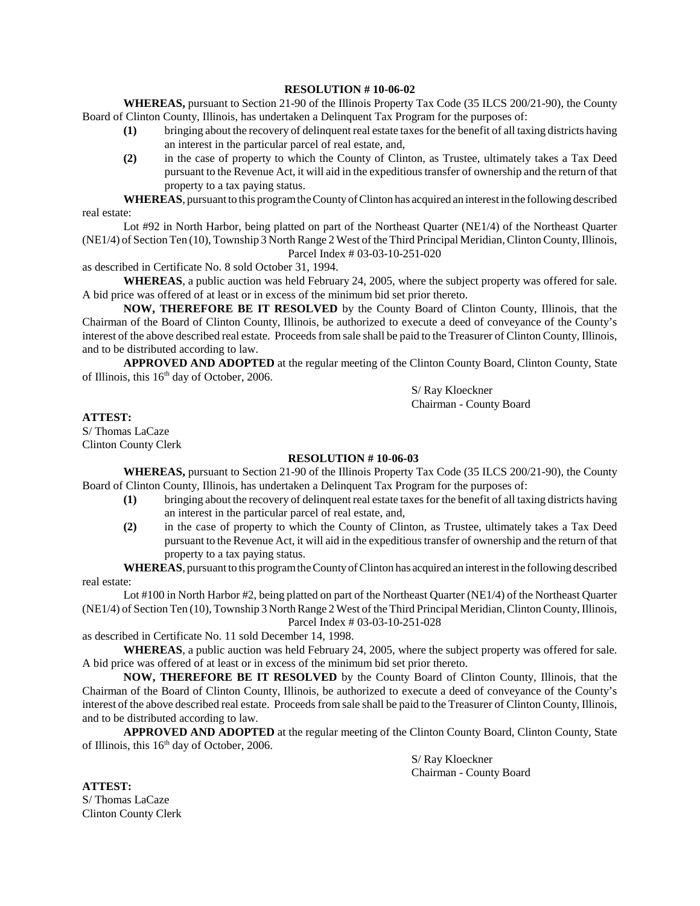**RESOLUTION # 10-06-02**

**WHEREAS,** pursuant to Section 21-90 of the Illinois Property Tax Code (35 ILCS 200/21-90), the County Board of Clinton County, Illinois, has undertaken a Delinquent Tax Program for the purposes of:

- **(1)** bringing about the recovery of delinquent real estate taxes for the benefit of all taxing districts having an interest in the particular parcel of real estate, and,
- **(2)** in the case of property to which the County of Clinton, as Trustee, ultimately takes a Tax Deed pursuant to the Revenue Act, it will aid in the expeditious transfer of ownership and the return of that property to a tax paying status.

**WHEREAS**, pursuant to this program the County of Clinton has acquired an interest in the following described real estate:

Lot #92 in North Harbor, being platted on part of the Northeast Quarter (NE1/4) of the Northeast Quarter (NE1/4) of Section Ten (10), Township 3 North Range 2 West of the Third Principal Meridian, Clinton County, Illinois, Parcel Index # 03-03-10-251-020

as described in Certificate No. 8 sold October 31, 1994.

**WHEREAS**, a public auction was held February 24, 2005, where the subject property was offered for sale. A bid price was offered of at least or in excess of the minimum bid set prior thereto.

**NOW, THEREFORE BE IT RESOLVED** by the County Board of Clinton County, Illinois, that the Chairman of the Board of Clinton County, Illinois, be authorized to execute a deed of conveyance of the County's interest of the above described real estate. Proceeds from sale shall be paid to the Treasurer of Clinton County, Illinois, and to be distributed according to law.

**APPROVED AND ADOPTED** at the regular meeting of the Clinton County Board, Clinton County, State of Illinois, this 16th day of October, 2006.

S/ Ray Kloeckner
Chairman - County Board

**ATTEST:**
S/ Thomas LaCaze
Clinton County Clerk

**RESOLUTION # 10-06-03**

**WHEREAS,** pursuant to Section 21-90 of the Illinois Property Tax Code (35 ILCS 200/21-90), the County Board of Clinton County, Illinois, has undertaken a Delinquent Tax Program for the purposes of:

- **(1)** bringing about the recovery of delinquent real estate taxes for the benefit of all taxing districts having an interest in the particular parcel of real estate, and,
- **(2)** in the case of property to which the County of Clinton, as Trustee, ultimately takes a Tax Deed pursuant to the Revenue Act, it will aid in the expeditious transfer of ownership and the return of that property to a tax paying status.

**WHEREAS**, pursuant to this program the County of Clinton has acquired an interest in the following described real estate:

Lot #100 in North Harbor #2, being platted on part of the Northeast Quarter (NE1/4) of the Northeast Quarter (NE1/4) of Section Ten (10), Township 3 North Range 2 West of the Third Principal Meridian, Clinton County, Illinois, Parcel Index # 03-03-10-251-028

as described in Certificate No. 11 sold December 14, 1998.

**WHEREAS**, a public auction was held February 24, 2005, where the subject property was offered for sale. A bid price was offered of at least or in excess of the minimum bid set prior thereto.

**NOW, THEREFORE BE IT RESOLVED** by the County Board of Clinton County, Illinois, that the Chairman of the Board of Clinton County, Illinois, be authorized to execute a deed of conveyance of the County's interest of the above described real estate. Proceeds from sale shall be paid to the Treasurer of Clinton County, Illinois, and to be distributed according to law.

**APPROVED AND ADOPTED** at the regular meeting of the Clinton County Board, Clinton County, State of Illinois, this 16th day of October, 2006.

S/ Ray Kloeckner
Chairman - County Board

**ATTEST:**
S/ Thomas LaCaze
Clinton County Clerk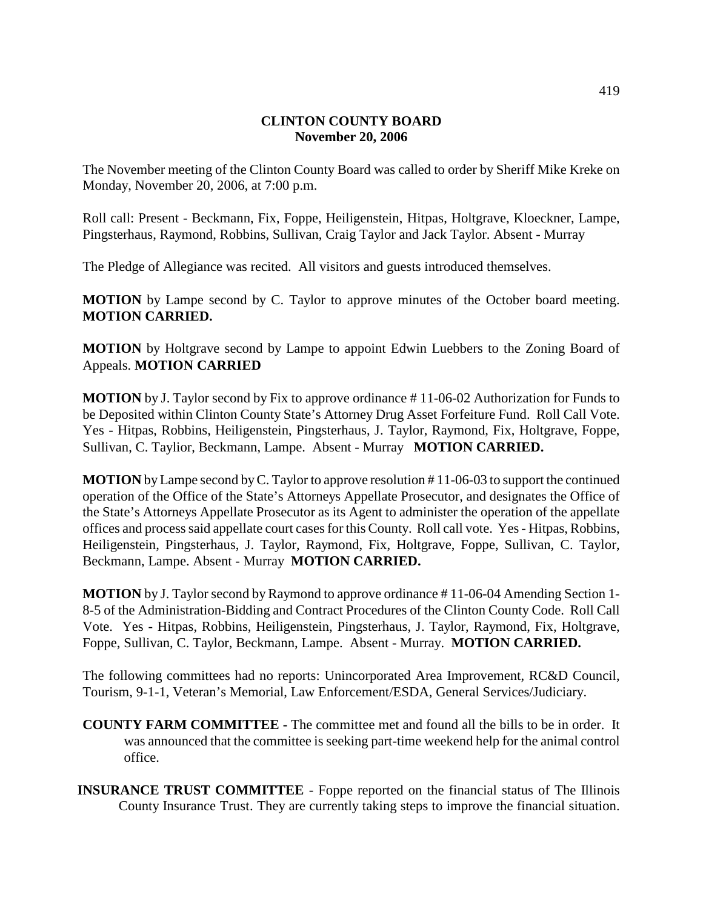**CLINTON COUNTY BOARD**
**November 20, 2006**

The November meeting of the Clinton County Board was called to order by Sheriff Mike Kreke on Monday, November 20, 2006, at 7:00 p.m.

Roll call: Present - Beckmann, Fix, Foppe, Heiligenstein, Hitpas, Holtgrave, Kloeckner, Lampe, Pingsterhaus, Raymond, Robbins, Sullivan, Craig Taylor and Jack Taylor. Absent - Murray

The Pledge of Allegiance was recited. All visitors and guests introduced themselves.

**MOTION** by Lampe second by C. Taylor to approve minutes of the October board meeting. **MOTION CARRIED.**

**MOTION** by Holtgrave second by Lampe to appoint Edwin Luebbers to the Zoning Board of Appeals. **MOTION CARRIED**

**MOTION** by J. Taylor second by Fix to approve ordinance # 11-06-02 Authorization for Funds to be Deposited within Clinton County State's Attorney Drug Asset Forfeiture Fund. Roll Call Vote. Yes - Hitpas, Robbins, Heiligenstein, Pingsterhaus, J. Taylor, Raymond, Fix, Holtgrave, Foppe, Sullivan, C. Taylior, Beckmann, Lampe. Absent - Murray **MOTION CARRIED.**

**MOTION** by Lampe second by C. Taylor to approve resolution # 11-06-03 to support the continued operation of the Office of the State's Attorneys Appellate Prosecutor, and designates the Office of the State's Attorneys Appellate Prosecutor as its Agent to administer the operation of the appellate offices and process said appellate court cases for this County. Roll call vote. Yes - Hitpas, Robbins, Heiligenstein, Pingsterhaus, J. Taylor, Raymond, Fix, Holtgrave, Foppe, Sullivan, C. Taylor, Beckmann, Lampe. Absent - Murray **MOTION CARRIED.**

**MOTION** by J. Taylor second by Raymond to approve ordinance # 11-06-04 Amending Section 1-8-5 of the Administration-Bidding and Contract Procedures of the Clinton County Code. Roll Call Vote. Yes - Hitpas, Robbins, Heiligenstein, Pingsterhaus, J. Taylor, Raymond, Fix, Holtgrave, Foppe, Sullivan, C. Taylor, Beckmann, Lampe. Absent - Murray. **MOTION CARRIED.**

The following committees had no reports: Unincorporated Area Improvement, RC&D Council, Tourism, 9-1-1, Veteran's Memorial, Law Enforcement/ESDA, General Services/Judiciary.

**COUNTY FARM COMMITTEE -** The committee met and found all the bills to be in order. It was announced that the committee is seeking part-time weekend help for the animal control office.

**INSURANCE TRUST COMMITTEE** - Foppe reported on the financial status of The Illinois County Insurance Trust. They are currently taking steps to improve the financial situation.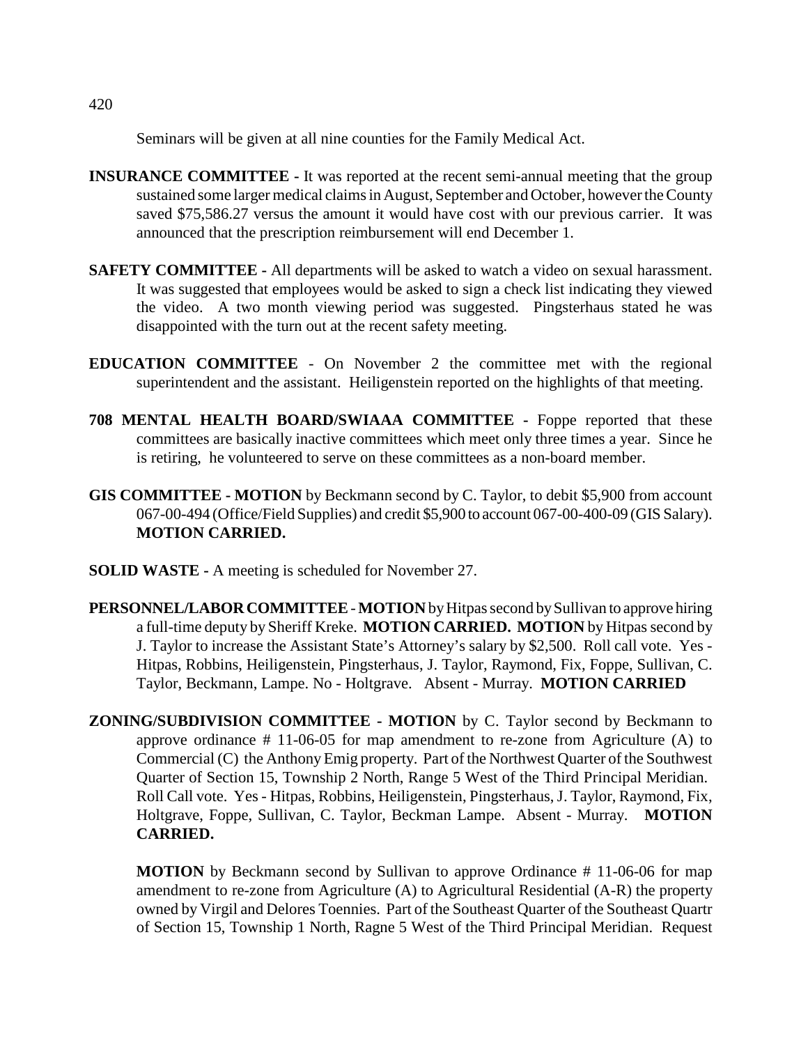Seminars will be given at all nine counties for the Family Medical Act.

**INSURANCE COMMITTEE -** It was reported at the recent semi-annual meeting that the group sustained some larger medical claims in August, September and October, however the County saved $75,586.27 versus the amount it would have cost with our previous carrier. It was announced that the prescription reimbursement will end December 1.

**SAFETY COMMITTEE -** All departments will be asked to watch a video on sexual harassment. It was suggested that employees would be asked to sign a check list indicating they viewed the video. A two month viewing period was suggested. Pingsterhaus stated he was disappointed with the turn out at the recent safety meeting.

**EDUCATION COMMITTEE** - On November 2 the committee met with the regional superintendent and the assistant. Heiligenstein reported on the highlights of that meeting.

**708 MENTAL HEALTH BOARD/SWIAAA COMMITTEE -** Foppe reported that these committees are basically inactive committees which meet only three times a year. Since he is retiring, he volunteered to serve on these committees as a non-board member.

**GIS COMMITTEE - MOTION** by Beckmann second by C. Taylor, to debit $5,900 from account 067-00-494 (Office/Field Supplies) and credit $5,900 to account 067-00-400-09 (GIS Salary). **MOTION CARRIED.**

**SOLID WASTE -** A meeting is scheduled for November 27.

**PERSONNEL/LABOR COMMITTEE - MOTION** by Hitpas second by Sullivan to approve hiring a full-time deputy by Sheriff Kreke. **MOTION CARRIED. MOTION** by Hitpas second by J. Taylor to increase the Assistant State's Attorney's salary by $2,500. Roll call vote. Yes - Hitpas, Robbins, Heiligenstein, Pingsterhaus, J. Taylor, Raymond, Fix, Foppe, Sullivan, C. Taylor, Beckmann, Lampe. No - Holtgrave. Absent - Murray. **MOTION CARRIED**

**ZONING/SUBDIVISION COMMITTEE - MOTION** by C. Taylor second by Beckmann to approve ordinance # 11-06-05 for map amendment to re-zone from Agriculture (A) to Commercial (C) the Anthony Emig property. Part of the Northwest Quarter of the Southwest Quarter of Section 15, Township 2 North, Range 5 West of the Third Principal Meridian. Roll Call vote. Yes - Hitpas, Robbins, Heiligenstein, Pingsterhaus, J. Taylor, Raymond, Fix, Holtgrave, Foppe, Sullivan, C. Taylor, Beckman Lampe. Absent - Murray. **MOTION CARRIED.**

**MOTION** by Beckmann second by Sullivan to approve Ordinance # 11-06-06 for map amendment to re-zone from Agriculture (A) to Agricultural Residential (A-R) the property owned by Virgil and Delores Toennies. Part of the Southeast Quarter of the Southeast Quartr of Section 15, Township 1 North, Ragne 5 West of the Third Principal Meridian. Request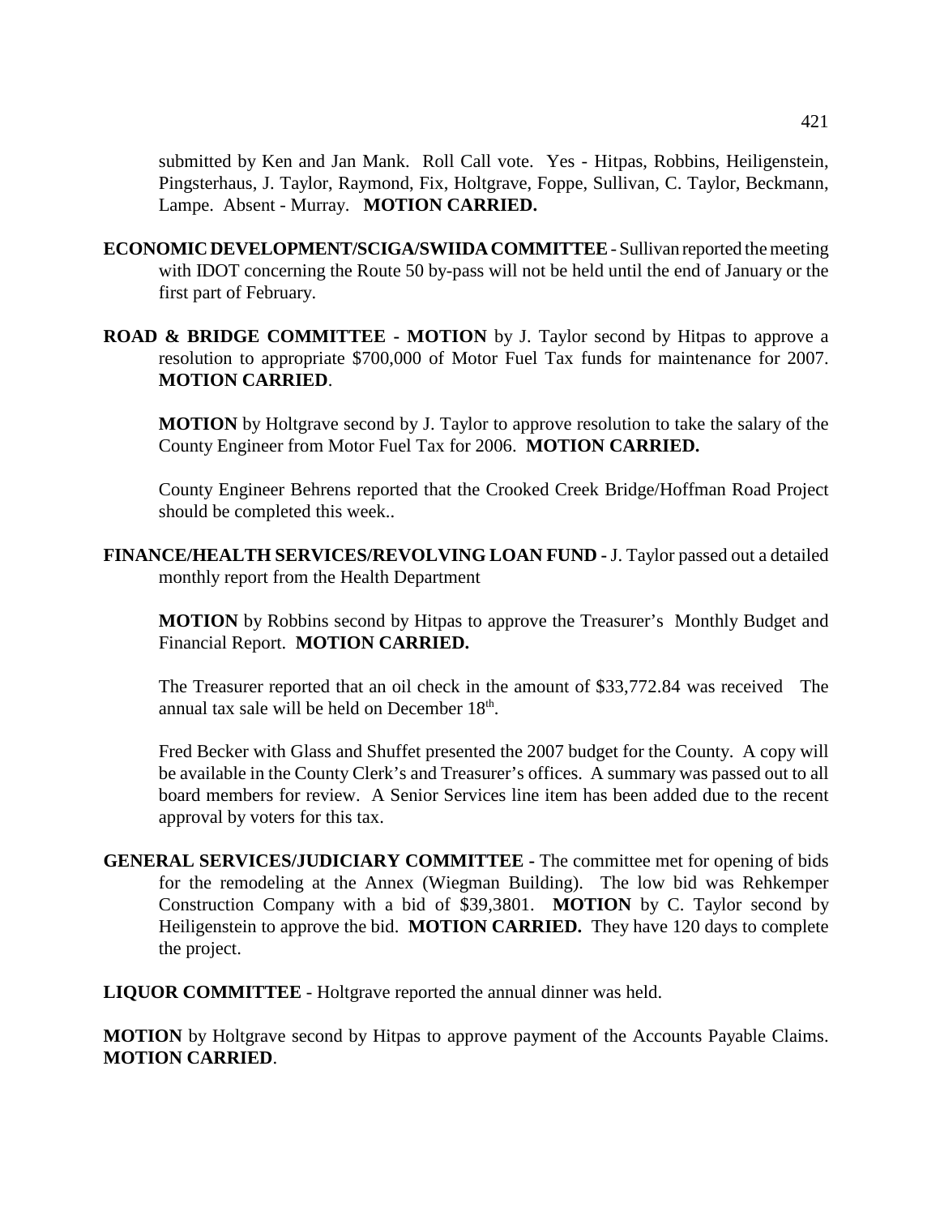submitted by Ken and Jan Mank. Roll Call vote. Yes - Hitpas, Robbins, Heiligenstein, Pingsterhaus, J. Taylor, Raymond, Fix, Holtgrave, Foppe, Sullivan, C. Taylor, Beckmann, Lampe. Absent - Murray. **MOTION CARRIED.**

**ECONOMIC DEVELOPMENT/SCIGA/SWIIDA COMMITTEE** - Sullivan reported the meeting with IDOT concerning the Route 50 by-pass will not be held until the end of January or the first part of February.

**ROAD & BRIDGE COMMITTEE - MOTION** by J. Taylor second by Hitpas to approve a resolution to appropriate $700,000 of Motor Fuel Tax funds for maintenance for 2007. **MOTION CARRIED**.

**MOTION** by Holtgrave second by J. Taylor to approve resolution to take the salary of the County Engineer from Motor Fuel Tax for 2006. **MOTION CARRIED.**

County Engineer Behrens reported that the Crooked Creek Bridge/Hoffman Road Project should be completed this week..

**FINANCE/HEALTH SERVICES/REVOLVING LOAN FUND -** J. Taylor passed out a detailed monthly report from the Health Department

**MOTION** by Robbins second by Hitpas to approve the Treasurer's Monthly Budget and Financial Report. **MOTION CARRIED.**

The Treasurer reported that an oil check in the amount of $33,772.84 was received The annual tax sale will be held on December 18th.

Fred Becker with Glass and Shuffet presented the 2007 budget for the County. A copy will be available in the County Clerk's and Treasurer's offices. A summary was passed out to all board members for review. A Senior Services line item has been added due to the recent approval by voters for this tax.

**GENERAL SERVICES/JUDICIARY COMMITTEE -** The committee met for opening of bids for the remodeling at the Annex (Wiegman Building). The low bid was Rehkemper Construction Company with a bid of $39,3801. **MOTION** by C. Taylor second by Heiligenstein to approve the bid. **MOTION CARRIED.** They have 120 days to complete the project.

**LIQUOR COMMITTEE** - Holtgrave reported the annual dinner was held.

**MOTION** by Holtgrave second by Hitpas to approve payment of the Accounts Payable Claims. **MOTION CARRIED**.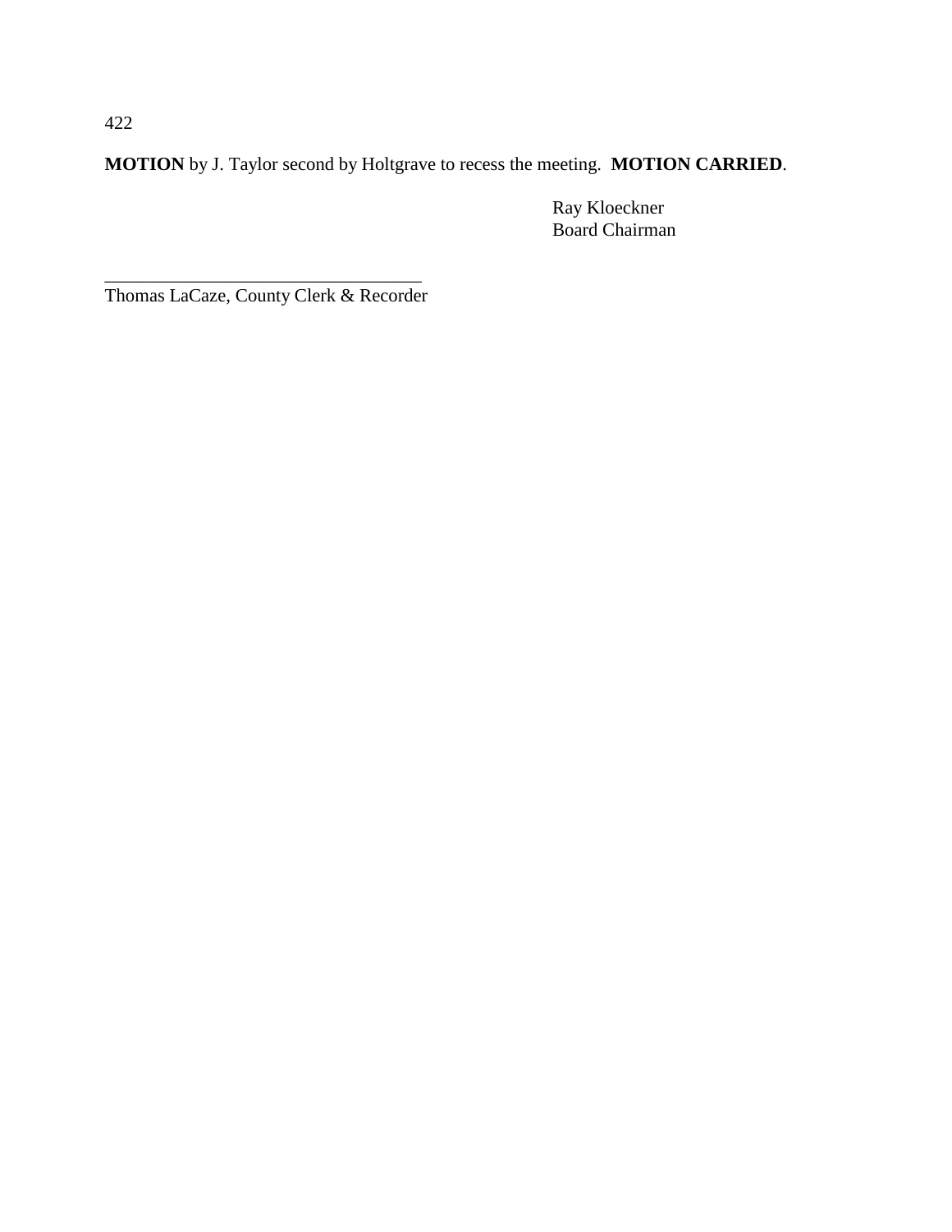**MOTION** by J. Taylor second by Holtgrave to recess the meeting. **MOTION CARRIED**.

Ray Kloeckner
Board Chairman

___________________________________
Thomas LaCaze, County Clerk & Recorder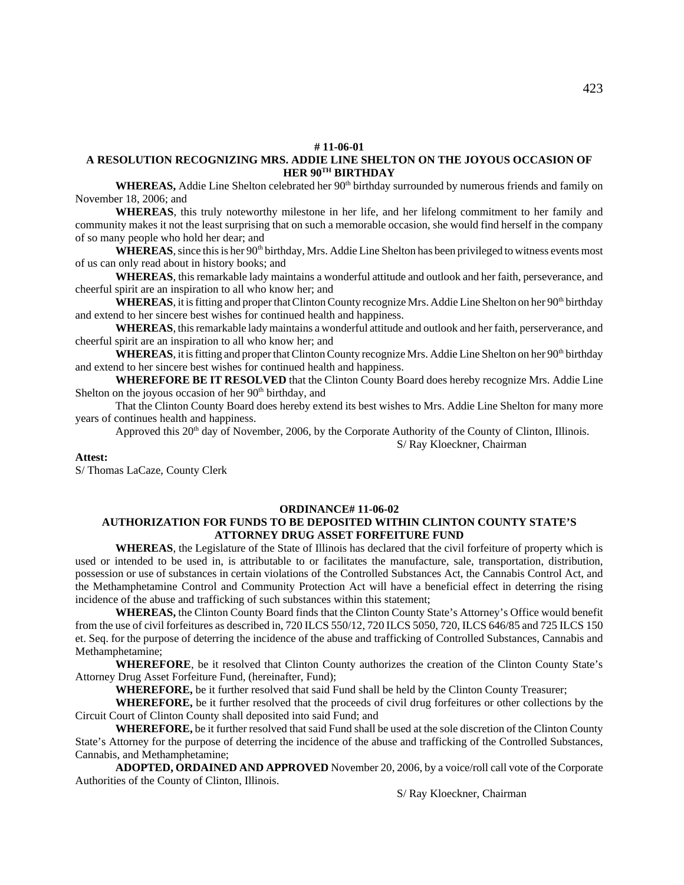**# 11-06-01**

**A RESOLUTION RECOGNIZING MRS. ADDIE LINE SHELTON ON THE JOYOUS OCCASION OF HER 90TH BIRTHDAY**

**WHEREAS,** Addie Line Shelton celebrated her 90th birthday surrounded by numerous friends and family on November 18, 2006; and

**WHEREAS**, this truly noteworthy milestone in her life, and her lifelong commitment to her family and community makes it not the least surprising that on such a memorable occasion, she would find herself in the company of so many people who hold her dear; and

**WHEREAS**, since this is her 90th birthday, Mrs. Addie Line Shelton has been privileged to witness events most of us can only read about in history books; and

**WHEREAS**, this remarkable lady maintains a wonderful attitude and outlook and her faith, perseverance, and cheerful spirit are an inspiration to all who know her; and

**WHEREAS**, it is fitting and proper that Clinton County recognize Mrs. Addie Line Shelton on her 90th birthday and extend to her sincere best wishes for continued health and happiness.

**WHEREAS**, this remarkable lady maintains a wonderful attitude and outlook and her faith, perserverance, and cheerful spirit are an inspiration to all who know her; and

**WHEREAS**, it is fitting and proper that Clinton County recognize Mrs. Addie Line Shelton on her 90th birthday and extend to her sincere best wishes for continued health and happiness.

**WHEREFORE BE IT RESOLVED** that the Clinton County Board does hereby recognize Mrs. Addie Line Shelton on the joyous occasion of her 90th birthday, and

That the Clinton County Board does hereby extend its best wishes to Mrs. Addie Line Shelton for many more years of continues health and happiness.

Approved this 20th day of November, 2006, by the Corporate Authority of the County of Clinton, Illinois.

S/ Ray Kloeckner, Chairman

**Attest:**

S/ Thomas LaCaze, County Clerk

**ORDINANCE# 11-06-02**

**AUTHORIZATION FOR FUNDS TO BE DEPOSITED WITHIN CLINTON COUNTY STATE'S ATTORNEY DRUG ASSET FORFEITURE FUND**

**WHEREAS**, the Legislature of the State of Illinois has declared that the civil forfeiture of property which is used or intended to be used in, is attributable to or facilitates the manufacture, sale, transportation, distribution, possession or use of substances in certain violations of the Controlled Substances Act, the Cannabis Control Act, and the Methamphetamine Control and Community Protection Act will have a beneficial effect in deterring the rising incidence of the abuse and trafficking of such substances within this statement;

**WHEREAS,** the Clinton County Board finds that the Clinton County State's Attorney's Office would benefit from the use of civil forfeitures as described in, 720 ILCS 550/12, 720 ILCS 5050, 720, ILCS 646/85 and 725 ILCS 150 et. Seq. for the purpose of deterring the incidence of the abuse and trafficking of Controlled Substances, Cannabis and Methamphetamine;

**WHEREFORE**, be it resolved that Clinton County authorizes the creation of the Clinton County State's Attorney Drug Asset Forfeiture Fund, (hereinafter, Fund);

**WHEREFORE,** be it further resolved that said Fund shall be held by the Clinton County Treasurer;

**WHEREFORE,** be it further resolved that the proceeds of civil drug forfeitures or other collections by the Circuit Court of Clinton County shall deposited into said Fund; and

**WHEREFORE,** be it further resolved that said Fund shall be used at the sole discretion of the Clinton County State's Attorney for the purpose of deterring the incidence of the abuse and trafficking of the Controlled Substances, Cannabis, and Methamphetamine;

**ADOPTED, ORDAINED AND APPROVED** November 20, 2006, by a voice/roll call vote of the Corporate Authorities of the County of Clinton, Illinois.

S/ Ray Kloeckner, Chairman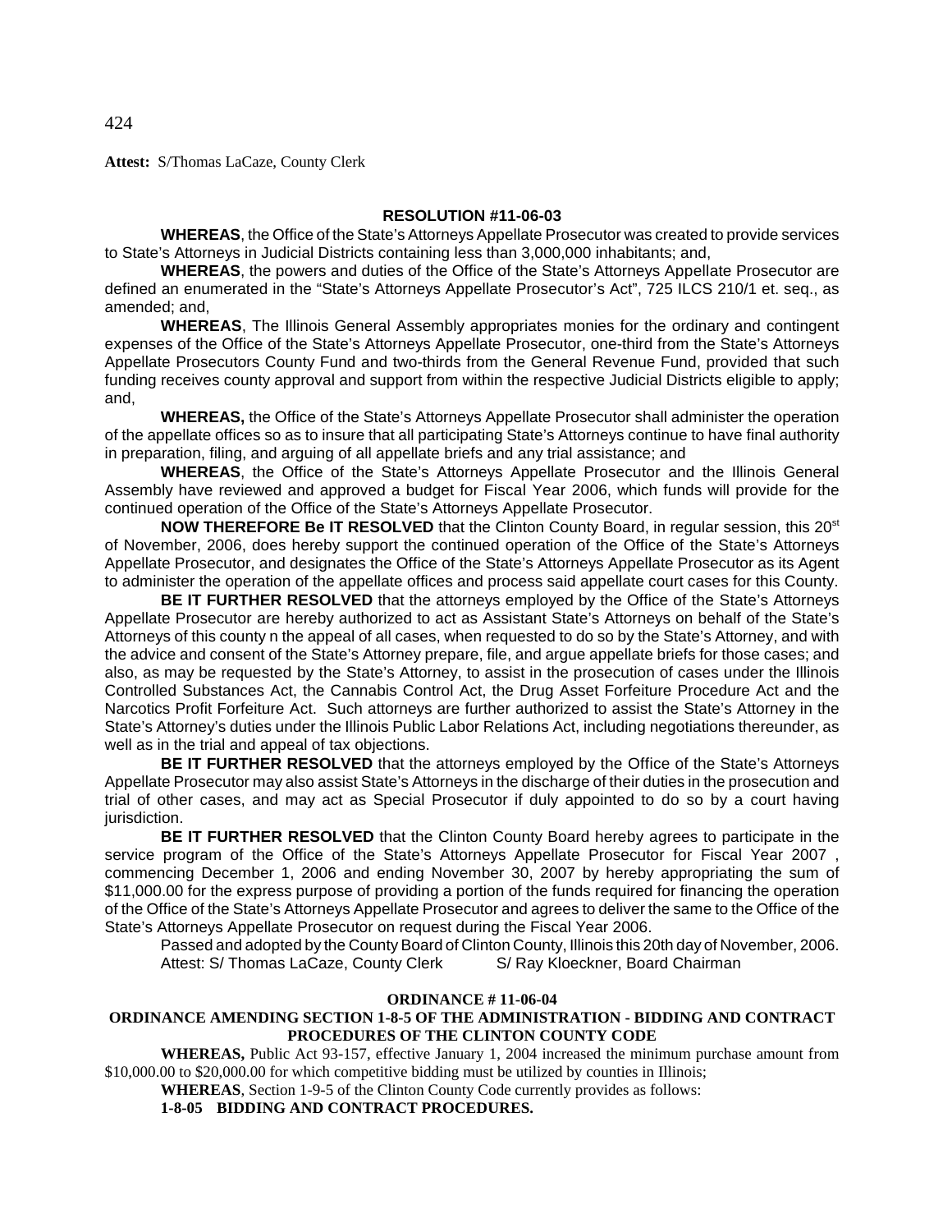**Attest:** S/Thomas LaCaze, County Clerk

**RESOLUTION #11-06-03**

**WHEREAS**, the Office of the State's Attorneys Appellate Prosecutor was created to provide services to State's Attorneys in Judicial Districts containing less than 3,000,000 inhabitants; and,

**WHEREAS**, the powers and duties of the Office of the State's Attorneys Appellate Prosecutor are defined an enumerated in the "State's Attorneys Appellate Prosecutor's Act", 725 ILCS 210/1 et. seq., as amended; and,

**WHEREAS**, The Illinois General Assembly appropriates monies for the ordinary and contingent expenses of the Office of the State's Attorneys Appellate Prosecutor, one-third from the State's Attorneys Appellate Prosecutors County Fund and two-thirds from the General Revenue Fund, provided that such funding receives county approval and support from within the respective Judicial Districts eligible to apply; and,

**WHEREAS,** the Office of the State's Attorneys Appellate Prosecutor shall administer the operation of the appellate offices so as to insure that all participating State's Attorneys continue to have final authority in preparation, filing, and arguing of all appellate briefs and any trial assistance; and

**WHEREAS**, the Office of the State's Attorneys Appellate Prosecutor and the Illinois General Assembly have reviewed and approved a budget for Fiscal Year 2006, which funds will provide for the continued operation of the Office of the State's Attorneys Appellate Prosecutor.

**NOW THEREFORE Be IT RESOLVED** that the Clinton County Board, in regular session, this 20st of November, 2006, does hereby support the continued operation of the Office of the State's Attorneys Appellate Prosecutor, and designates the Office of the State's Attorneys Appellate Prosecutor as its Agent to administer the operation of the appellate offices and process said appellate court cases for this County.

**BE IT FURTHER RESOLVED** that the attorneys employed by the Office of the State's Attorneys Appellate Prosecutor are hereby authorized to act as Assistant State's Attorneys on behalf of the State's Attorneys of this county n the appeal of all cases, when requested to do so by the State's Attorney, and with the advice and consent of the State's Attorney prepare, file, and argue appellate briefs for those cases; and also, as may be requested by the State's Attorney, to assist in the prosecution of cases under the Illinois Controlled Substances Act, the Cannabis Control Act, the Drug Asset Forfeiture Procedure Act and the Narcotics Profit Forfeiture Act. Such attorneys are further authorized to assist the State's Attorney in the State's Attorney's duties under the Illinois Public Labor Relations Act, including negotiations thereunder, as well as in the trial and appeal of tax objections.

**BE IT FURTHER RESOLVED** that the attorneys employed by the Office of the State's Attorneys Appellate Prosecutor may also assist State's Attorneys in the discharge of their duties in the prosecution and trial of other cases, and may act as Special Prosecutor if duly appointed to do so by a court having jurisdiction.

**BE IT FURTHER RESOLVED** that the Clinton County Board hereby agrees to participate in the service program of the Office of the State's Attorneys Appellate Prosecutor for Fiscal Year 2007 , commencing December 1, 2006 and ending November 30, 2007 by hereby appropriating the sum of $11,000.00 for the express purpose of providing a portion of the funds required for financing the operation of the Office of the State's Attorneys Appellate Prosecutor and agrees to deliver the same to the Office of the State's Attorneys Appellate Prosecutor on request during the Fiscal Year 2006.

Passed and adopted by the County Board of Clinton County, Illinois this 20th day of November, 2006.
Attest: S/ Thomas LaCaze, County Clerk S/ Ray Kloeckner, Board Chairman

**ORDINANCE # 11-06-04**

**ORDINANCE AMENDING SECTION 1-8-5 OF THE ADMINISTRATION - BIDDING AND CONTRACT PROCEDURES OF THE CLINTON COUNTY CODE**

**WHEREAS,** Public Act 93-157, effective January 1, 2004 increased the minimum purchase amount from $10,000.00 to $20,000.00 for which competitive bidding must be utilized by counties in Illinois;

**WHEREAS**, Section 1-9-5 of the Clinton County Code currently provides as follows:

**1-8-05 BIDDING AND CONTRACT PROCEDURES.**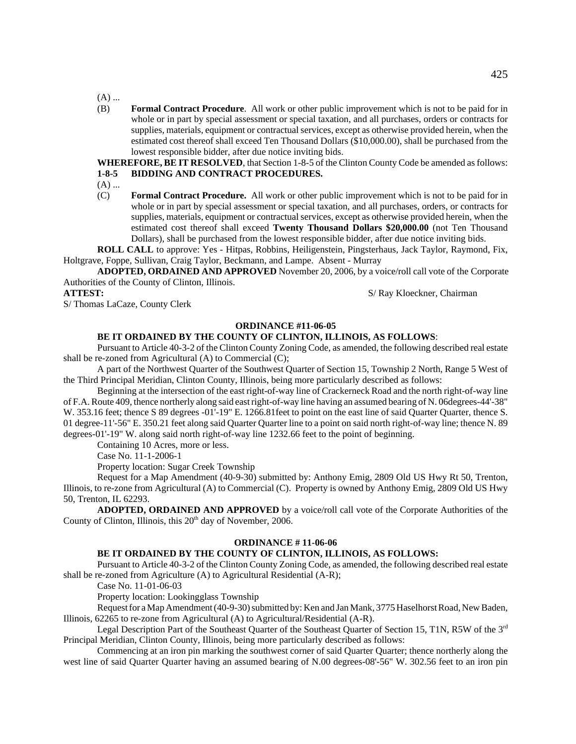(A) ...

(B) **Formal Contract Procedure**. All work or other public improvement which is not to be paid for in whole or in part by special assessment or special taxation, and all purchases, orders or contracts for supplies, materials, equipment or contractual services, except as otherwise provided herein, when the estimated cost thereof shall exceed Ten Thousand Dollars ($10,000.00), shall be purchased from the lowest responsible bidder, after due notice inviting bids.

**WHEREFORE, BE IT RESOLVED**, that Section 1-8-5 of the Clinton County Code be amended as follows:

**1-8-5 BIDDING AND CONTRACT PROCEDURES.**

(A) ...

(C) **Formal Contract Procedure.** All work or other public improvement which is not to be paid for in whole or in part by special assessment or special taxation, and all purchases, orders, or contracts for supplies, materials, equipment or contractual services, except as otherwise provided herein, when the estimated cost thereof shall exceed **Twenty Thousand Dollars $20,000.00** (not Ten Thousand Dollars), shall be purchased from the lowest responsible bidder, after due notice inviting bids.

**ROLL CALL** to approve: Yes - Hitpas, Robbins, Heiligenstein, Pingsterhaus, Jack Taylor, Raymond, Fix, Holtgrave, Foppe, Sullivan, Craig Taylor, Beckmann, and Lampe. Absent - Murray

**ADOPTED, ORDAINED AND APPROVED** November 20, 2006, by a voice/roll call vote of the Corporate Authorities of the County of Clinton, Illinois.

**ATTEST:** S/ Ray Kloeckner, Chairman

S/ Thomas LaCaze, County Clerk

**ORDINANCE #11-06-05**

**BE IT ORDAINED BY THE COUNTY OF CLINTON, ILLINOIS, AS FOLLOWS**:

Pursuant to Article 40-3-2 of the Clinton County Zoning Code, as amended, the following described real estate shall be re-zoned from Agricultural (A) to Commercial (C);

A part of the Northwest Quarter of the Southwest Quarter of Section 15, Township 2 North, Range 5 West of the Third Principal Meridian, Clinton County, Illinois, being more particularly described as follows:

Beginning at the intersection of the east right-of-way line of Crackerneck Road and the north right-of-way line of F.A. Route 409, thence northerly along said east right-of-way line having an assumed bearing of N. 06degrees-44'-38" W. 353.16 feet; thence S 89 degrees -01'-19" E. 1266.81feet to point on the east line of said Quarter Quarter, thence S. 01 degree-11'-56" E. 350.21 feet along said Quarter Quarter line to a point on said north right-of-way line; thence N. 89 degrees-01'-19" W. along said north right-of-way line 1232.66 feet to the point of beginning.

Containing 10 Acres, more or less.

Case No. 11-1-2006-1

Property location: Sugar Creek Township

Request for a Map Amendment (40-9-30) submitted by: Anthony Emig, 2809 Old US Hwy Rt 50, Trenton, Illinois, to re-zone from Agricultural (A) to Commercial (C). Property is owned by Anthony Emig, 2809 Old US Hwy 50, Trenton, IL 62293.

**ADOPTED, ORDAINED AND APPROVED** by a voice/roll call vote of the Corporate Authorities of the County of Clinton, Illinois, this 20th day of November, 2006.

**ORDINANCE # 11-06-06**

**BE IT ORDAINED BY THE COUNTY OF CLINTON, ILLINOIS, AS FOLLOWS:**

Pursuant to Article 40-3-2 of the Clinton County Zoning Code, as amended, the following described real estate shall be re-zoned from Agriculture (A) to Agricultural Residential (A-R);

Case No. 11-01-06-03

Property location: Lookingglass Township

Request for a Map Amendment (40-9-30) submitted by: Ken and Jan Mank, 3775 Haselhorst Road, New Baden, Illinois, 62265 to re-zone from Agricultural (A) to Agricultural/Residential (A-R).

Legal Description Part of the Southeast Quarter of the Southeast Quarter of Section 15, T1N, R5W of the 3rd Principal Meridian, Clinton County, Illinois, being more particularly described as follows:

Commencing at an iron pin marking the southwest corner of said Quarter Quarter; thence northerly along the west line of said Quarter Quarter having an assumed bearing of N.00 degrees-08'-56" W. 302.56 feet to an iron pin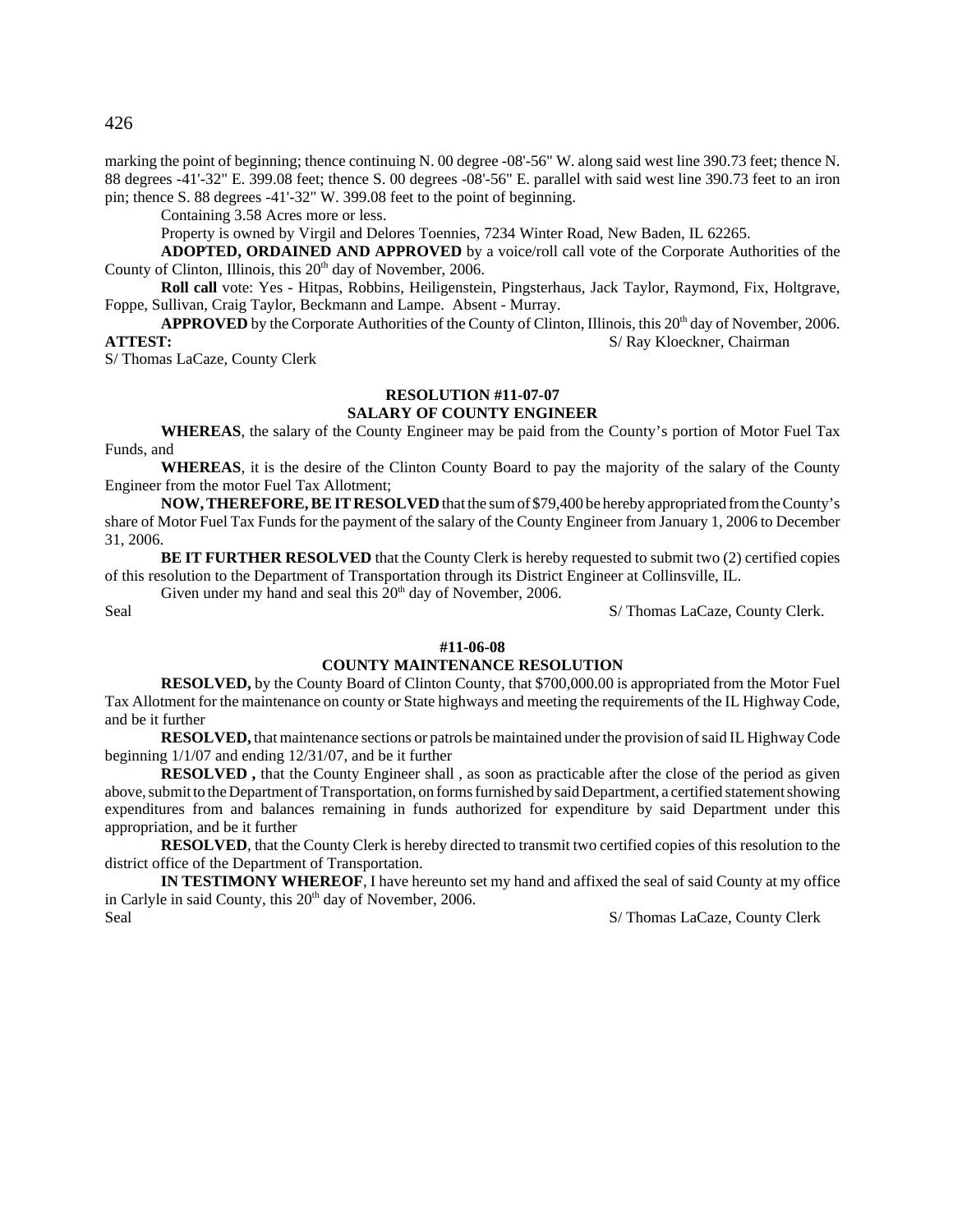marking the point of beginning; thence continuing N. 00 degree -08'-56" W. along said west line 390.73 feet; thence N. 88 degrees -41'-32" E. 399.08 feet; thence S. 00 degrees -08'-56" E. parallel with said west line 390.73 feet to an iron pin; thence S. 88 degrees -41'-32" W. 399.08 feet to the point of beginning.

Containing 3.58 Acres more or less.

Property is owned by Virgil and Delores Toennies, 7234 Winter Road, New Baden, IL 62265.

**ADOPTED, ORDAINED AND APPROVED** by a voice/roll call vote of the Corporate Authorities of the County of Clinton, Illinois, this 20th day of November, 2006.

**Roll call** vote: Yes - Hitpas, Robbins, Heiligenstein, Pingsterhaus, Jack Taylor, Raymond, Fix, Holtgrave, Foppe, Sullivan, Craig Taylor, Beckmann and Lampe. Absent - Murray.

**APPROVED** by the Corporate Authorities of the County of Clinton, Illinois, this 20th day of November, 2006.

**ATTEST:** S/ Ray Kloeckner, Chairman

S/ Thomas LaCaze, County Clerk

## RESOLUTION #11-07-07
## SALARY OF COUNTY ENGINEER

**WHEREAS**, the salary of the County Engineer may be paid from the County's portion of Motor Fuel Tax Funds, and

**WHEREAS**, it is the desire of the Clinton County Board to pay the majority of the salary of the County Engineer from the motor Fuel Tax Allotment;

**NOW, THEREFORE, BE IT RESOLVED** that the sum of $79,400 be hereby appropriated from the County's share of Motor Fuel Tax Funds for the payment of the salary of the County Engineer from January 1, 2006 to December 31, 2006.

**BE IT FURTHER RESOLVED** that the County Clerk is hereby requested to submit two (2) certified copies of this resolution to the Department of Transportation through its District Engineer at Collinsville, IL.

Given under my hand and seal this 20th day of November, 2006.

Seal S/ Thomas LaCaze, County Clerk.

## #11-06-08
## COUNTY MAINTENANCE RESOLUTION

**RESOLVED,** by the County Board of Clinton County, that $700,000.00 is appropriated from the Motor Fuel Tax Allotment for the maintenance on county or State highways and meeting the requirements of the IL Highway Code, and be it further

**RESOLVED,** that maintenance sections or patrols be maintained under the provision of said IL Highway Code beginning 1/1/07 and ending 12/31/07, and be it further

**RESOLVED ,** that the County Engineer shall , as soon as practicable after the close of the period as given above, submit to the Department of Transportation, on forms furnished by said Department, a certified statement showing expenditures from and balances remaining in funds authorized for expenditure by said Department under this appropriation, and be it further

**RESOLVED**, that the County Clerk is hereby directed to transmit two certified copies of this resolution to the district office of the Department of Transportation.

**IN TESTIMONY WHEREOF**, I have hereunto set my hand and affixed the seal of said County at my office in Carlyle in said County, this 20th day of November, 2006.

Seal S/ Thomas LaCaze, County Clerk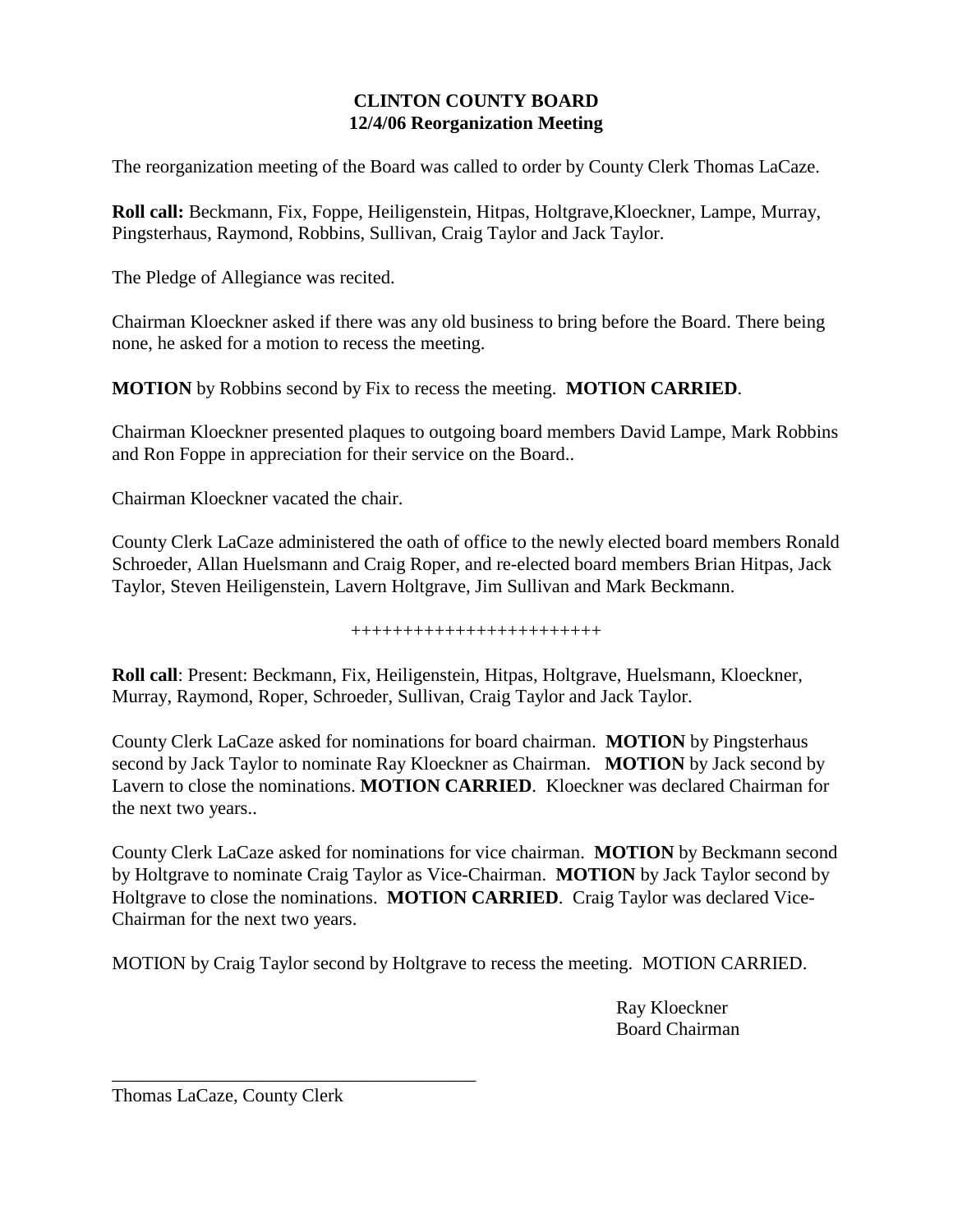**CLINTON COUNTY BOARD**
**12/4/06 Reorganization Meeting**

The reorganization meeting of the Board was called to order by County Clerk Thomas LaCaze.

**Roll call:** Beckmann, Fix, Foppe, Heiligenstein, Hitpas, Holtgrave,Kloeckner, Lampe, Murray, Pingsterhaus, Raymond, Robbins, Sullivan, Craig Taylor and Jack Taylor.

The Pledge of Allegiance was recited.

Chairman Kloeckner asked if there was any old business to bring before the Board. There being none, he asked for a motion to recess the meeting.

**MOTION** by Robbins second by Fix to recess the meeting. **MOTION CARRIED**.

Chairman Kloeckner presented plaques to outgoing board members David Lampe, Mark Robbins and Ron Foppe in appreciation for their service on the Board..

Chairman Kloeckner vacated the chair.

County Clerk LaCaze administered the oath of office to the newly elected board members Ronald Schroeder, Allan Huelsmann and Craig Roper, and re-elected board members Brian Hitpas, Jack Taylor, Steven Heiligenstein, Lavern Holtgrave, Jim Sullivan and Mark Beckmann.

++++++++++++++++++++++++

**Roll call**: Present: Beckmann, Fix, Heiligenstein, Hitpas, Holtgrave, Huelsmann, Kloeckner, Murray, Raymond, Roper, Schroeder, Sullivan, Craig Taylor and Jack Taylor.

County Clerk LaCaze asked for nominations for board chairman. **MOTION** by Pingsterhaus second by Jack Taylor to nominate Ray Kloeckner as Chairman. **MOTION** by Jack second by Lavern to close the nominations. **MOTION CARRIED**. Kloeckner was declared Chairman for the next two years..

County Clerk LaCaze asked for nominations for vice chairman. **MOTION** by Beckmann second by Holtgrave to nominate Craig Taylor as Vice-Chairman. **MOTION** by Jack Taylor second by Holtgrave to close the nominations. **MOTION CARRIED**. Craig Taylor was declared Vice-Chairman for the next two years.

MOTION by Craig Taylor second by Holtgrave to recess the meeting. MOTION CARRIED.

Ray Kloeckner
Board Chairman

\_\_\_\_\_\_\_\_\_\_\_\_\_\_\_\_\_\_\_\_\_\_\_\_\_\_\_\_\_\_\_\_\_\_\_\_\_\_\_\_
Thomas LaCaze, County Clerk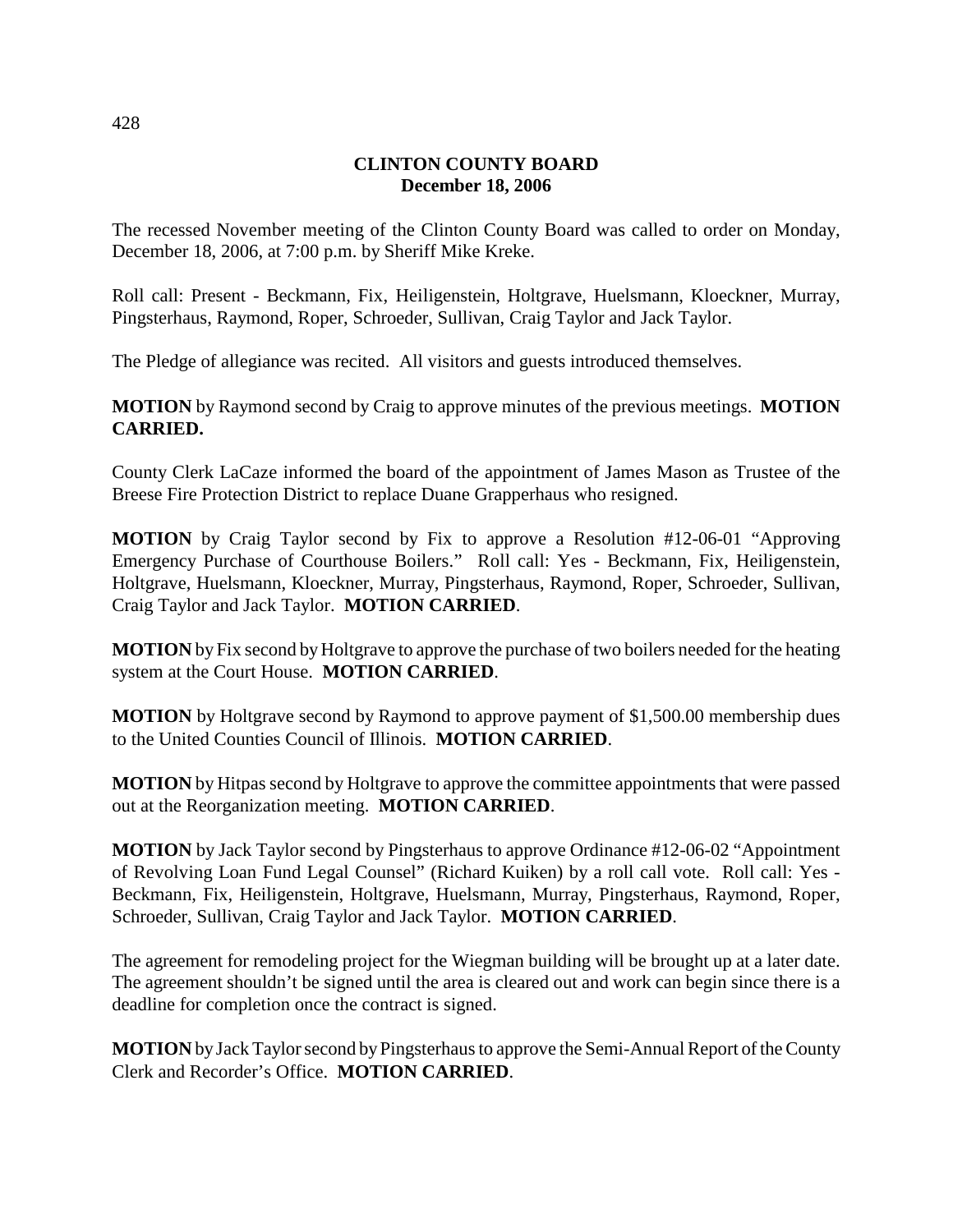**CLINTON COUNTY BOARD**
**December 18, 2006**

The recessed November meeting of the Clinton County Board was called to order on Monday, December 18, 2006, at 7:00 p.m. by Sheriff Mike Kreke.

Roll call: Present - Beckmann, Fix, Heiligenstein, Holtgrave, Huelsmann, Kloeckner, Murray, Pingsterhaus, Raymond, Roper, Schroeder, Sullivan, Craig Taylor and Jack Taylor.

The Pledge of allegiance was recited. All visitors and guests introduced themselves.

**MOTION** by Raymond second by Craig to approve minutes of the previous meetings. **MOTION CARRIED.**

County Clerk LaCaze informed the board of the appointment of James Mason as Trustee of the Breese Fire Protection District to replace Duane Grapperhaus who resigned.

**MOTION** by Craig Taylor second by Fix to approve a Resolution #12-06-01 "Approving Emergency Purchase of Courthouse Boilers." Roll call: Yes - Beckmann, Fix, Heiligenstein, Holtgrave, Huelsmann, Kloeckner, Murray, Pingsterhaus, Raymond, Roper, Schroeder, Sullivan, Craig Taylor and Jack Taylor. **MOTION CARRIED**.

**MOTION** by Fix second by Holtgrave to approve the purchase of two boilers needed for the heating system at the Court House. **MOTION CARRIED**.

**MOTION** by Holtgrave second by Raymond to approve payment of $1,500.00 membership dues to the United Counties Council of Illinois. **MOTION CARRIED**.

**MOTION** by Hitpas second by Holtgrave to approve the committee appointments that were passed out at the Reorganization meeting. **MOTION CARRIED**.

**MOTION** by Jack Taylor second by Pingsterhaus to approve Ordinance #12-06-02 "Appointment of Revolving Loan Fund Legal Counsel" (Richard Kuiken) by a roll call vote. Roll call: Yes - Beckmann, Fix, Heiligenstein, Holtgrave, Huelsmann, Murray, Pingsterhaus, Raymond, Roper, Schroeder, Sullivan, Craig Taylor and Jack Taylor. **MOTION CARRIED**.

The agreement for remodeling project for the Wiegman building will be brought up at a later date. The agreement shouldn't be signed until the area is cleared out and work can begin since there is a deadline for completion once the contract is signed.

**MOTION** by Jack Taylor second by Pingsterhaus to approve the Semi-Annual Report of the County Clerk and Recorder's Office. **MOTION CARRIED**.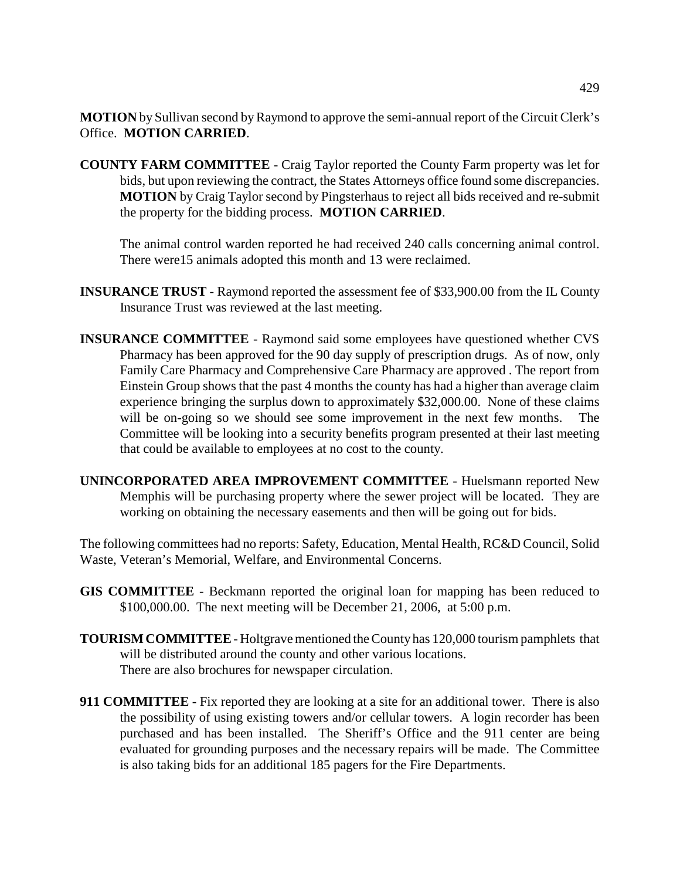**MOTION** by Sullivan second by Raymond to approve the semi-annual report of the Circuit Clerk's Office. **MOTION CARRIED**.

**COUNTY FARM COMMITTEE** - Craig Taylor reported the County Farm property was let for bids, but upon reviewing the contract, the States Attorneys office found some discrepancies. **MOTION** by Craig Taylor second by Pingsterhaus to reject all bids received and re-submit the property for the bidding process. **MOTION CARRIED**.

The animal control warden reported he had received 240 calls concerning animal control. There were15 animals adopted this month and 13 were reclaimed.

**INSURANCE TRUST** - Raymond reported the assessment fee of $33,900.00 from the IL County Insurance Trust was reviewed at the last meeting.

**INSURANCE COMMITTEE** - Raymond said some employees have questioned whether CVS Pharmacy has been approved for the 90 day supply of prescription drugs. As of now, only Family Care Pharmacy and Comprehensive Care Pharmacy are approved . The report from Einstein Group shows that the past 4 months the county has had a higher than average claim experience bringing the surplus down to approximately $32,000.00. None of these claims will be on-going so we should see some improvement in the next few months. The Committee will be looking into a security benefits program presented at their last meeting that could be available to employees at no cost to the county.

**UNINCORPORATED AREA IMPROVEMENT COMMITTEE** - Huelsmann reported New Memphis will be purchasing property where the sewer project will be located. They are working on obtaining the necessary easements and then will be going out for bids.

The following committees had no reports: Safety, Education, Mental Health, RC&D Council, Solid Waste, Veteran's Memorial, Welfare, and Environmental Concerns.

**GIS COMMITTEE** - Beckmann reported the original loan for mapping has been reduced to $100,000.00. The next meeting will be December 21, 2006, at 5:00 p.m.

**TOURISM COMMITTEE** - Holtgrave mentioned the County has 120,000 tourism pamphlets that will be distributed around the county and other various locations.
There are also brochures for newspaper circulation.

**911 COMMITTEE** - Fix reported they are looking at a site for an additional tower. There is also the possibility of using existing towers and/or cellular towers. A login recorder has been purchased and has been installed. The Sheriff's Office and the 911 center are being evaluated for grounding purposes and the necessary repairs will be made. The Committee is also taking bids for an additional 185 pagers for the Fire Departments.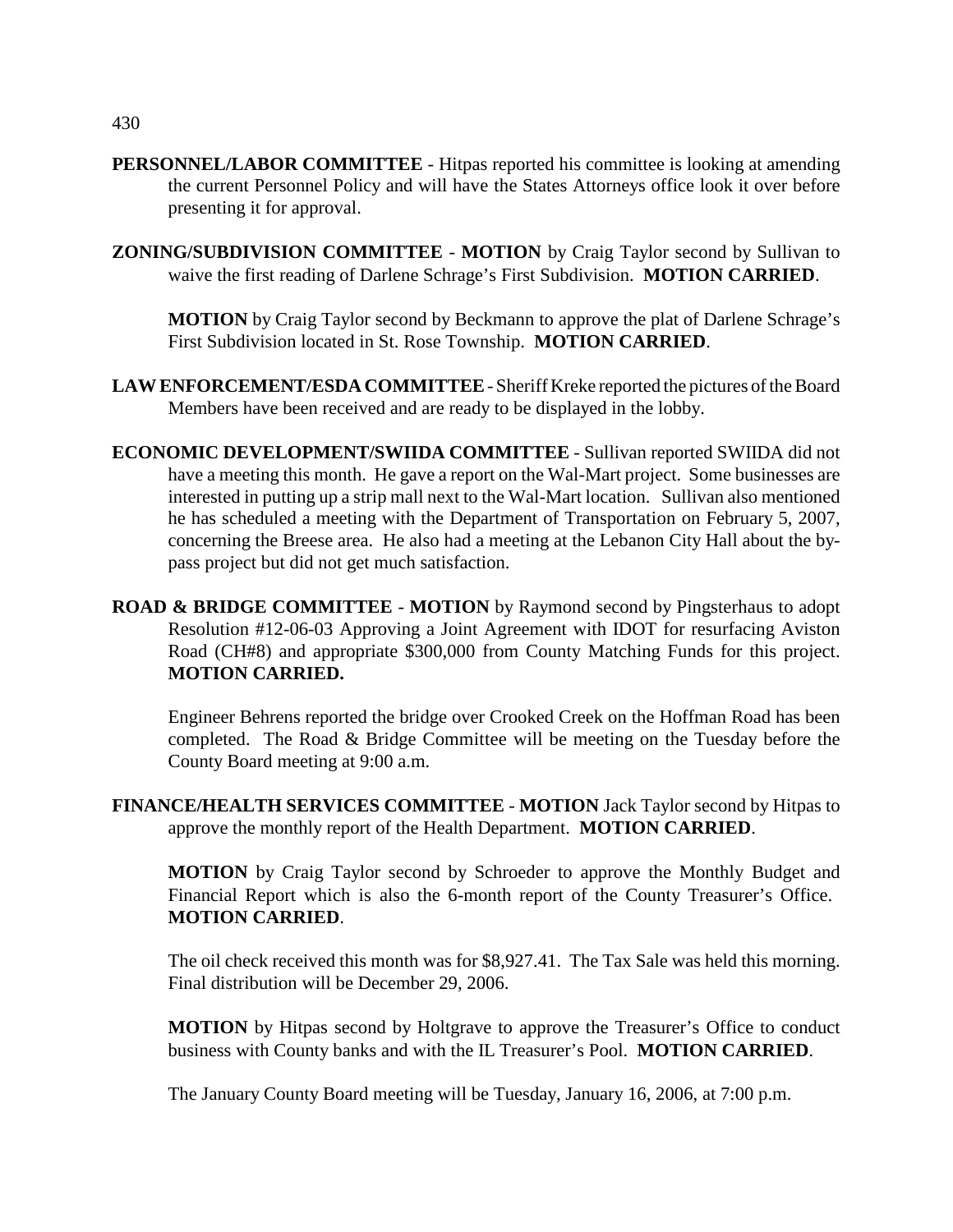**PERSONNEL/LABOR COMMITTEE** - Hitpas reported his committee is looking at amending the current Personnel Policy and will have the States Attorneys office look it over before presenting it for approval.

**ZONING/SUBDIVISION COMMITTEE** - **MOTION** by Craig Taylor second by Sullivan to waive the first reading of Darlene Schrage's First Subdivision. **MOTION CARRIED**.

**MOTION** by Craig Taylor second by Beckmann to approve the plat of Darlene Schrage's First Subdivision located in St. Rose Township. **MOTION CARRIED**.

**LAW ENFORCEMENT/ESDA COMMITTEE** - Sheriff Kreke reported the pictures of the Board Members have been received and are ready to be displayed in the lobby.

**ECONOMIC DEVELOPMENT/SWIIDA COMMITTEE** - Sullivan reported SWIIDA did not have a meeting this month. He gave a report on the Wal-Mart project. Some businesses are interested in putting up a strip mall next to the Wal-Mart location. Sullivan also mentioned he has scheduled a meeting with the Department of Transportation on February 5, 2007, concerning the Breese area. He also had a meeting at the Lebanon City Hall about the by-pass project but did not get much satisfaction.

**ROAD & BRIDGE COMMITTEE** - **MOTION** by Raymond second by Pingsterhaus to adopt Resolution #12-06-03 Approving a Joint Agreement with IDOT for resurfacing Aviston Road (CH#8) and appropriate $300,000 from County Matching Funds for this project. **MOTION CARRIED.**

Engineer Behrens reported the bridge over Crooked Creek on the Hoffman Road has been completed. The Road & Bridge Committee will be meeting on the Tuesday before the County Board meeting at 9:00 a.m.

**FINANCE/HEALTH SERVICES COMMITTEE** - **MOTION** Jack Taylor second by Hitpas to approve the monthly report of the Health Department. **MOTION CARRIED**.

**MOTION** by Craig Taylor second by Schroeder to approve the Monthly Budget and Financial Report which is also the 6-month report of the County Treasurer's Office. **MOTION CARRIED**.

The oil check received this month was for $8,927.41. The Tax Sale was held this morning. Final distribution will be December 29, 2006.

**MOTION** by Hitpas second by Holtgrave to approve the Treasurer's Office to conduct business with County banks and with the IL Treasurer's Pool. **MOTION CARRIED**.

The January County Board meeting will be Tuesday, January 16, 2006, at 7:00 p.m.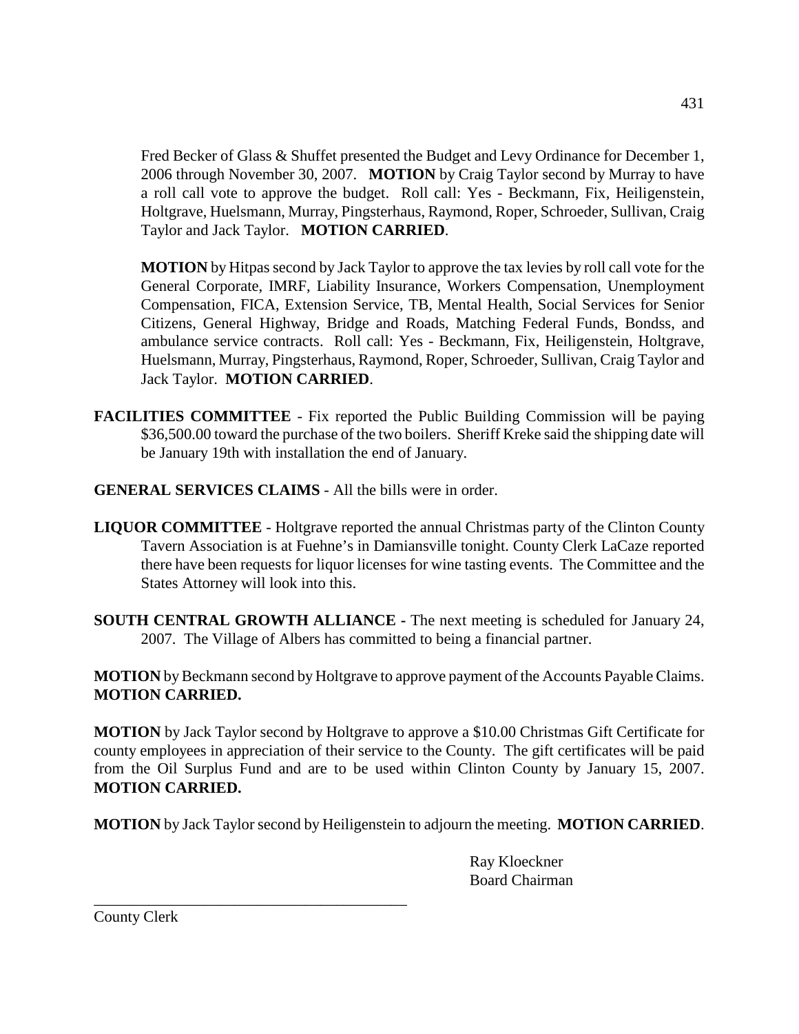Fred Becker of Glass & Shuffet presented the Budget and Levy Ordinance for December 1, 2006 through November 30, 2007. **MOTION** by Craig Taylor second by Murray to have a roll call vote to approve the budget. Roll call: Yes - Beckmann, Fix, Heiligenstein, Holtgrave, Huelsmann, Murray, Pingsterhaus, Raymond, Roper, Schroeder, Sullivan, Craig Taylor and Jack Taylor. **MOTION CARRIED**.

**MOTION** by Hitpas second by Jack Taylor to approve the tax levies by roll call vote for the General Corporate, IMRF, Liability Insurance, Workers Compensation, Unemployment Compensation, FICA, Extension Service, TB, Mental Health, Social Services for Senior Citizens, General Highway, Bridge and Roads, Matching Federal Funds, Bondss, and ambulance service contracts. Roll call: Yes - Beckmann, Fix, Heiligenstein, Holtgrave, Huelsmann, Murray, Pingsterhaus, Raymond, Roper, Schroeder, Sullivan, Craig Taylor and Jack Taylor. **MOTION CARRIED**.

**FACILITIES COMMITTEE** - Fix reported the Public Building Commission will be paying $36,500.00 toward the purchase of the two boilers. Sheriff Kreke said the shipping date will be January 19th with installation the end of January.

**GENERAL SERVICES CLAIMS** - All the bills were in order.

**LIQUOR COMMITTEE** - Holtgrave reported the annual Christmas party of the Clinton County Tavern Association is at Fuehne's in Damiansville tonight. County Clerk LaCaze reported there have been requests for liquor licenses for wine tasting events. The Committee and the States Attorney will look into this.

**SOUTH CENTRAL GROWTH ALLIANCE -** The next meeting is scheduled for January 24, 2007. The Village of Albers has committed to being a financial partner.

**MOTION** by Beckmann second by Holtgrave to approve payment of the Accounts Payable Claims. **MOTION CARRIED.**

**MOTION** by Jack Taylor second by Holtgrave to approve a $10.00 Christmas Gift Certificate for county employees in appreciation of their service to the County. The gift certificates will be paid from the Oil Surplus Fund and are to be used within Clinton County by January 15, 2007. **MOTION CARRIED.**

**MOTION** by Jack Taylor second by Heiligenstein to adjourn the meeting. **MOTION CARRIED**.

Ray Kloeckner
Board Chairman

\_\_\_\_\_\_\_\_\_\_\_\_\_\_\_\_\_\_\_\_\_\_\_\_\_\_\_\_\_\_\_\_\_\_\_\_\_\_\_\_

County Clerk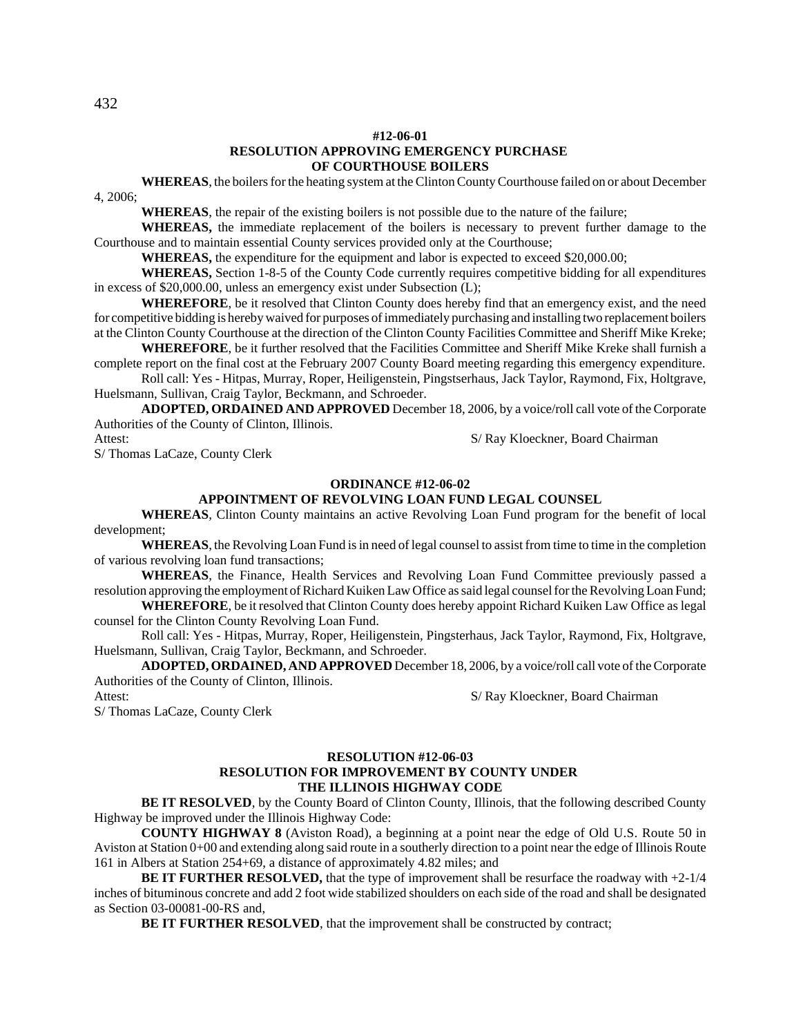**#12-06-01**

**RESOLUTION APPROVING EMERGENCY PURCHASE OF COURTHOUSE BOILERS**

**WHEREAS**, the boilers for the heating system at the Clinton County Courthouse failed on or about December 4, 2006;

**WHEREAS**, the repair of the existing boilers is not possible due to the nature of the failure;

**WHEREAS,** the immediate replacement of the boilers is necessary to prevent further damage to the Courthouse and to maintain essential County services provided only at the Courthouse;

**WHEREAS,** the expenditure for the equipment and labor is expected to exceed $20,000.00;

**WHEREAS,** Section 1-8-5 of the County Code currently requires competitive bidding for all expenditures in excess of $20,000.00, unless an emergency exist under Subsection (L);

**WHEREFORE**, be it resolved that Clinton County does hereby find that an emergency exist, and the need for competitive bidding is hereby waived for purposes of immediately purchasing and installing two replacement boilers at the Clinton County Courthouse at the direction of the Clinton County Facilities Committee and Sheriff Mike Kreke;

**WHEREFORE**, be it further resolved that the Facilities Committee and Sheriff Mike Kreke shall furnish a complete report on the final cost at the February 2007 County Board meeting regarding this emergency expenditure.

Roll call: Yes - Hitpas, Murray, Roper, Heiligenstein, Pingstserhaus, Jack Taylor, Raymond, Fix, Holtgrave, Huelsmann, Sullivan, Craig Taylor, Beckmann, and Schroeder.

**ADOPTED, ORDAINED AND APPROVED** December 18, 2006, by a voice/roll call vote of the Corporate Authorities of the County of Clinton, Illinois.

Attest: S/ Ray Kloeckner, Board Chairman

S/ Thomas LaCaze, County Clerk

**ORDINANCE #12-06-02**

**APPOINTMENT OF REVOLVING LOAN FUND LEGAL COUNSEL**

**WHEREAS**, Clinton County maintains an active Revolving Loan Fund program for the benefit of local development;

**WHEREAS**, the Revolving Loan Fund is in need of legal counsel to assist from time to time in the completion of various revolving loan fund transactions;

**WHEREAS**, the Finance, Health Services and Revolving Loan Fund Committee previously passed a resolution approving the employment of Richard Kuiken Law Office as said legal counsel for the Revolving Loan Fund;

**WHEREFORE**, be it resolved that Clinton County does hereby appoint Richard Kuiken Law Office as legal counsel for the Clinton County Revolving Loan Fund.

Roll call: Yes - Hitpas, Murray, Roper, Heiligenstein, Pingsterhaus, Jack Taylor, Raymond, Fix, Holtgrave, Huelsmann, Sullivan, Craig Taylor, Beckmann, and Schroeder.

**ADOPTED, ORDAINED, AND APPROVED** December 18, 2006, by a voice/roll call vote of the Corporate Authorities of the County of Clinton, Illinois.

Attest: S/ Ray Kloeckner, Board Chairman

S/ Thomas LaCaze, County Clerk

**RESOLUTION #12-06-03**

**RESOLUTION FOR IMPROVEMENT BY COUNTY UNDER THE ILLINOIS HIGHWAY CODE**

**BE IT RESOLVED**, by the County Board of Clinton County, Illinois, that the following described County Highway be improved under the Illinois Highway Code:

**COUNTY HIGHWAY 8** (Aviston Road), a beginning at a point near the edge of Old U.S. Route 50 in Aviston at Station 0+00 and extending along said route in a southerly direction to a point near the edge of Illinois Route 161 in Albers at Station 254+69, a distance of approximately 4.82 miles; and

**BE IT FURTHER RESOLVED,** that the type of improvement shall be resurface the roadway with +2-1/4 inches of bituminous concrete and add 2 foot wide stabilized shoulders on each side of the road and shall be designated as Section 03-00081-00-RS and,

**BE IT FURTHER RESOLVED**, that the improvement shall be constructed by contract;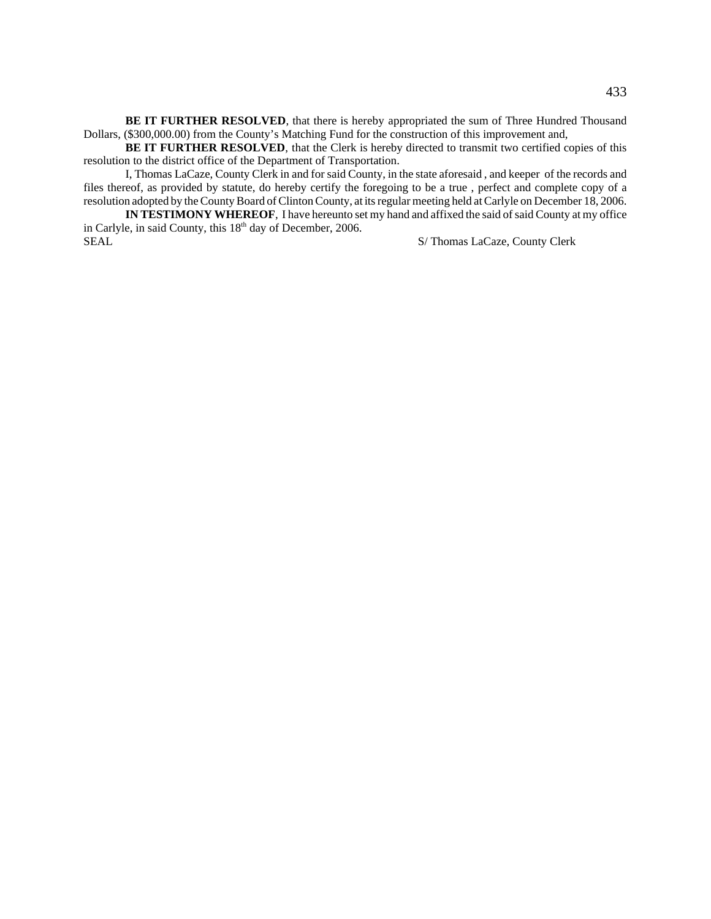**BE IT FURTHER RESOLVED**, that there is hereby appropriated the sum of Three Hundred Thousand Dollars, ($300,000.00) from the County's Matching Fund for the construction of this improvement and,

**BE IT FURTHER RESOLVED**, that the Clerk is hereby directed to transmit two certified copies of this resolution to the district office of the Department of Transportation.

I, Thomas LaCaze, County Clerk in and for said County, in the state aforesaid , and keeper of the records and files thereof, as provided by statute, do hereby certify the foregoing to be a true , perfect and complete copy of a resolution adopted by the County Board of Clinton County, at its regular meeting held at Carlyle on December 18, 2006.

**IN TESTIMONY WHEREOF**, I have hereunto set my hand and affixed the said of said County at my office in Carlyle, in said County, this 18th day of December, 2006.

SEAL S/ Thomas LaCaze, County Clerk